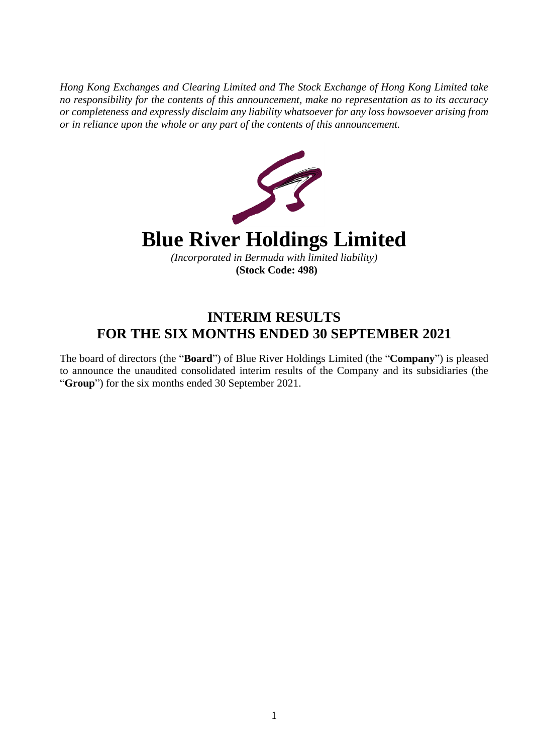*Hong Kong Exchanges and Clearing Limited and The Stock Exchange of Hong Kong Limited take no responsibility for the contents of this announcement, make no representation as to its accuracy or completeness and expressly disclaim any liability whatsoever for any loss howsoever arising from or in reliance upon the whole or any part of the contents of this announcement.*

# Blue River Holdings Limited

*(Incorporated in Bermuda with limited liability)*

**(Stock Code: 498)**

## INTERIM RESULTS FOR THE SIX MONTHS ENDED 30 SEPTEMBER 2021

The board of directors (the "**Board**") of Blue River Holdings Limited (the "**Company**") is pleased to announce the unaudited consolidated interim results of the Company and its subsidiaries (the "**Group**") for the six months ended 30 September 2021.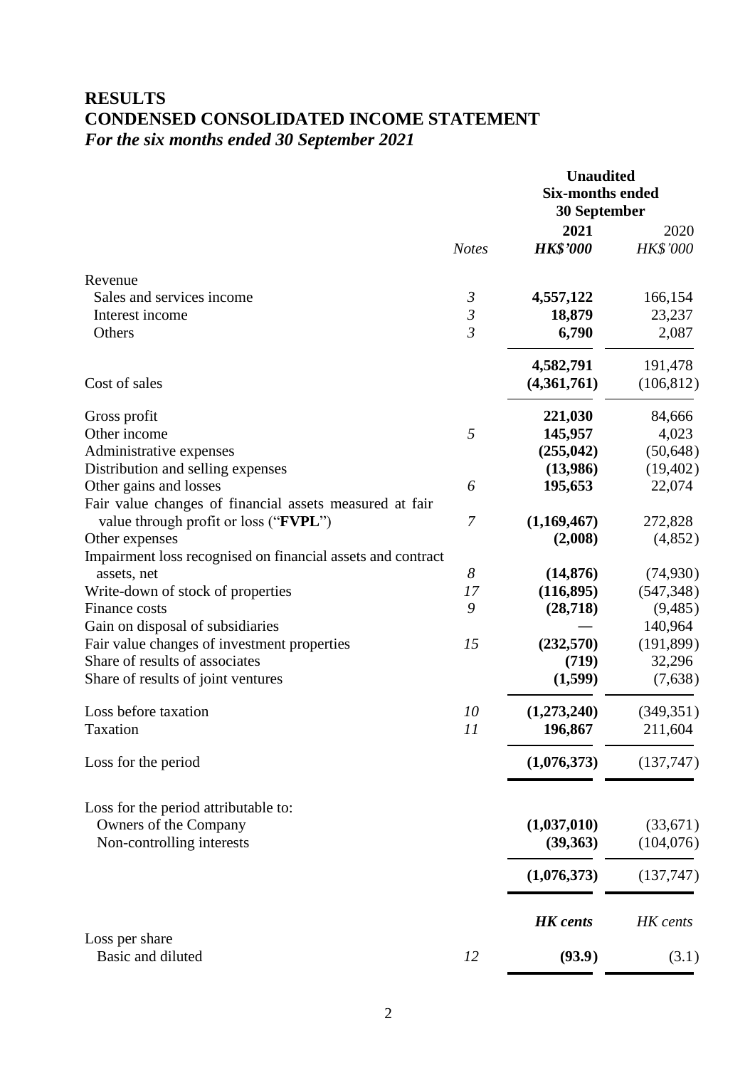# RESULTS

# CONDENSED CONSOLIDATED INCOME STATEMENT

***For the six months ended 30 September 2021***

| | | Unaudited Six-months ended 30 September | |
|---|---|---|---|
| | *Notes* | **2021** ***HK$'000*** | 2020 *HK$'000* |
| Revenue | | | |
| Sales and services income | *3* | **4,557,122** | 166,154 |
| Interest income | *3* | **18,879** | 23,237 |
| Others | *3* | **6,790** | 2,087 |
| | | **4,582,791** | 191,478 |
| Cost of sales | | **(4,361,761)** | (106,812) |
| Gross profit | | **221,030** | 84,666 |
| Other income | *5* | **145,957** | 4,023 |
| Administrative expenses | | **(255,042)** | (50,648) |
| Distribution and selling expenses | | **(13,986)** | (19,402) |
| Other gains and losses | *6* | **195,653** | 22,074 |
| Fair value changes of financial assets measured at fair value through profit or loss ("**FVPL**") | *7* | **(1,169,467)** | 272,828 |
| Other expenses | | **(2,008)** | (4,852) |
| Impairment loss recognised on financial assets and contract assets, net | *8* | **(14,876)** | (74,930) |
| Write-down of stock of properties | *17* | **(116,895)** | (547,348) |
| Finance costs | *9* | **(28,718)** | (9,485) |
| Gain on disposal of subsidiaries | | **—** | 140,964 |
| Fair value changes of investment properties | *15* | **(232,570)** | (191,899) |
| Share of results of associates | | **(719)** | 32,296 |
| Share of results of joint ventures | | **(1,599)** | (7,638) |
| Loss before taxation | *10* | **(1,273,240)** | (349,351) |
| Taxation | *11* | **196,867** | 211,604 |
| Loss for the period | | **(1,076,373)** | (137,747) |
| Loss for the period attributable to: | | | |
| Owners of the Company | | **(1,037,010)** | (33,671) |
| Non-controlling interests | | **(39,363)** | (104,076) |
| | | **(1,076,373)** | (137,747) |
| | | ***HK cents*** | *HK cents* |
| Loss per share | | | |
| Basic and diluted | *12* | **(93.9)** | (3.1) |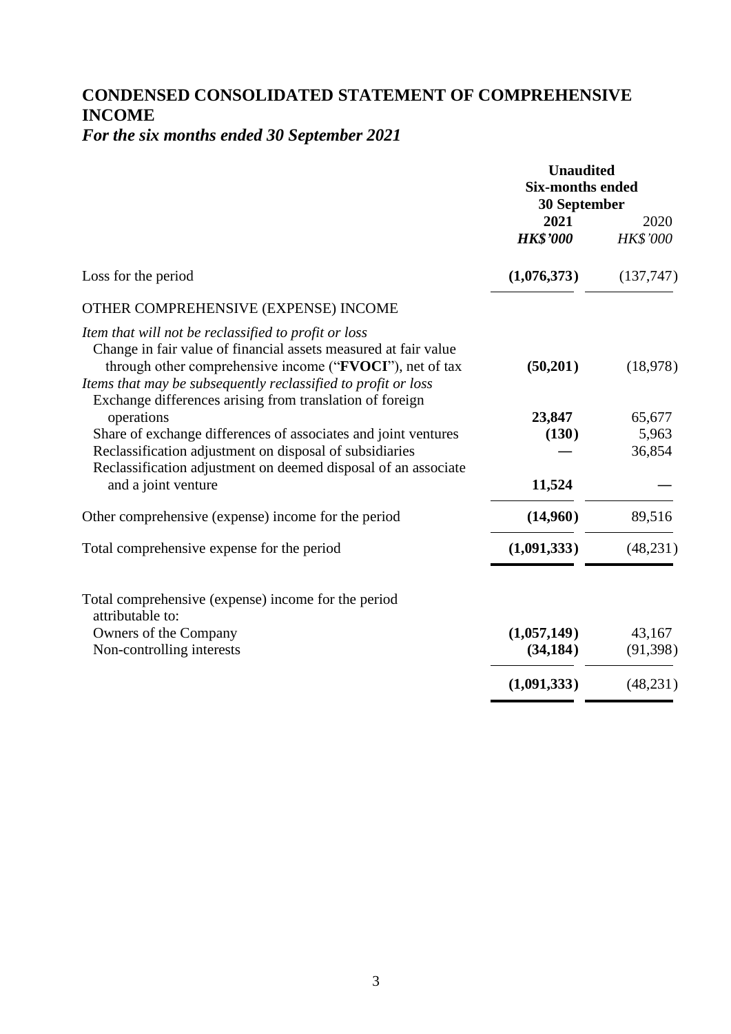# CONDENSED CONSOLIDATED STATEMENT OF COMPREHENSIVE INCOME

***For the six months ended 30 September 2021***

| | **Unaudited Six-months ended 30 September** | |
|---|---|---|
| | **2021** | 2020 |
| | ***HK$'000*** | *HK$'000* |
| Loss for the period | **(1,076,373)** | (137,747) |
| OTHER COMPREHENSIVE (EXPENSE) INCOME | | |
| *Item that will not be reclassified to profit or loss* | | |
| Change in fair value of financial assets measured at fair value through other comprehensive income ("**FVOCI**"), net of tax | **(50,201)** | (18,978) |
| *Items that may be subsequently reclassified to profit or loss* | | |
| Exchange differences arising from translation of foreign operations | **23,847** | 65,677 |
| Share of exchange differences of associates and joint ventures | **(130)** | 5,963 |
| Reclassification adjustment on disposal of subsidiaries | **—** | 36,854 |
| Reclassification adjustment on deemed disposal of an associate and a joint venture | **11,524** | — |
| Other comprehensive (expense) income for the period | **(14,960)** | 89,516 |
| Total comprehensive expense for the period | **(1,091,333)** | (48,231) |
| Total comprehensive (expense) income for the period attributable to: | | |
| Owners of the Company | **(1,057,149)** | 43,167 |
| Non-controlling interests | **(34,184)** | (91,398) |
| | **(1,091,333)** | (48,231) |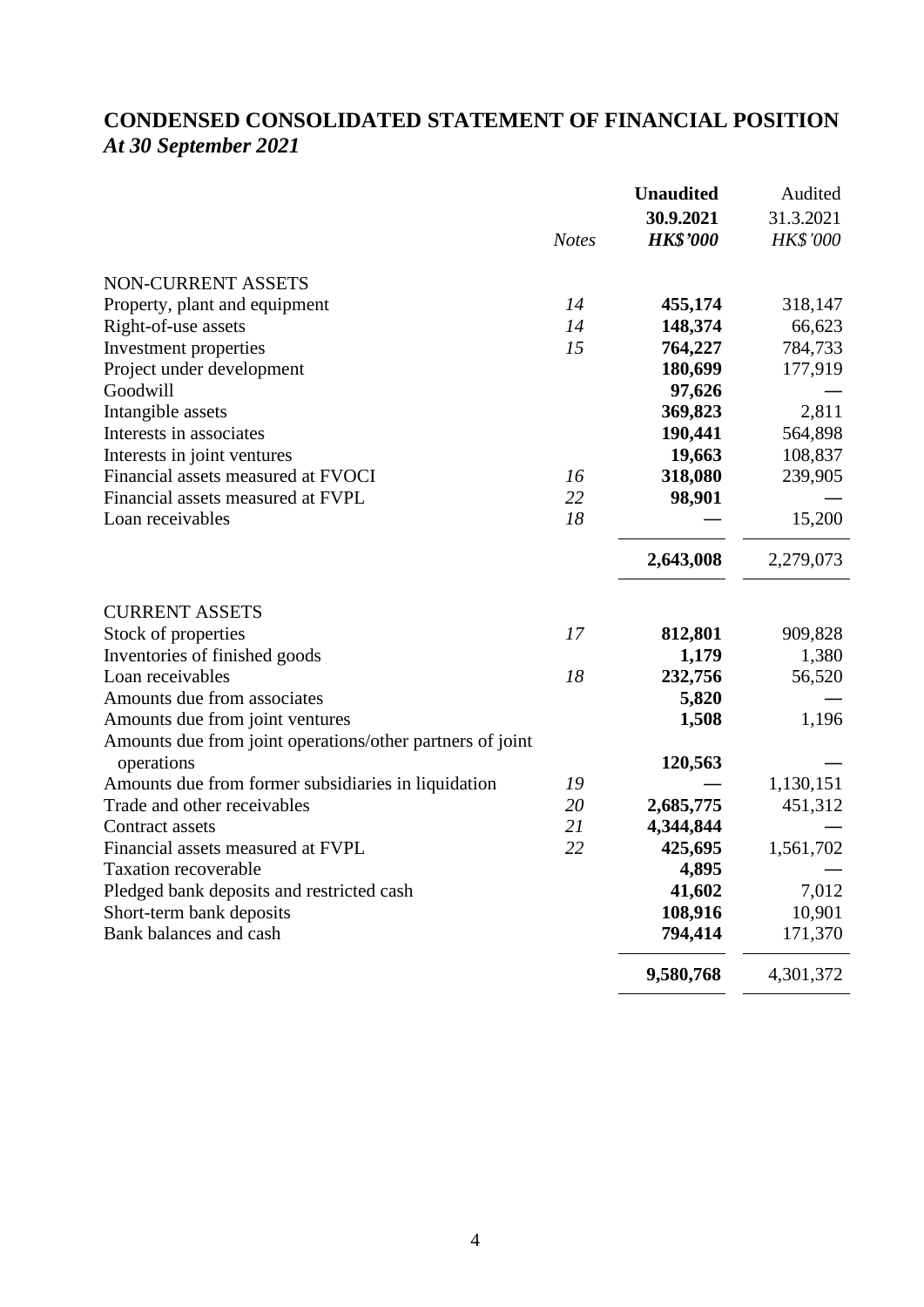# CONDENSED CONSOLIDATED STATEMENT OF FINANCIAL POSITION
*At 30 September 2021*

| | *Notes* | **Unaudited 30.9.2021 *HK$'000*** | Audited 31.3.2021 *HK$'000* |
|---|---|---|---|
| NON-CURRENT ASSETS | | | |
| Property, plant and equipment | *14* | **455,174** | 318,147 |
| Right-of-use assets | *14* | **148,374** | 66,623 |
| Investment properties | *15* | **764,227** | 784,733 |
| Project under development | | **180,699** | 177,919 |
| Goodwill | | **97,626** | — |
| Intangible assets | | **369,823** | 2,811 |
| Interests in associates | | **190,441** | 564,898 |
| Interests in joint ventures | | **19,663** | 108,837 |
| Financial assets measured at FVOCI | *16* | **318,080** | 239,905 |
| Financial assets measured at FVPL | *22* | **98,901** | — |
| Loan receivables | *18* | **—** | 15,200 |
| | | **2,643,008** | 2,279,073 |
| CURRENT ASSETS | | | |
| Stock of properties | *17* | **812,801** | 909,828 |
| Inventories of finished goods | | **1,179** | 1,380 |
| Loan receivables | *18* | **232,756** | 56,520 |
| Amounts due from associates | | **5,820** | — |
| Amounts due from joint ventures | | **1,508** | 1,196 |
| Amounts due from joint operations/other partners of joint operations | | **120,563** | — |
| Amounts due from former subsidiaries in liquidation | *19* | **—** | 1,130,151 |
| Trade and other receivables | *20* | **2,685,775** | 451,312 |
| Contract assets | *21* | **4,344,844** | — |
| Financial assets measured at FVPL | *22* | **425,695** | 1,561,702 |
| Taxation recoverable | | **4,895** | — |
| Pledged bank deposits and restricted cash | | **41,602** | 7,012 |
| Short-term bank deposits | | **108,916** | 10,901 |
| Bank balances and cash | | **794,414** | 171,370 |
| | | **9,580,768** | 4,301,372 |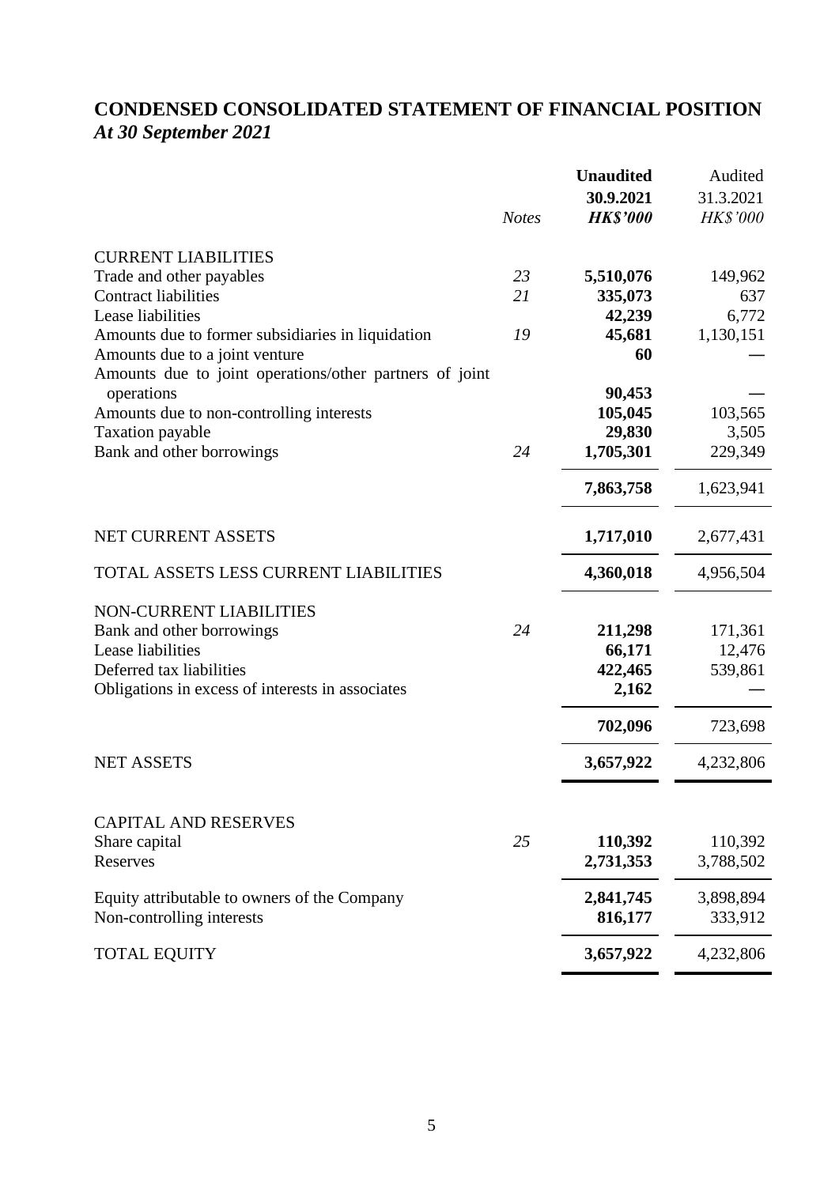# CONDENSED CONSOLIDATED STATEMENT OF FINANCIAL POSITION
*At 30 September 2021*

| | *Notes* | **Unaudited 30.9.2021 *HK$'000*** | Audited 31.3.2021 *HK$'000* |
|---|---|---|---|
| CURRENT LIABILITIES | | | |
| Trade and other payables | *23* | **5,510,076** | 149,962 |
| Contract liabilities | *21* | **335,073** | 637 |
| Lease liabilities | | **42,239** | 6,772 |
| Amounts due to former subsidiaries in liquidation | *19* | **45,681** | 1,130,151 |
| Amounts due to a joint venture | | **60** | — |
| Amounts due to joint operations/other partners of joint operations | | **90,453** | — |
| Amounts due to non-controlling interests | | **105,045** | 103,565 |
| Taxation payable | | **29,830** | 3,505 |
| Bank and other borrowings | *24* | **1,705,301** | 229,349 |
| | | **7,863,758** | 1,623,941 |
| NET CURRENT ASSETS | | **1,717,010** | 2,677,431 |
| TOTAL ASSETS LESS CURRENT LIABILITIES | | **4,360,018** | 4,956,504 |
| NON-CURRENT LIABILITIES | | | |
| Bank and other borrowings | *24* | **211,298** | 171,361 |
| Lease liabilities | | **66,171** | 12,476 |
| Deferred tax liabilities | | **422,465** | 539,861 |
| Obligations in excess of interests in associates | | **2,162** | — |
| | | **702,096** | 723,698 |
| NET ASSETS | | **3,657,922** | 4,232,806 |
| CAPITAL AND RESERVES | | | |
| Share capital | *25* | **110,392** | 110,392 |
| Reserves | | **2,731,353** | 3,788,502 |
| Equity attributable to owners of the Company | | **2,841,745** | 3,898,894 |
| Non-controlling interests | | **816,177** | 333,912 |
| TOTAL EQUITY | | **3,657,922** | 4,232,806 |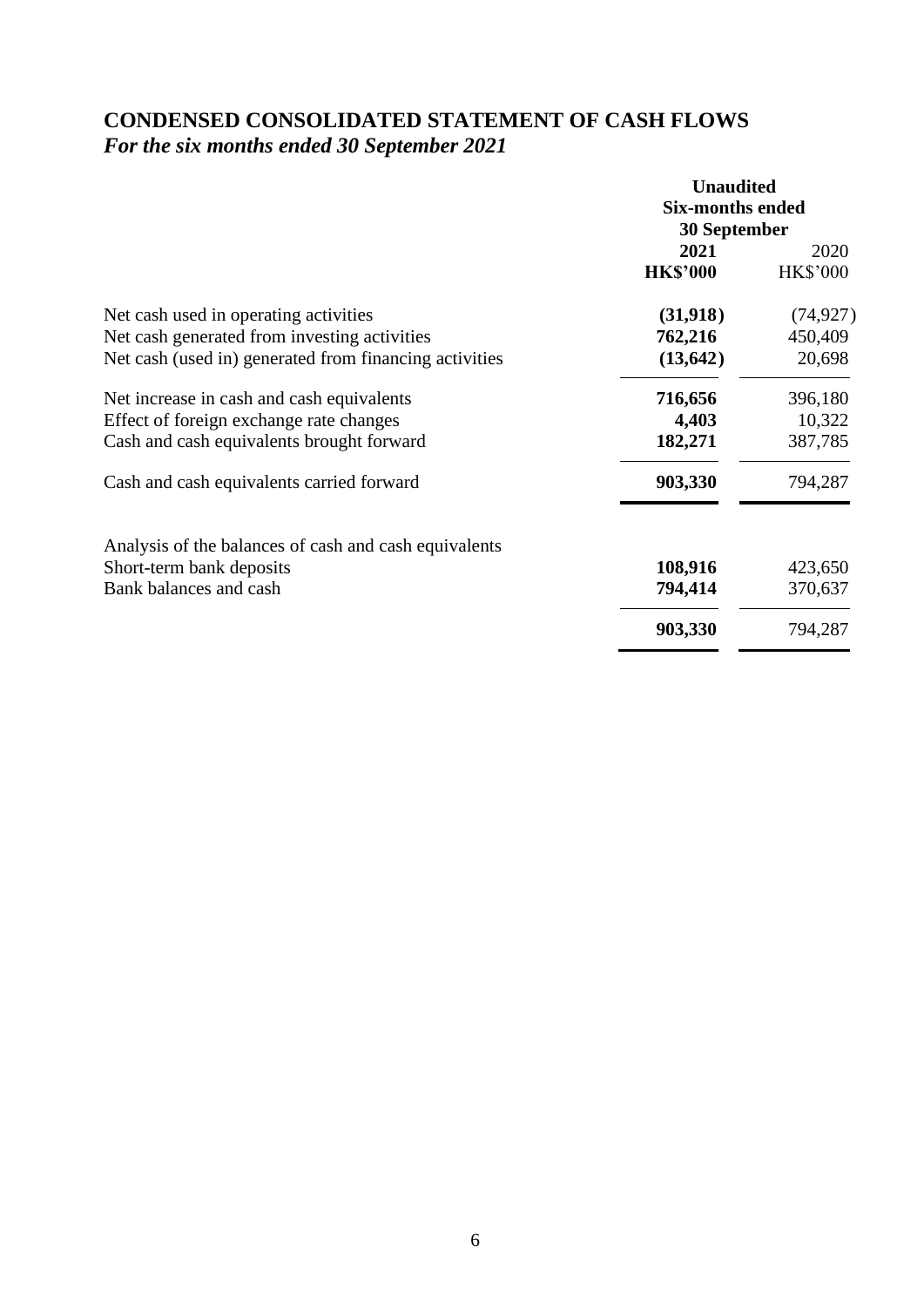# CONDENSED CONSOLIDATED STATEMENT OF CASH FLOWS
*For the six months ended 30 September 2021*

| | Unaudited Six-months ended 30 September | |
|---|---|---|
| | **2021** | 2020 |
| | **HK$'000** | HK$'000 |
| Net cash used in operating activities | **(31,918)** | (74,927) |
| Net cash generated from investing activities | **762,216** | 450,409 |
| Net cash (used in) generated from financing activities | **(13,642)** | 20,698 |
| Net increase in cash and cash equivalents | **716,656** | 396,180 |
| Effect of foreign exchange rate changes | **4,403** | 10,322 |
| Cash and cash equivalents brought forward | **182,271** | 387,785 |
| Cash and cash equivalents carried forward | **903,330** | 794,287 |
| Analysis of the balances of cash and cash equivalents | | |
| Short-term bank deposits | **108,916** | 423,650 |
| Bank balances and cash | **794,414** | 370,637 |
| | **903,330** | 794,287 |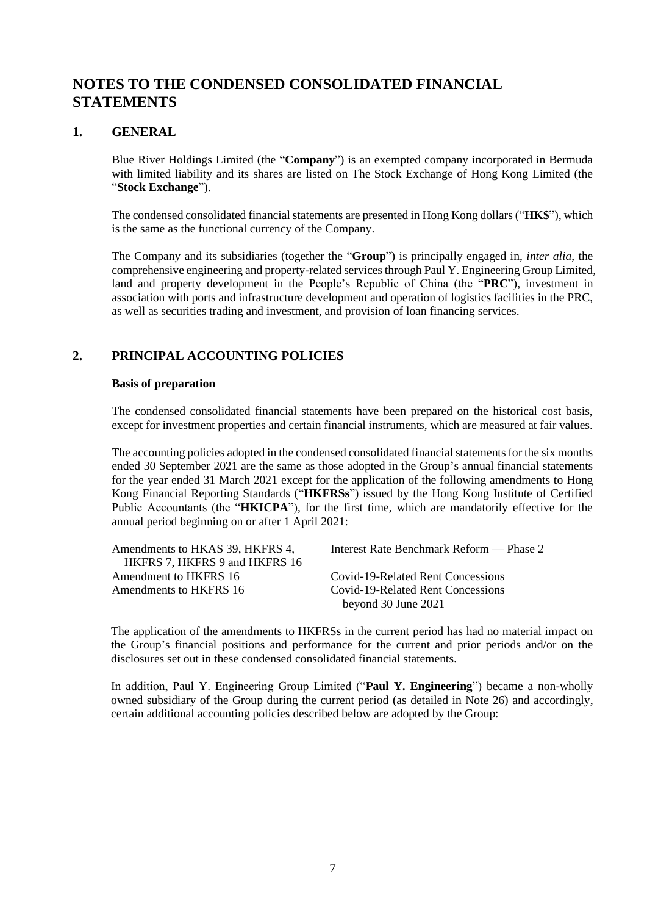# NOTES TO THE CONDENSED CONSOLIDATED FINANCIAL STATEMENTS

## 1. GENERAL

Blue River Holdings Limited (the "**Company**") is an exempted company incorporated in Bermuda with limited liability and its shares are listed on The Stock Exchange of Hong Kong Limited (the "**Stock Exchange**").

The condensed consolidated financial statements are presented in Hong Kong dollars ("**HK$**"), which is the same as the functional currency of the Company.

The Company and its subsidiaries (together the "**Group**") is principally engaged in, *inter alia*, the comprehensive engineering and property-related services through Paul Y. Engineering Group Limited, land and property development in the People's Republic of China (the "**PRC**"), investment in association with ports and infrastructure development and operation of logistics facilities in the PRC, as well as securities trading and investment, and provision of loan financing services.

## 2. PRINCIPAL ACCOUNTING POLICIES

**Basis of preparation**

The condensed consolidated financial statements have been prepared on the historical cost basis, except for investment properties and certain financial instruments, which are measured at fair values.

The accounting policies adopted in the condensed consolidated financial statements for the six months ended 30 September 2021 are the same as those adopted in the Group's annual financial statements for the year ended 31 March 2021 except for the application of the following amendments to Hong Kong Financial Reporting Standards ("**HKFRSs**") issued by the Hong Kong Institute of Certified Public Accountants (the "**HKICPA**"), for the first time, which are mandatorily effective for the annual period beginning on or after 1 April 2021:

| | |
|---|---|
| Amendments to HKAS 39, HKFRS 4, HKFRS 7, HKFRS 9 and HKFRS 16 | Interest Rate Benchmark Reform — Phase 2 |
| Amendment to HKFRS 16 | Covid-19-Related Rent Concessions |
| Amendments to HKFRS 16 | Covid-19-Related Rent Concessions beyond 30 June 2021 |

The application of the amendments to HKFRSs in the current period has had no material impact on the Group's financial positions and performance for the current and prior periods and/or on the disclosures set out in these condensed consolidated financial statements.

In addition, Paul Y. Engineering Group Limited ("**Paul Y. Engineering**") became a non-wholly owned subsidiary of the Group during the current period (as detailed in Note 26) and accordingly, certain additional accounting policies described below are adopted by the Group: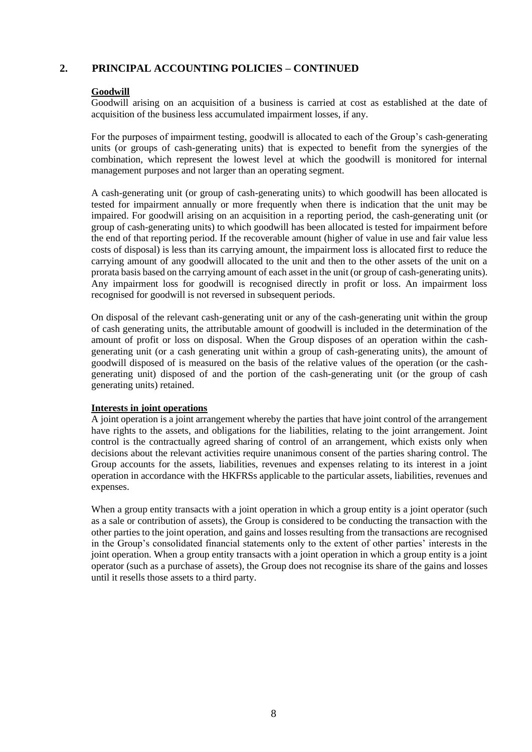## 2. PRINCIPAL ACCOUNTING POLICIES – CONTINUED

**Goodwill**

Goodwill arising on an acquisition of a business is carried at cost as established at the date of acquisition of the business less accumulated impairment losses, if any.

For the purposes of impairment testing, goodwill is allocated to each of the Group's cash-generating units (or groups of cash-generating units) that is expected to benefit from the synergies of the combination, which represent the lowest level at which the goodwill is monitored for internal management purposes and not larger than an operating segment.

A cash-generating unit (or group of cash-generating units) to which goodwill has been allocated is tested for impairment annually or more frequently when there is indication that the unit may be impaired. For goodwill arising on an acquisition in a reporting period, the cash-generating unit (or group of cash-generating units) to which goodwill has been allocated is tested for impairment before the end of that reporting period. If the recoverable amount (higher of value in use and fair value less costs of disposal) is less than its carrying amount, the impairment loss is allocated first to reduce the carrying amount of any goodwill allocated to the unit and then to the other assets of the unit on a prorata basis based on the carrying amount of each asset in the unit (or group of cash-generating units). Any impairment loss for goodwill is recognised directly in profit or loss. An impairment loss recognised for goodwill is not reversed in subsequent periods.

On disposal of the relevant cash-generating unit or any of the cash-generating unit within the group of cash generating units, the attributable amount of goodwill is included in the determination of the amount of profit or loss on disposal. When the Group disposes of an operation within the cash-generating unit (or a cash generating unit within a group of cash-generating units), the amount of goodwill disposed of is measured on the basis of the relative values of the operation (or the cash-generating unit) disposed of and the portion of the cash-generating unit (or the group of cash generating units) retained.

**Interests in joint operations**

A joint operation is a joint arrangement whereby the parties that have joint control of the arrangement have rights to the assets, and obligations for the liabilities, relating to the joint arrangement. Joint control is the contractually agreed sharing of control of an arrangement, which exists only when decisions about the relevant activities require unanimous consent of the parties sharing control. The Group accounts for the assets, liabilities, revenues and expenses relating to its interest in a joint operation in accordance with the HKFRSs applicable to the particular assets, liabilities, revenues and expenses.

When a group entity transacts with a joint operation in which a group entity is a joint operator (such as a sale or contribution of assets), the Group is considered to be conducting the transaction with the other parties to the joint operation, and gains and losses resulting from the transactions are recognised in the Group's consolidated financial statements only to the extent of other parties' interests in the joint operation. When a group entity transacts with a joint operation in which a group entity is a joint operator (such as a purchase of assets), the Group does not recognise its share of the gains and losses until it resells those assets to a third party.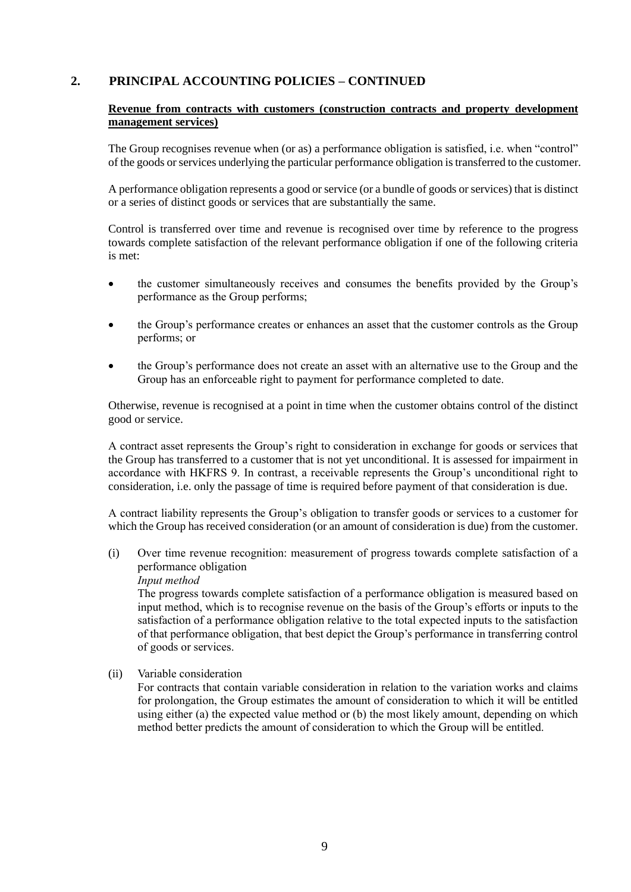## 2. PRINCIPAL ACCOUNTING POLICIES – CONTINUED

**Revenue from contracts with customers (construction contracts and property development management services)**

The Group recognises revenue when (or as) a performance obligation is satisfied, i.e. when "control" of the goods or services underlying the particular performance obligation is transferred to the customer.

A performance obligation represents a good or service (or a bundle of goods or services) that is distinct or a series of distinct goods or services that are substantially the same.

Control is transferred over time and revenue is recognised over time by reference to the progress towards complete satisfaction of the relevant performance obligation if one of the following criteria is met:

- the customer simultaneously receives and consumes the benefits provided by the Group's performance as the Group performs;
- the Group's performance creates or enhances an asset that the customer controls as the Group performs; or
- the Group's performance does not create an asset with an alternative use to the Group and the Group has an enforceable right to payment for performance completed to date.

Otherwise, revenue is recognised at a point in time when the customer obtains control of the distinct good or service.

A contract asset represents the Group's right to consideration in exchange for goods or services that the Group has transferred to a customer that is not yet unconditional. It is assessed for impairment in accordance with HKFRS 9. In contrast, a receivable represents the Group's unconditional right to consideration, i.e. only the passage of time is required before payment of that consideration is due.

A contract liability represents the Group's obligation to transfer goods or services to a customer for which the Group has received consideration (or an amount of consideration is due) from the customer.

(i) Over time revenue recognition: measurement of progress towards complete satisfaction of a performance obligation

*Input method*

The progress towards complete satisfaction of a performance obligation is measured based on input method, which is to recognise revenue on the basis of the Group's efforts or inputs to the satisfaction of a performance obligation relative to the total expected inputs to the satisfaction of that performance obligation, that best depict the Group's performance in transferring control of goods or services.

(ii) Variable consideration

For contracts that contain variable consideration in relation to the variation works and claims for prolongation, the Group estimates the amount of consideration to which it will be entitled using either (a) the expected value method or (b) the most likely amount, depending on which method better predicts the amount of consideration to which the Group will be entitled.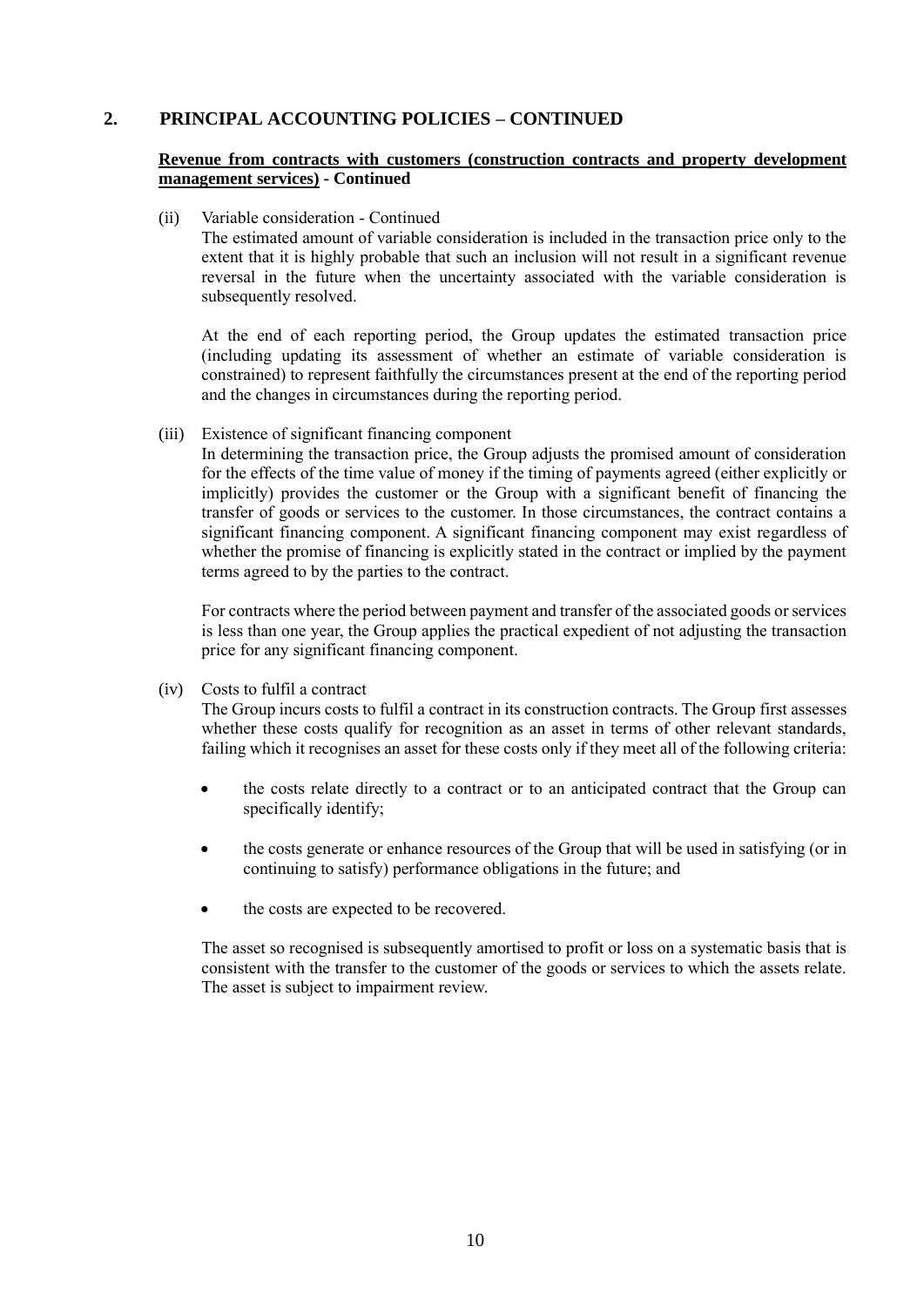## 2. PRINCIPAL ACCOUNTING POLICIES – CONTINUED

**Revenue from contracts with customers (construction contracts and property development management services) - Continued**

(ii) Variable consideration - Continued

The estimated amount of variable consideration is included in the transaction price only to the extent that it is highly probable that such an inclusion will not result in a significant revenue reversal in the future when the uncertainty associated with the variable consideration is subsequently resolved.

At the end of each reporting period, the Group updates the estimated transaction price (including updating its assessment of whether an estimate of variable consideration is constrained) to represent faithfully the circumstances present at the end of the reporting period and the changes in circumstances during the reporting period.

(iii) Existence of significant financing component

In determining the transaction price, the Group adjusts the promised amount of consideration for the effects of the time value of money if the timing of payments agreed (either explicitly or implicitly) provides the customer or the Group with a significant benefit of financing the transfer of goods or services to the customer. In those circumstances, the contract contains a significant financing component. A significant financing component may exist regardless of whether the promise of financing is explicitly stated in the contract or implied by the payment terms agreed to by the parties to the contract.

For contracts where the period between payment and transfer of the associated goods or services is less than one year, the Group applies the practical expedient of not adjusting the transaction price for any significant financing component.

(iv) Costs to fulfil a contract

The Group incurs costs to fulfil a contract in its construction contracts. The Group first assesses whether these costs qualify for recognition as an asset in terms of other relevant standards, failing which it recognises an asset for these costs only if they meet all of the following criteria:

- the costs relate directly to a contract or to an anticipated contract that the Group can specifically identify;
- the costs generate or enhance resources of the Group that will be used in satisfying (or in continuing to satisfy) performance obligations in the future; and
- the costs are expected to be recovered.

The asset so recognised is subsequently amortised to profit or loss on a systematic basis that is consistent with the transfer to the customer of the goods or services to which the assets relate. The asset is subject to impairment review.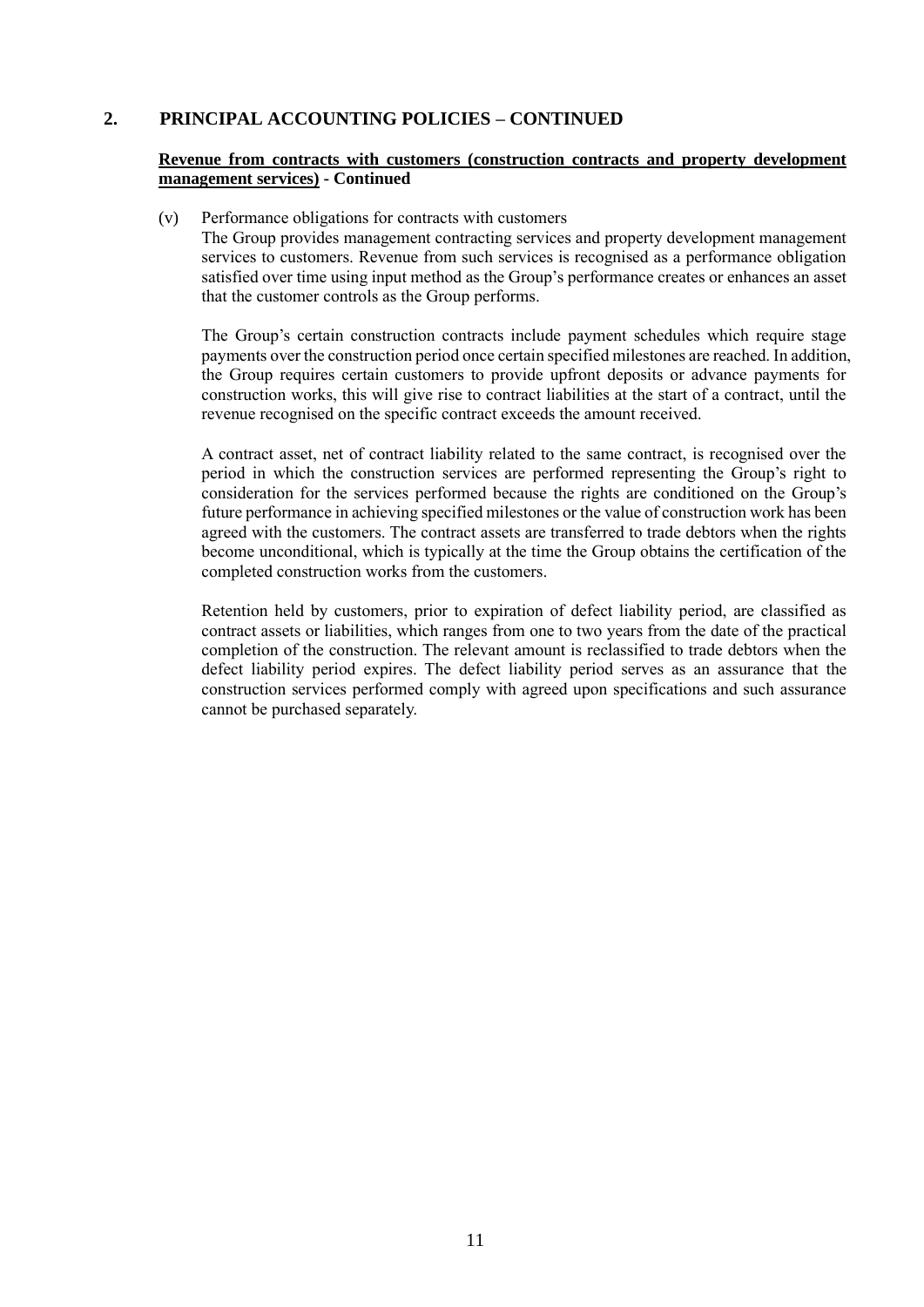## 2. PRINCIPAL ACCOUNTING POLICIES – CONTINUED

**Revenue from contracts with customers (construction contracts and property development management services) - Continued**

(v) Performance obligations for contracts with customers

The Group provides management contracting services and property development management services to customers. Revenue from such services is recognised as a performance obligation satisfied over time using input method as the Group's performance creates or enhances an asset that the customer controls as the Group performs.

The Group's certain construction contracts include payment schedules which require stage payments over the construction period once certain specified milestones are reached. In addition, the Group requires certain customers to provide upfront deposits or advance payments for construction works, this will give rise to contract liabilities at the start of a contract, until the revenue recognised on the specific contract exceeds the amount received.

A contract asset, net of contract liability related to the same contract, is recognised over the period in which the construction services are performed representing the Group's right to consideration for the services performed because the rights are conditioned on the Group's future performance in achieving specified milestones or the value of construction work has been agreed with the customers. The contract assets are transferred to trade debtors when the rights become unconditional, which is typically at the time the Group obtains the certification of the completed construction works from the customers.

Retention held by customers, prior to expiration of defect liability period, are classified as contract assets or liabilities, which ranges from one to two years from the date of the practical completion of the construction. The relevant amount is reclassified to trade debtors when the defect liability period expires. The defect liability period serves as an assurance that the construction services performed comply with agreed upon specifications and such assurance cannot be purchased separately.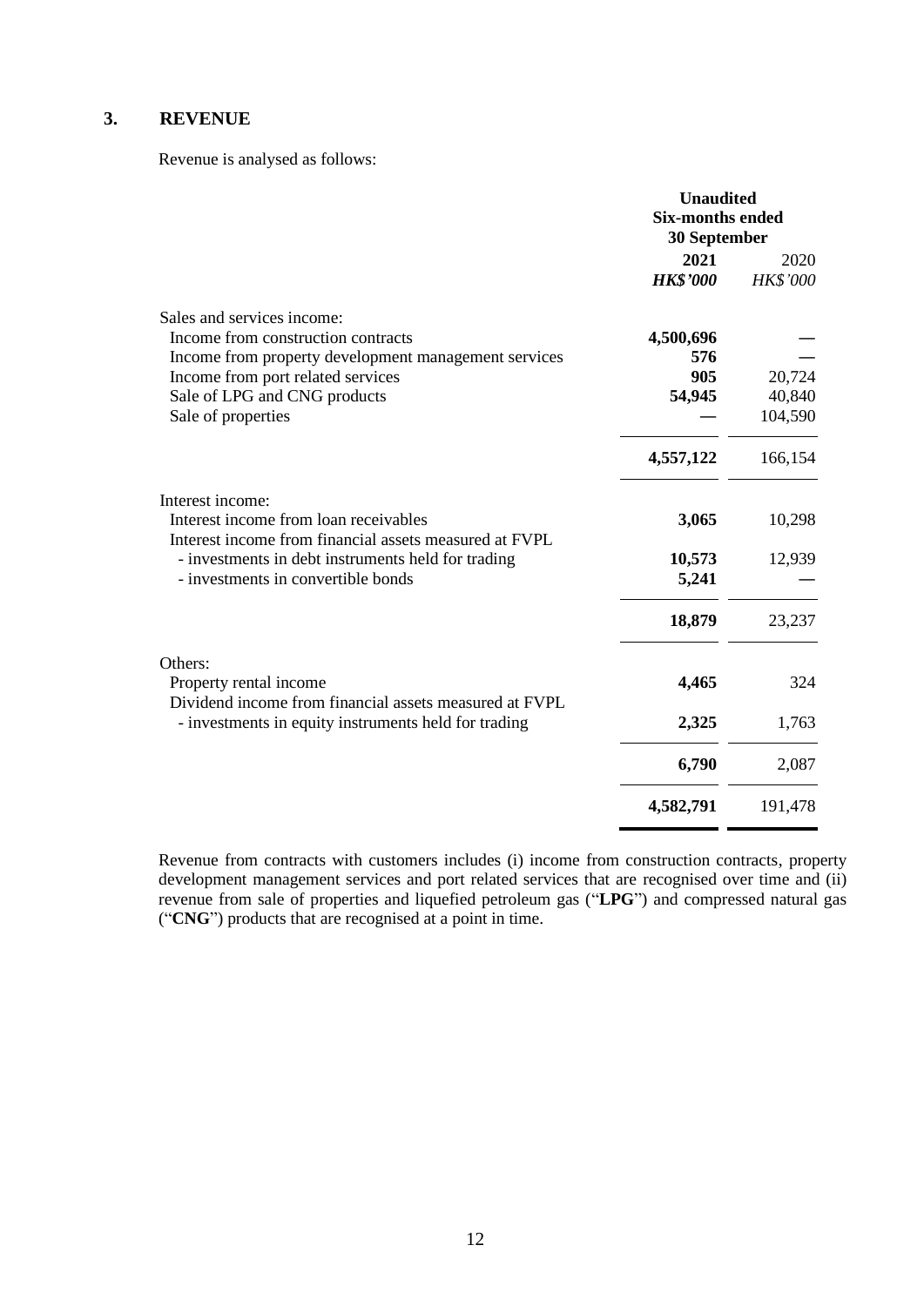## 3. REVENUE

Revenue is analysed as follows:

| | Unaudited Six-months ended 30 September | |
|---|---|---|
| | **2021** | 2020 |
| | ***HK$'000*** | *HK$'000* |
| Sales and services income: | | |
| Income from construction contracts | **4,500,696** | — |
| Income from property development management services | **576** | — |
| Income from port related services | **905** | 20,724 |
| Sale of LPG and CNG products | **54,945** | 40,840 |
| Sale of properties | **—** | 104,590 |
| | **4,557,122** | 166,154 |
| Interest income: | | |
| Interest income from loan receivables | **3,065** | 10,298 |
| Interest income from financial assets measured at FVPL | | |
| - investments in debt instruments held for trading | **10,573** | 12,939 |
| - investments in convertible bonds | **5,241** | — |
| | **18,879** | 23,237 |
| Others: | | |
| Property rental income | **4,465** | 324 |
| Dividend income from financial assets measured at FVPL | | |
| - investments in equity instruments held for trading | **2,325** | 1,763 |
| | **6,790** | 2,087 |
| | **4,582,791** | 191,478 |

Revenue from contracts with customers includes (i) income from construction contracts, property development management services and port related services that are recognised over time and (ii) revenue from sale of properties and liquefied petroleum gas ("**LPG**") and compressed natural gas ("**CNG**") products that are recognised at a point in time.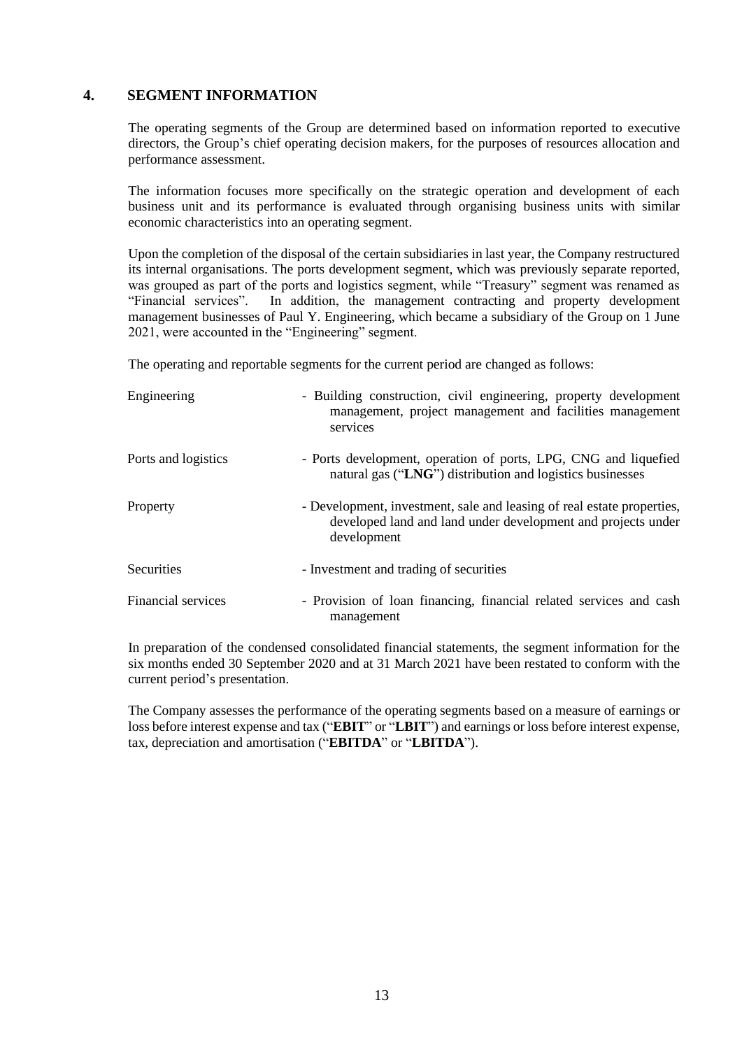## 4. SEGMENT INFORMATION

The operating segments of the Group are determined based on information reported to executive directors, the Group's chief operating decision makers, for the purposes of resources allocation and performance assessment.

The information focuses more specifically on the strategic operation and development of each business unit and its performance is evaluated through organising business units with similar economic characteristics into an operating segment.

Upon the completion of the disposal of the certain subsidiaries in last year, the Company restructured its internal organisations. The ports development segment, which was previously separate reported, was grouped as part of the ports and logistics segment, while "Treasury" segment was renamed as "Financial services". In addition, the management contracting and property development management businesses of Paul Y. Engineering, which became a subsidiary of the Group on 1 June 2021, were accounted in the "Engineering" segment.

The operating and reportable segments for the current period are changed as follows:

| | |
|---|---|
| Engineering | - Building construction, civil engineering, property development management, project management and facilities management services |
| Ports and logistics | - Ports development, operation of ports, LPG, CNG and liquefied natural gas ("**LNG**") distribution and logistics businesses |
| Property | - Development, investment, sale and leasing of real estate properties, developed land and land under development and projects under development |
| Securities | - Investment and trading of securities |
| Financial services | - Provision of loan financing, financial related services and cash management |

In preparation of the condensed consolidated financial statements, the segment information for the six months ended 30 September 2020 and at 31 March 2021 have been restated to conform with the current period's presentation.

The Company assesses the performance of the operating segments based on a measure of earnings or loss before interest expense and tax ("**EBIT**" or "**LBIT**") and earnings or loss before interest expense, tax, depreciation and amortisation ("**EBITDA**" or "**LBITDA**").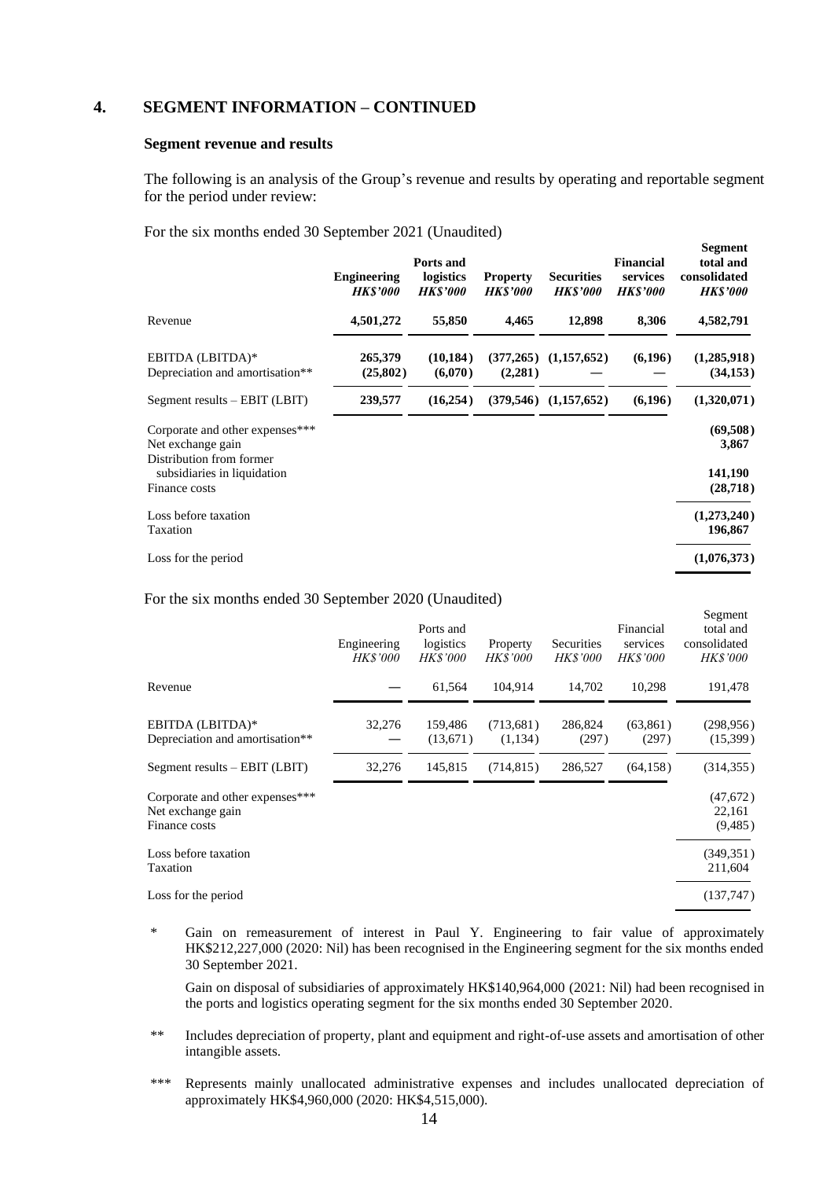## 4. SEGMENT INFORMATION – CONTINUED

### Segment revenue and results

The following is an analysis of the Group's revenue and results by operating and reportable segment for the period under review:

For the six months ended 30 September 2021 (Unaudited)

| | Engineering *HK$'000* | Ports and logistics *HK$'000* | Property *HK$'000* | Securities *HK$'000* | Financial services *HK$'000* | Segment total and consolidated *HK$'000* |
|---|---|---|---|---|---|---|
| Revenue | 4,501,272 | 55,850 | 4,465 | 12,898 | 8,306 | 4,582,791 |
| EBITDA (LBITDA)* | 265,379 | (10,184) | (377,265) | (1,157,652) | (6,196) | (1,285,918) |
| Depreciation and amortisation** | (25,802) | (6,070) | (2,281) | — | — | (34,153) |
| Segment results – EBIT (LBIT) | 239,577 | (16,254) | (379,546) | (1,157,652) | (6,196) | (1,320,071) |
| Corporate and other expenses*** | | | | | | (69,508) |
| Net exchange gain | | | | | | 3,867 |
| Distribution from former subsidiaries in liquidation | | | | | | 141,190 |
| Finance costs | | | | | | (28,718) |
| Loss before taxation | | | | | | (1,273,240) |
| Taxation | | | | | | 196,867 |
| Loss for the period | | | | | | (1,076,373) |

For the six months ended 30 September 2020 (Unaudited)

| | Engineering *HK$'000* | Ports and logistics *HK$'000* | Property *HK$'000* | Securities *HK$'000* | Financial services *HK$'000* | Segment total and consolidated *HK$'000* |
|---|---|---|---|---|---|---|
| Revenue | — | 61,564 | 104,914 | 14,702 | 10,298 | 191,478 |
| EBITDA (LBITDA)* | 32,276 | 159,486 | (713,681) | 286,824 | (63,861) | (298,956) |
| Depreciation and amortisation** | — | (13,671) | (1,134) | (297) | (297) | (15,399) |
| Segment results – EBIT (LBIT) | 32,276 | 145,815 | (714,815) | 286,527 | (64,158) | (314,355) |
| Corporate and other expenses*** | | | | | | (47,672) |
| Net exchange gain | | | | | | 22,161 |
| Finance costs | | | | | | (9,485) |
| Loss before taxation | | | | | | (349,351) |
| Taxation | | | | | | 211,604 |
| Loss for the period | | | | | | (137,747) |

\* Gain on remeasurement of interest in Paul Y. Engineering to fair value of approximately HK$212,227,000 (2020: Nil) has been recognised in the Engineering segment for the six months ended 30 September 2021.

Gain on disposal of subsidiaries of approximately HK$140,964,000 (2021: Nil) had been recognised in the ports and logistics operating segment for the six months ended 30 September 2020.

** Includes depreciation of property, plant and equipment and right-of-use assets and amortisation of other intangible assets.

*** Represents mainly unallocated administrative expenses and includes unallocated depreciation of approximately HK$4,960,000 (2020: HK$4,515,000).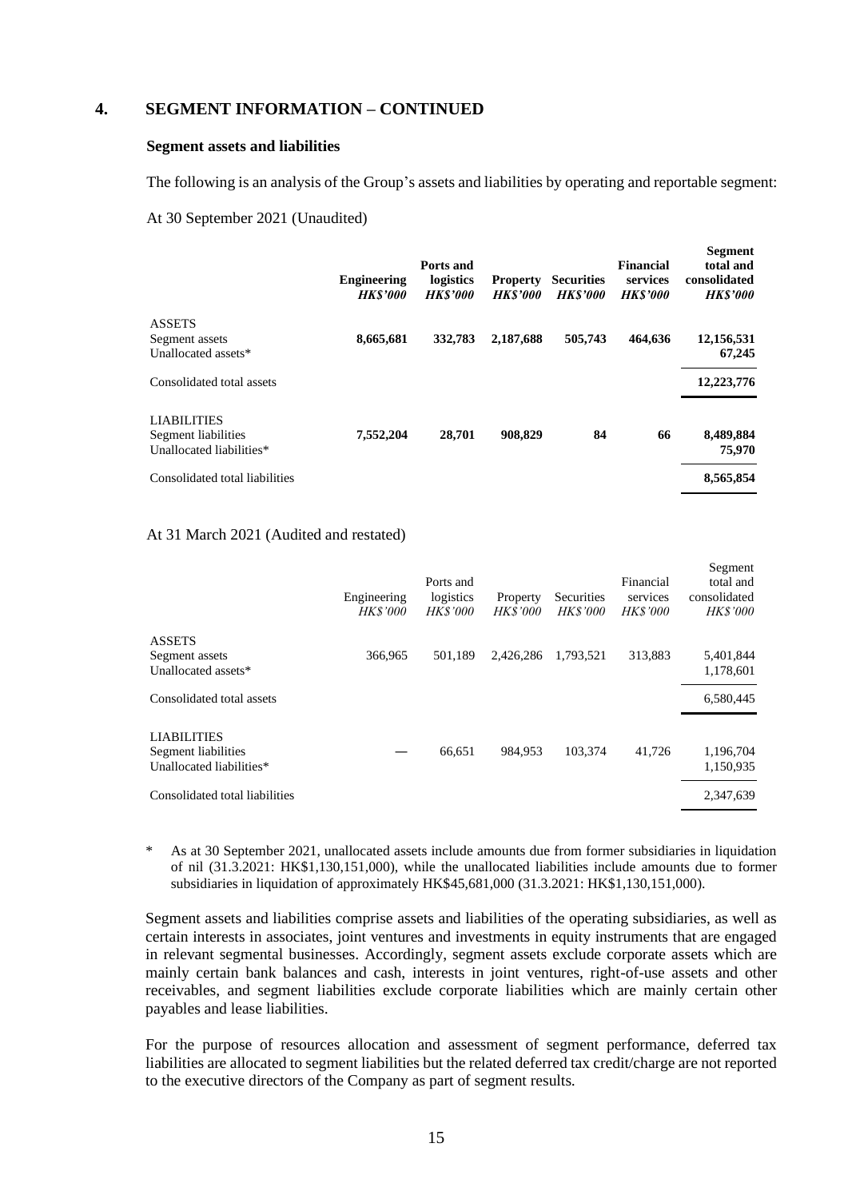## 4. SEGMENT INFORMATION – CONTINUED

### Segment assets and liabilities

The following is an analysis of the Group's assets and liabilities by operating and reportable segment:

At 30 September 2021 (Unaudited)

| | **Engineering** *HK$'000* | **Ports and logistics** *HK$'000* | **Property** *HK$'000* | **Securities** *HK$'000* | **Financial services** *HK$'000* | **Segment total and consolidated** *HK$'000* |
|---|---|---|---|---|---|---|
| ASSETS | | | | | | |
| Segment assets | **8,665,681** | **332,783** | **2,187,688** | **505,743** | **464,636** | **12,156,531** |
| Unallocated assets* | | | | | | **67,245** |
| Consolidated total assets | | | | | | **12,223,776** |
| LIABILITIES | | | | | | |
| Segment liabilities | **7,552,204** | **28,701** | **908,829** | **84** | **66** | **8,489,884** |
| Unallocated liabilities* | | | | | | **75,970** |
| Consolidated total liabilities | | | | | | **8,565,854** |

At 31 March 2021 (Audited and restated)

| | Engineering *HK$'000* | Ports and logistics *HK$'000* | Property *HK$'000* | Securities *HK$'000* | Financial services *HK$'000* | Segment total and consolidated *HK$'000* |
|---|---|---|---|---|---|---|
| ASSETS | | | | | | |
| Segment assets | 366,965 | 501,189 | 2,426,286 | 1,793,521 | 313,883 | 5,401,844 |
| Unallocated assets* | | | | | | 1,178,601 |
| Consolidated total assets | | | | | | 6,580,445 |
| LIABILITIES | | | | | | |
| Segment liabilities | — | 66,651 | 984,953 | 103,374 | 41,726 | 1,196,704 |
| Unallocated liabilities* | | | | | | 1,150,935 |
| Consolidated total liabilities | | | | | | 2,347,639 |

\* As at 30 September 2021, unallocated assets include amounts due from former subsidiaries in liquidation of nil (31.3.2021: HK$1,130,151,000), while the unallocated liabilities include amounts due to former subsidiaries in liquidation of approximately HK$45,681,000 (31.3.2021: HK$1,130,151,000).

Segment assets and liabilities comprise assets and liabilities of the operating subsidiaries, as well as certain interests in associates, joint ventures and investments in equity instruments that are engaged in relevant segmental businesses. Accordingly, segment assets exclude corporate assets which are mainly certain bank balances and cash, interests in joint ventures, right-of-use assets and other receivables, and segment liabilities exclude corporate liabilities which are mainly certain other payables and lease liabilities.

For the purpose of resources allocation and assessment of segment performance, deferred tax liabilities are allocated to segment liabilities but the related deferred tax credit/charge are not reported to the executive directors of the Company as part of segment results.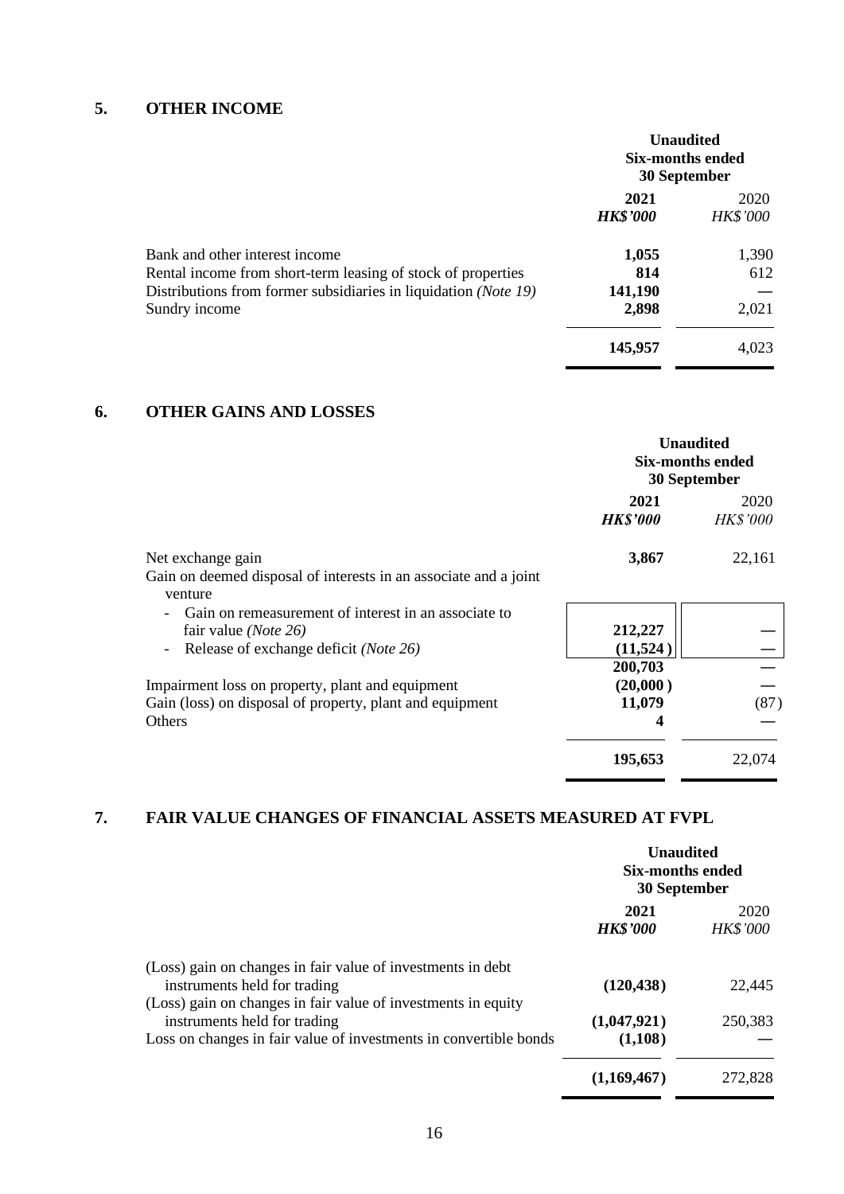## 5. OTHER INCOME

| | Unaudited Six-months ended 30 September | |
|---|---|---|
| | **2021** | 2020 |
| | ***HK$'000*** | *HK$'000* |
| Bank and other interest income | **1,055** | 1,390 |
| Rental income from short-term leasing of stock of properties | **814** | 612 |
| Distributions from former subsidiaries in liquidation *(Note 19)* | **141,190** | — |
| Sundry income | **2,898** | 2,021 |
| | **145,957** | 4,023 |

## 6. OTHER GAINS AND LOSSES

| | Unaudited Six-months ended 30 September | |
|---|---|---|
| | **2021** | 2020 |
| | ***HK$'000*** | *HK$'000* |
| Net exchange gain | **3,867** | 22,161 |
| Gain on deemed disposal of interests in an associate and a joint venture | | |
| - Gain on remeasurement of interest in an associate to fair value *(Note 26)* | **212,227** | — |
| - Release of exchange deficit *(Note 26)* | **(11,524)** | — |
| | **200,703** | — |
| Impairment loss on property, plant and equipment | **(20,000)** | — |
| Gain (loss) on disposal of property, plant and equipment | **11,079** | (87) |
| Others | **4** | — |
| | **195,653** | 22,074 |

## 7. FAIR VALUE CHANGES OF FINANCIAL ASSETS MEASURED AT FVPL

| | Unaudited Six-months ended 30 September | |
|---|---|---|
| | **2021** | 2020 |
| | ***HK$'000*** | *HK$'000* |
| (Loss) gain on changes in fair value of investments in debt instruments held for trading | **(120,438)** | 22,445 |
| (Loss) gain on changes in fair value of investments in equity instruments held for trading | **(1,047,921)** | 250,383 |
| Loss on changes in fair value of investments in convertible bonds | **(1,108)** | — |
| | **(1,169,467)** | 272,828 |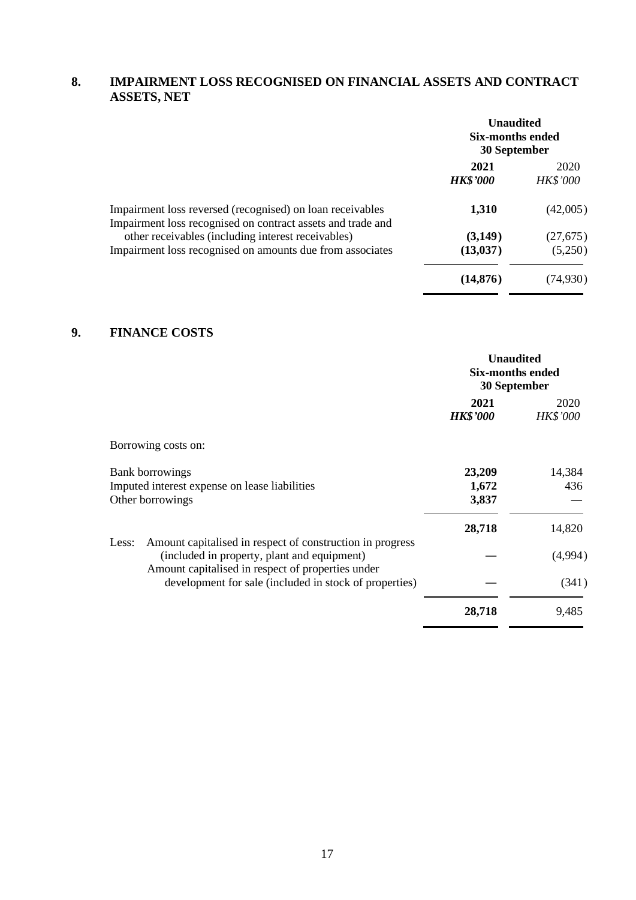## 8. IMPAIRMENT LOSS RECOGNISED ON FINANCIAL ASSETS AND CONTRACT ASSETS, NET

| | Unaudited Six-months ended 30 September | |
|---|---|---|
| | **2021** | 2020 |
| | ***HK$'000*** | *HK$'000* |
| Impairment loss reversed (recognised) on loan receivables | **1,310** | (42,005) |
| Impairment loss recognised on contract assets and trade and other receivables (including interest receivables) | **(3,149)** | (27,675) |
| Impairment loss recognised on amounts due from associates | **(13,037)** | (5,250) |
| | **(14,876)** | (74,930) |

## 9. FINANCE COSTS

| | Unaudited Six-months ended 30 September | |
|---|---|---|
| | **2021** | 2020 |
| | ***HK$'000*** | *HK$'000* |
| Borrowing costs on: | | |
| Bank borrowings | **23,209** | 14,384 |
| Imputed interest expense on lease liabilities | **1,672** | 436 |
| Other borrowings | **3,837** | — |
| | **28,718** | 14,820 |
| Less: Amount capitalised in respect of construction in progress (included in property, plant and equipment) | **—** | (4,994) |
| Amount capitalised in respect of properties under development for sale (included in stock of properties) | **—** | (341) |
| | **28,718** | 9,485 |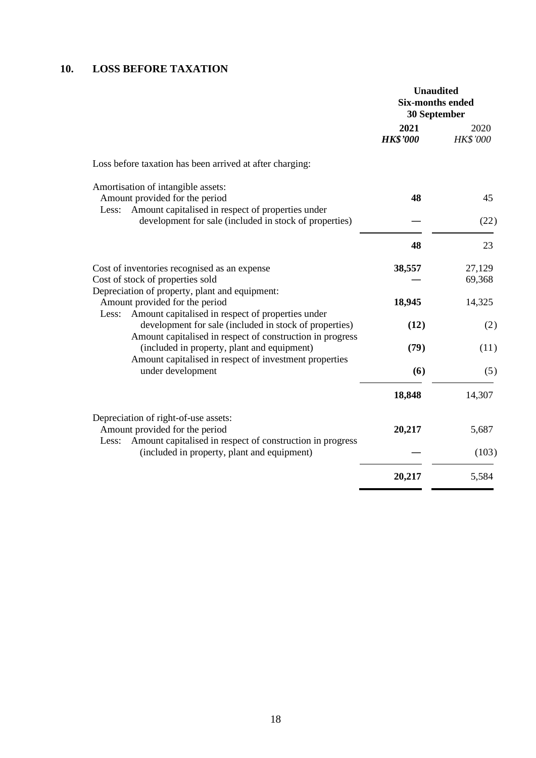## 10. LOSS BEFORE TAXATION

| | Unaudited Six-months ended 30 September | |
|---|---|---|
| | **2021** | 2020 |
| | ***HK$'000*** | *HK$'000* |
| Loss before taxation has been arrived at after charging: | | |
| Amortisation of intangible assets: | | |
| Amount provided for the period | **48** | 45 |
| Less: Amount capitalised in respect of properties under development for sale (included in stock of properties) | **—** | (22) |
| | **48** | 23 |
| Cost of inventories recognised as an expense | **38,557** | 27,129 |
| Cost of stock of properties sold | **—** | 69,368 |
| Depreciation of property, plant and equipment: | | |
| Amount provided for the period | **18,945** | 14,325 |
| Less: Amount capitalised in respect of properties under development for sale (included in stock of properties) | **(12)** | (2) |
| Amount capitalised in respect of construction in progress (included in property, plant and equipment) | **(79)** | (11) |
| Amount capitalised in respect of investment properties under development | **(6)** | (5) |
| | **18,848** | 14,307 |
| Depreciation of right-of-use assets: | | |
| Amount provided for the period | **20,217** | 5,687 |
| Less: Amount capitalised in respect of construction in progress (included in property, plant and equipment) | **—** | (103) |
| | **20,217** | 5,584 |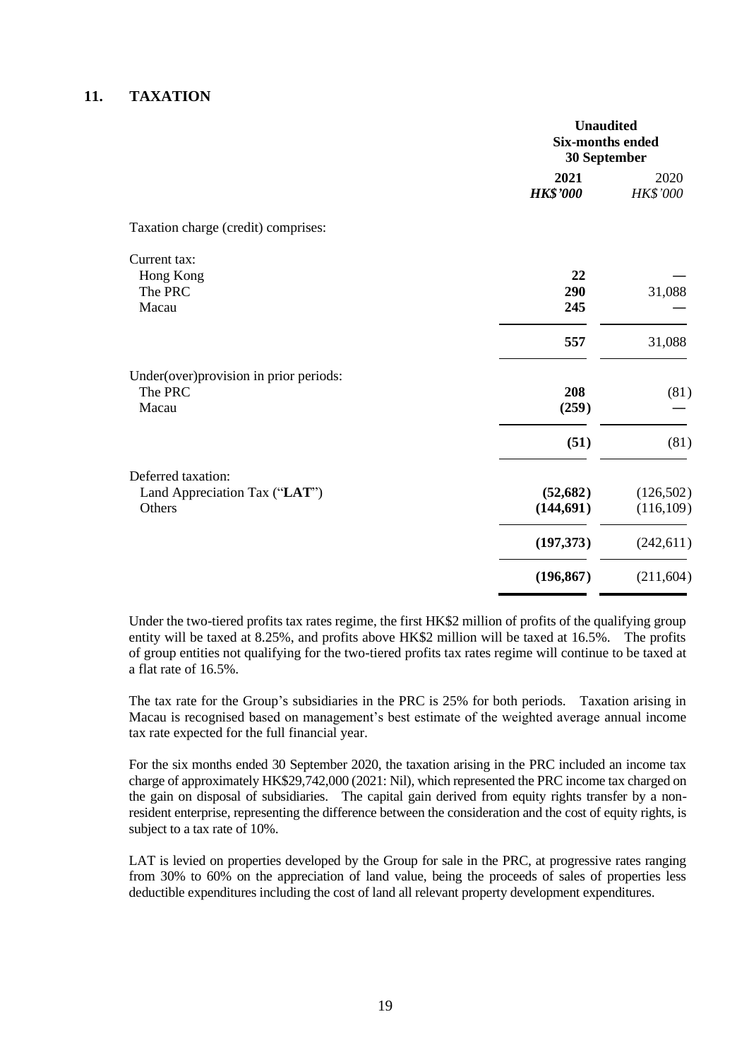## 11. TAXATION

| | Unaudited Six-months ended 30 September | |
|---|---|---|
| | **2021** | 2020 |
| | ***HK$'000*** | *HK$'000* |
| Taxation charge (credit) comprises: | | |
| Current tax: | | |
| Hong Kong | **22** | — |
| The PRC | **290** | 31,088 |
| Macau | **245** | — |
| | **557** | 31,088 |
| Under(over)provision in prior periods: | | |
| The PRC | **208** | (81) |
| Macau | **(259)** | — |
| | **(51)** | (81) |
| Deferred taxation: | | |
| Land Appreciation Tax ("**LAT**") | **(52,682)** | (126,502) |
| Others | **(144,691)** | (116,109) |
| | **(197,373)** | (242,611) |
| | **(196,867)** | (211,604) |

Under the two-tiered profits tax rates regime, the first HK$2 million of profits of the qualifying group entity will be taxed at 8.25%, and profits above HK$2 million will be taxed at 16.5%. The profits of group entities not qualifying for the two-tiered profits tax rates regime will continue to be taxed at a flat rate of 16.5%.

The tax rate for the Group's subsidiaries in the PRC is 25% for both periods. Taxation arising in Macau is recognised based on management's best estimate of the weighted average annual income tax rate expected for the full financial year.

For the six months ended 30 September 2020, the taxation arising in the PRC included an income tax charge of approximately HK$29,742,000 (2021: Nil), which represented the PRC income tax charged on the gain on disposal of subsidiaries. The capital gain derived from equity rights transfer by a non-resident enterprise, representing the difference between the consideration and the cost of equity rights, is subject to a tax rate of 10%.

LAT is levied on properties developed by the Group for sale in the PRC, at progressive rates ranging from 30% to 60% on the appreciation of land value, being the proceeds of sales of properties less deductible expenditures including the cost of land all relevant property development expenditures.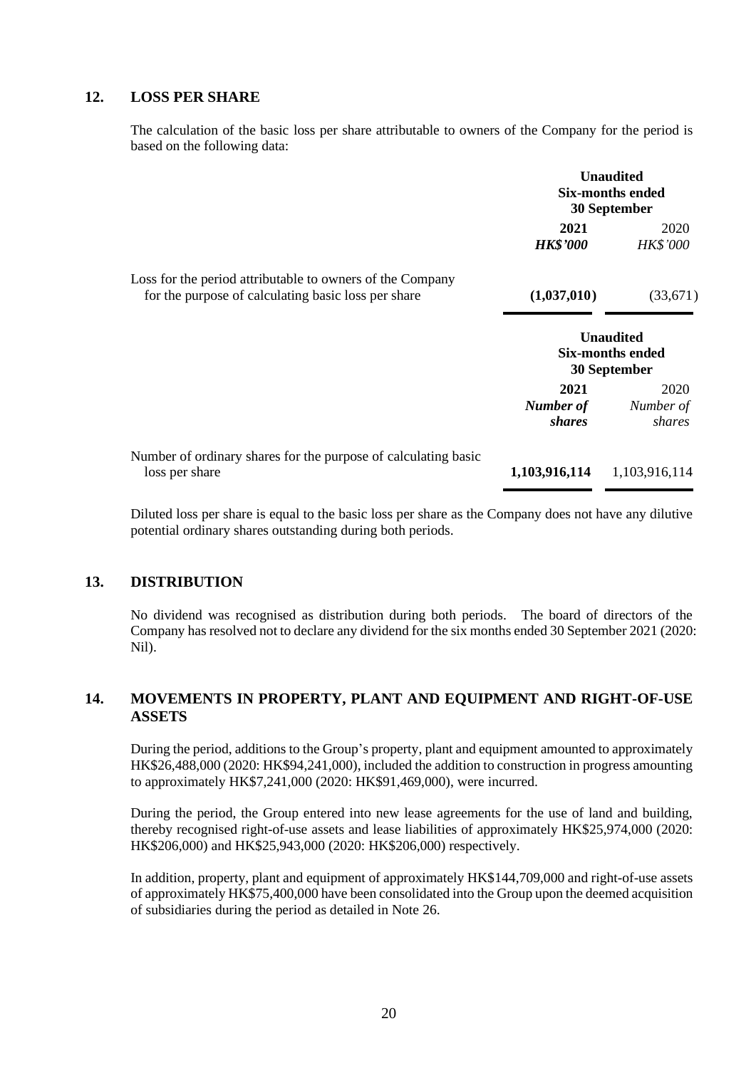## 12. LOSS PER SHARE

The calculation of the basic loss per share attributable to owners of the Company for the period is based on the following data:

| | Unaudited Six-months ended 30 September | |
|---|---|---|
| | **2021** | 2020 |
| | ***HK$'000*** | *HK$'000* |
| Loss for the period attributable to owners of the Company for the purpose of calculating basic loss per share | **(1,037,010)** | (33,671) |

| | Unaudited Six-months ended 30 September | |
|---|---|---|
| | **2021** | 2020 |
| | ***Number of shares*** | *Number of shares* |
| Number of ordinary shares for the purpose of calculating basic loss per share | **1,103,916,114** | 1,103,916,114 |

Diluted loss per share is equal to the basic loss per share as the Company does not have any dilutive potential ordinary shares outstanding during both periods.

## 13. DISTRIBUTION

No dividend was recognised as distribution during both periods. The board of directors of the Company has resolved not to declare any dividend for the six months ended 30 September 2021 (2020: Nil).

## 14. MOVEMENTS IN PROPERTY, PLANT AND EQUIPMENT AND RIGHT-OF-USE ASSETS

During the period, additions to the Group's property, plant and equipment amounted to approximately HK$26,488,000 (2020: HK$94,241,000), included the addition to construction in progress amounting to approximately HK$7,241,000 (2020: HK$91,469,000), were incurred.

During the period, the Group entered into new lease agreements for the use of land and building, thereby recognised right-of-use assets and lease liabilities of approximately HK$25,974,000 (2020: HK$206,000) and HK$25,943,000 (2020: HK$206,000) respectively.

In addition, property, plant and equipment of approximately HK$144,709,000 and right-of-use assets of approximately HK$75,400,000 have been consolidated into the Group upon the deemed acquisition of subsidiaries during the period as detailed in Note 26.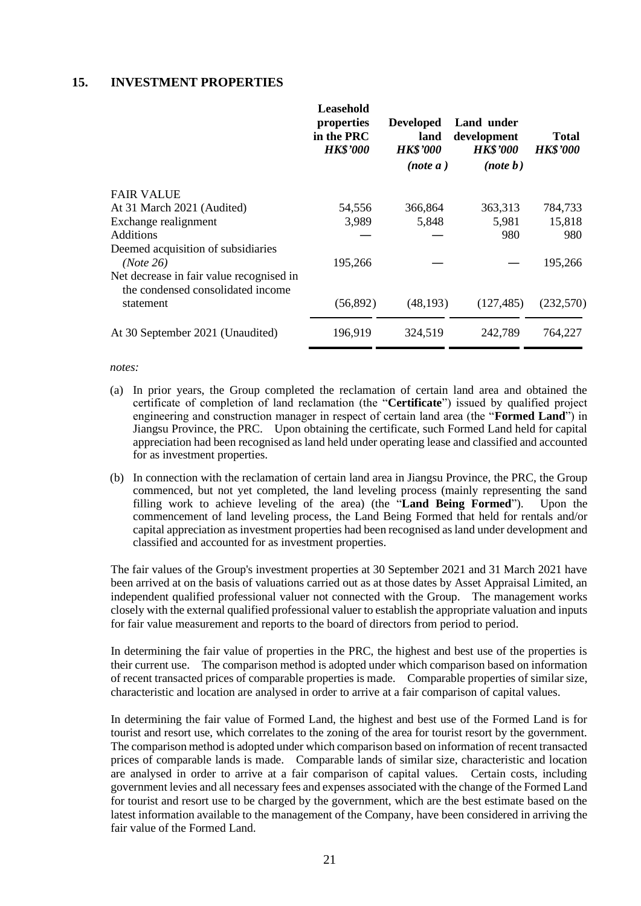## 15. INVESTMENT PROPERTIES

| | Leasehold properties in the PRC *HK$'000* | Developed land *HK$'000* *(note a)* | Land under development *HK$'000* *(note b)* | Total *HK$'000* |
|---|---|---|---|---|
| FAIR VALUE | | | | |
| At 31 March 2021 (Audited) | 54,556 | 366,864 | 363,313 | 784,733 |
| Exchange realignment | 3,989 | 5,848 | 5,981 | 15,818 |
| Additions | — | — | 980 | 980 |
| Deemed acquisition of subsidiaries *(Note 26)* | 195,266 | — | — | 195,266 |
| Net decrease in fair value recognised in the condensed consolidated income statement | (56,892) | (48,193) | (127,485) | (232,570) |
| At 30 September 2021 (Unaudited) | 196,919 | 324,519 | 242,789 | 764,227 |

*notes:*

(a) In prior years, the Group completed the reclamation of certain land area and obtained the certificate of completion of land reclamation (the "**Certificate**") issued by qualified project engineering and construction manager in respect of certain land area (the "**Formed Land**") in Jiangsu Province, the PRC. Upon obtaining the certificate, such Formed Land held for capital appreciation had been recognised as land held under operating lease and classified and accounted for as investment properties.

(b) In connection with the reclamation of certain land area in Jiangsu Province, the PRC, the Group commenced, but not yet completed, the land leveling process (mainly representing the sand filling work to achieve leveling of the area) (the "**Land Being Formed**"). Upon the commencement of land leveling process, the Land Being Formed that held for rentals and/or capital appreciation as investment properties had been recognised as land under development and classified and accounted for as investment properties.

The fair values of the Group's investment properties at 30 September 2021 and 31 March 2021 have been arrived at on the basis of valuations carried out as at those dates by Asset Appraisal Limited, an independent qualified professional valuer not connected with the Group. The management works closely with the external qualified professional valuer to establish the appropriate valuation and inputs for fair value measurement and reports to the board of directors from period to period.

In determining the fair value of properties in the PRC, the highest and best use of the properties is their current use. The comparison method is adopted under which comparison based on information of recent transacted prices of comparable properties is made. Comparable properties of similar size, characteristic and location are analysed in order to arrive at a fair comparison of capital values.

In determining the fair value of Formed Land, the highest and best use of the Formed Land is for tourist and resort use, which correlates to the zoning of the area for tourist resort by the government. The comparison method is adopted under which comparison based on information of recent transacted prices of comparable lands is made. Comparable lands of similar size, characteristic and location are analysed in order to arrive at a fair comparison of capital values. Certain costs, including government levies and all necessary fees and expenses associated with the change of the Formed Land for tourist and resort use to be charged by the government, which are the best estimate based on the latest information available to the management of the Company, have been considered in arriving the fair value of the Formed Land.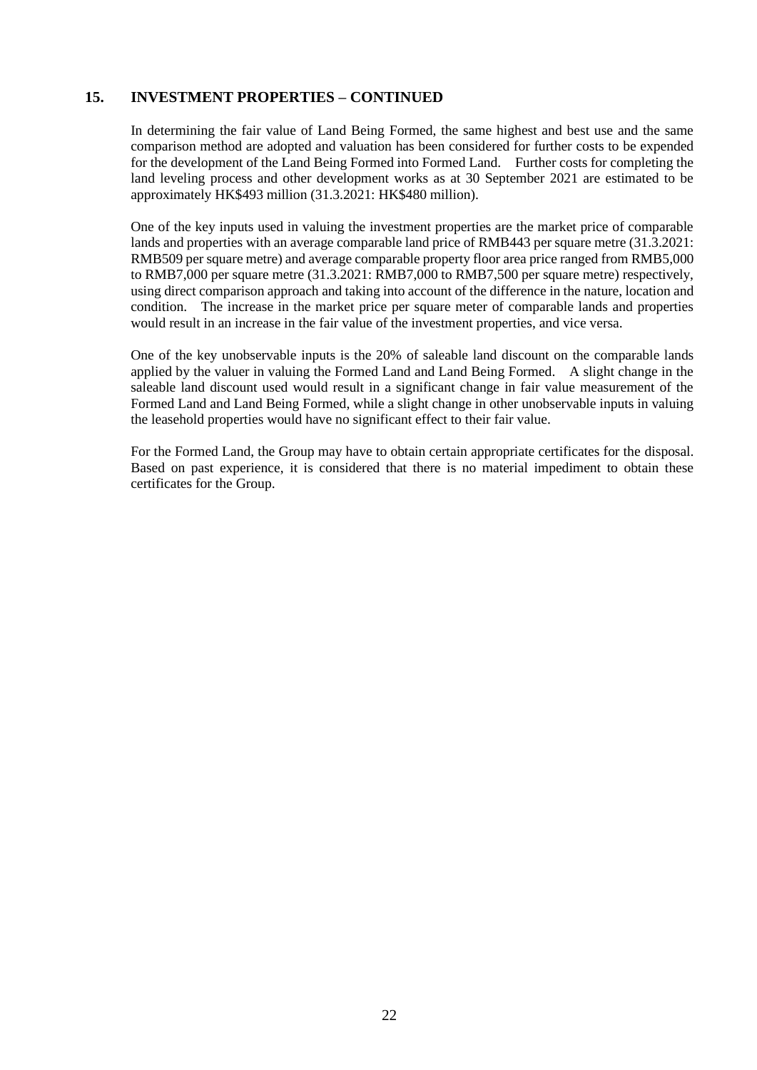## 15. INVESTMENT PROPERTIES – CONTINUED

In determining the fair value of Land Being Formed, the same highest and best use and the same comparison method are adopted and valuation has been considered for further costs to be expended for the development of the Land Being Formed into Formed Land. Further costs for completing the land leveling process and other development works as at 30 September 2021 are estimated to be approximately HK$493 million (31.3.2021: HK$480 million).

One of the key inputs used in valuing the investment properties are the market price of comparable lands and properties with an average comparable land price of RMB443 per square metre (31.3.2021: RMB509 per square metre) and average comparable property floor area price ranged from RMB5,000 to RMB7,000 per square metre (31.3.2021: RMB7,000 to RMB7,500 per square metre) respectively, using direct comparison approach and taking into account of the difference in the nature, location and condition. The increase in the market price per square meter of comparable lands and properties would result in an increase in the fair value of the investment properties, and vice versa.

One of the key unobservable inputs is the 20% of saleable land discount on the comparable lands applied by the valuer in valuing the Formed Land and Land Being Formed. A slight change in the saleable land discount used would result in a significant change in fair value measurement of the Formed Land and Land Being Formed, while a slight change in other unobservable inputs in valuing the leasehold properties would have no significant effect to their fair value.

For the Formed Land, the Group may have to obtain certain appropriate certificates for the disposal. Based on past experience, it is considered that there is no material impediment to obtain these certificates for the Group.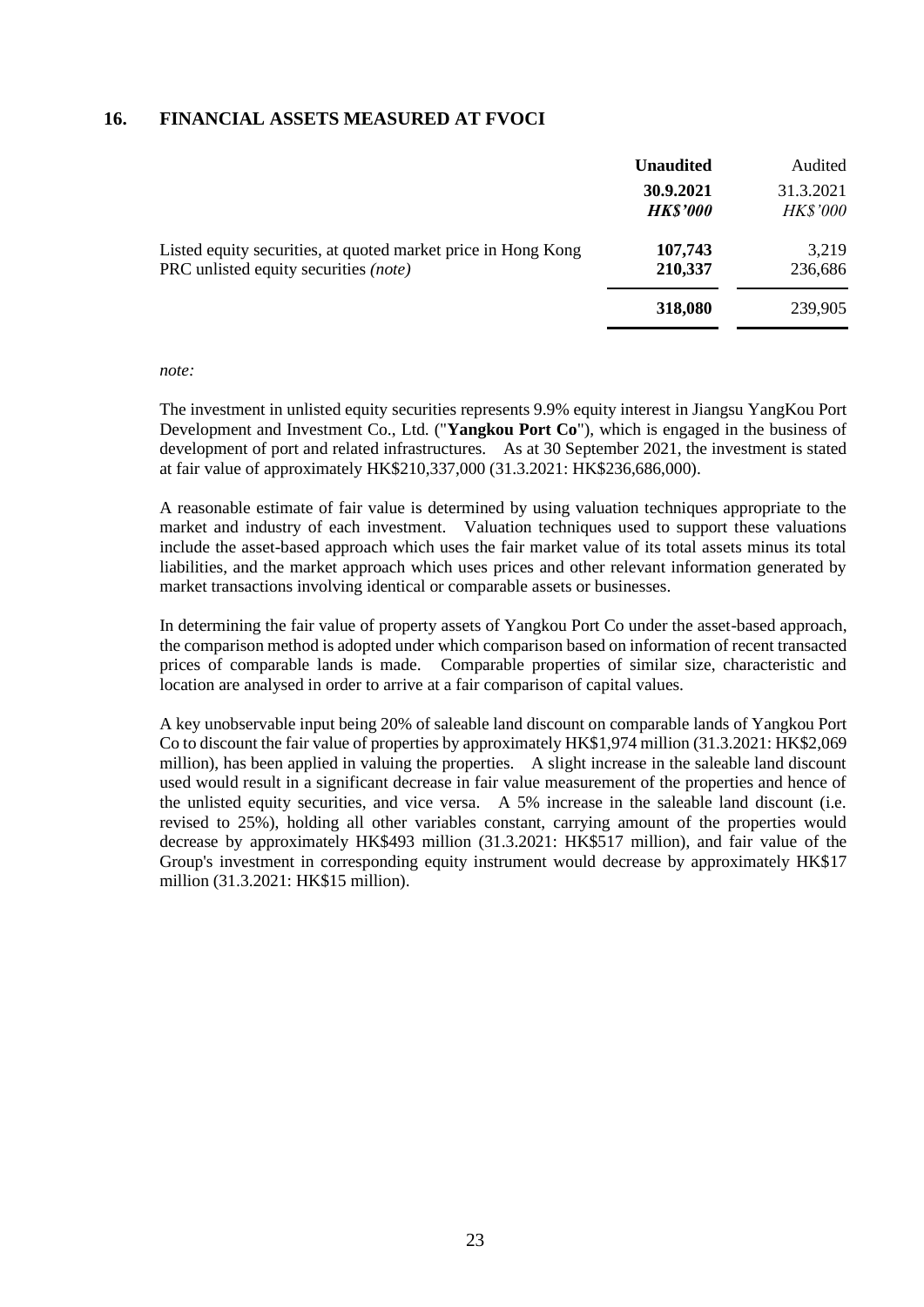## 16. FINANCIAL ASSETS MEASURED AT FVOCI

| | **Unaudited** | Audited |
|---|---|---|
| | **30.9.2021** | 31.3.2021 |
| | ***HK$'000*** | *HK$'000* |
| Listed equity securities, at quoted market price in Hong Kong | **107,743** | 3,219 |
| PRC unlisted equity securities *(note)* | **210,337** | 236,686 |
| | **318,080** | 239,905 |

*note:*

The investment in unlisted equity securities represents 9.9% equity interest in Jiangsu YangKou Port Development and Investment Co., Ltd. ("**Yangkou Port Co**"), which is engaged in the business of development of port and related infrastructures. As at 30 September 2021, the investment is stated at fair value of approximately HK$210,337,000 (31.3.2021: HK$236,686,000).

A reasonable estimate of fair value is determined by using valuation techniques appropriate to the market and industry of each investment. Valuation techniques used to support these valuations include the asset-based approach which uses the fair market value of its total assets minus its total liabilities, and the market approach which uses prices and other relevant information generated by market transactions involving identical or comparable assets or businesses.

In determining the fair value of property assets of Yangkou Port Co under the asset-based approach, the comparison method is adopted under which comparison based on information of recent transacted prices of comparable lands is made. Comparable properties of similar size, characteristic and location are analysed in order to arrive at a fair comparison of capital values.

A key unobservable input being 20% of saleable land discount on comparable lands of Yangkou Port Co to discount the fair value of properties by approximately HK$1,974 million (31.3.2021: HK$2,069 million), has been applied in valuing the properties. A slight increase in the saleable land discount used would result in a significant decrease in fair value measurement of the properties and hence of the unlisted equity securities, and vice versa. A 5% increase in the saleable land discount (i.e. revised to 25%), holding all other variables constant, carrying amount of the properties would decrease by approximately HK$493 million (31.3.2021: HK$517 million), and fair value of the Group's investment in corresponding equity instrument would decrease by approximately HK$17 million (31.3.2021: HK$15 million).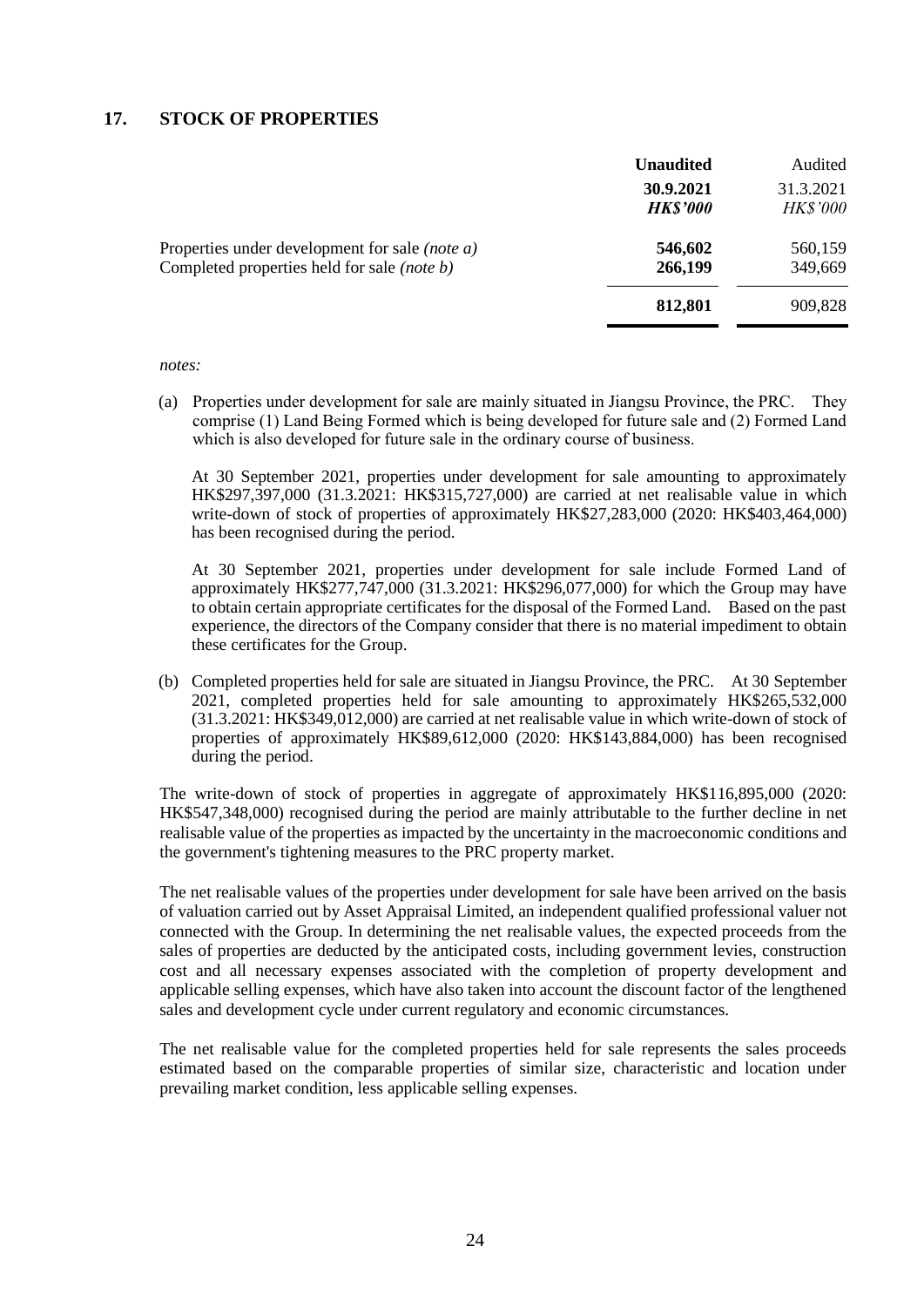## 17. STOCK OF PROPERTIES

| | **Unaudited** | Audited |
|---|---|---|
| | **30.9.2021** | 31.3.2021 |
| | ***HK$'000*** | *HK$'000* |
| Properties under development for sale *(note a)* | **546,602** | 560,159 |
| Completed properties held for sale *(note b)* | **266,199** | 349,669 |
| | **812,801** | 909,828 |

*notes:*

(a) Properties under development for sale are mainly situated in Jiangsu Province, the PRC. They comprise (1) Land Being Formed which is being developed for future sale and (2) Formed Land which is also developed for future sale in the ordinary course of business.

At 30 September 2021, properties under development for sale amounting to approximately HK$297,397,000 (31.3.2021: HK$315,727,000) are carried at net realisable value in which write-down of stock of properties of approximately HK$27,283,000 (2020: HK$403,464,000) has been recognised during the period.

At 30 September 2021, properties under development for sale include Formed Land of approximately HK$277,747,000 (31.3.2021: HK$296,077,000) for which the Group may have to obtain certain appropriate certificates for the disposal of the Formed Land. Based on the past experience, the directors of the Company consider that there is no material impediment to obtain these certificates for the Group.

(b) Completed properties held for sale are situated in Jiangsu Province, the PRC. At 30 September 2021, completed properties held for sale amounting to approximately HK$265,532,000 (31.3.2021: HK$349,012,000) are carried at net realisable value in which write-down of stock of properties of approximately HK$89,612,000 (2020: HK$143,884,000) has been recognised during the period.

The write-down of stock of properties in aggregate of approximately HK$116,895,000 (2020: HK$547,348,000) recognised during the period are mainly attributable to the further decline in net realisable value of the properties as impacted by the uncertainty in the macroeconomic conditions and the government's tightening measures to the PRC property market.

The net realisable values of the properties under development for sale have been arrived on the basis of valuation carried out by Asset Appraisal Limited, an independent qualified professional valuer not connected with the Group. In determining the net realisable values, the expected proceeds from the sales of properties are deducted by the anticipated costs, including government levies, construction cost and all necessary expenses associated with the completion of property development and applicable selling expenses, which have also taken into account the discount factor of the lengthened sales and development cycle under current regulatory and economic circumstances.

The net realisable value for the completed properties held for sale represents the sales proceeds estimated based on the comparable properties of similar size, characteristic and location under prevailing market condition, less applicable selling expenses.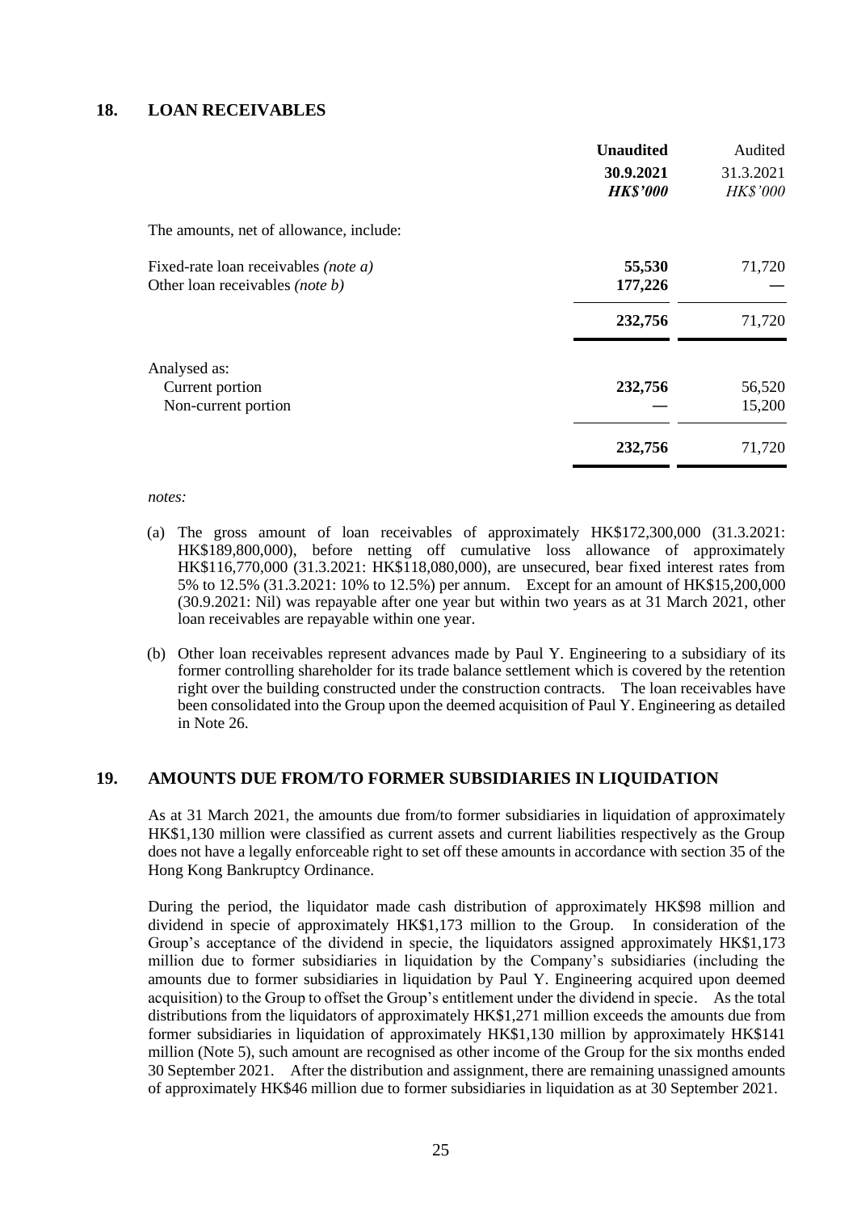## 18. LOAN RECEIVABLES

| | **Unaudited** | Audited |
|---|---|---|
| | **30.9.2021** | 31.3.2021 |
| | ***HK$'000*** | *HK$'000* |
| The amounts, net of allowance, include: | | |
| Fixed-rate loan receivables *(note a)* | **55,530** | 71,720 |
| Other loan receivables *(note b)* | **177,226** | — |
| | **232,756** | 71,720 |
| Analysed as: | | |
| Current portion | **232,756** | 56,520 |
| Non-current portion | — | 15,200 |
| | **232,756** | 71,720 |

*notes:*

(a) The gross amount of loan receivables of approximately HK$172,300,000 (31.3.2021: HK$189,800,000), before netting off cumulative loss allowance of approximately HK$116,770,000 (31.3.2021: HK$118,080,000), are unsecured, bear fixed interest rates from 5% to 12.5% (31.3.2021: 10% to 12.5%) per annum. Except for an amount of HK$15,200,000 (30.9.2021: Nil) was repayable after one year but within two years as at 31 March 2021, other loan receivables are repayable within one year.

(b) Other loan receivables represent advances made by Paul Y. Engineering to a subsidiary of its former controlling shareholder for its trade balance settlement which is covered by the retention right over the building constructed under the construction contracts. The loan receivables have been consolidated into the Group upon the deemed acquisition of Paul Y. Engineering as detailed in Note 26.

## 19. AMOUNTS DUE FROM/TO FORMER SUBSIDIARIES IN LIQUIDATION

As at 31 March 2021, the amounts due from/to former subsidiaries in liquidation of approximately HK$1,130 million were classified as current assets and current liabilities respectively as the Group does not have a legally enforceable right to set off these amounts in accordance with section 35 of the Hong Kong Bankruptcy Ordinance.

During the period, the liquidator made cash distribution of approximately HK$98 million and dividend in specie of approximately HK$1,173 million to the Group. In consideration of the Group's acceptance of the dividend in specie, the liquidators assigned approximately HK$1,173 million due to former subsidiaries in liquidation by the Company's subsidiaries (including the amounts due to former subsidiaries in liquidation by Paul Y. Engineering acquired upon deemed acquisition) to the Group to offset the Group's entitlement under the dividend in specie. As the total distributions from the liquidators of approximately HK$1,271 million exceeds the amounts due from former subsidiaries in liquidation of approximately HK$1,130 million by approximately HK$141 million (Note 5), such amount are recognised as other income of the Group for the six months ended 30 September 2021. After the distribution and assignment, there are remaining unassigned amounts of approximately HK$46 million due to former subsidiaries in liquidation as at 30 September 2021.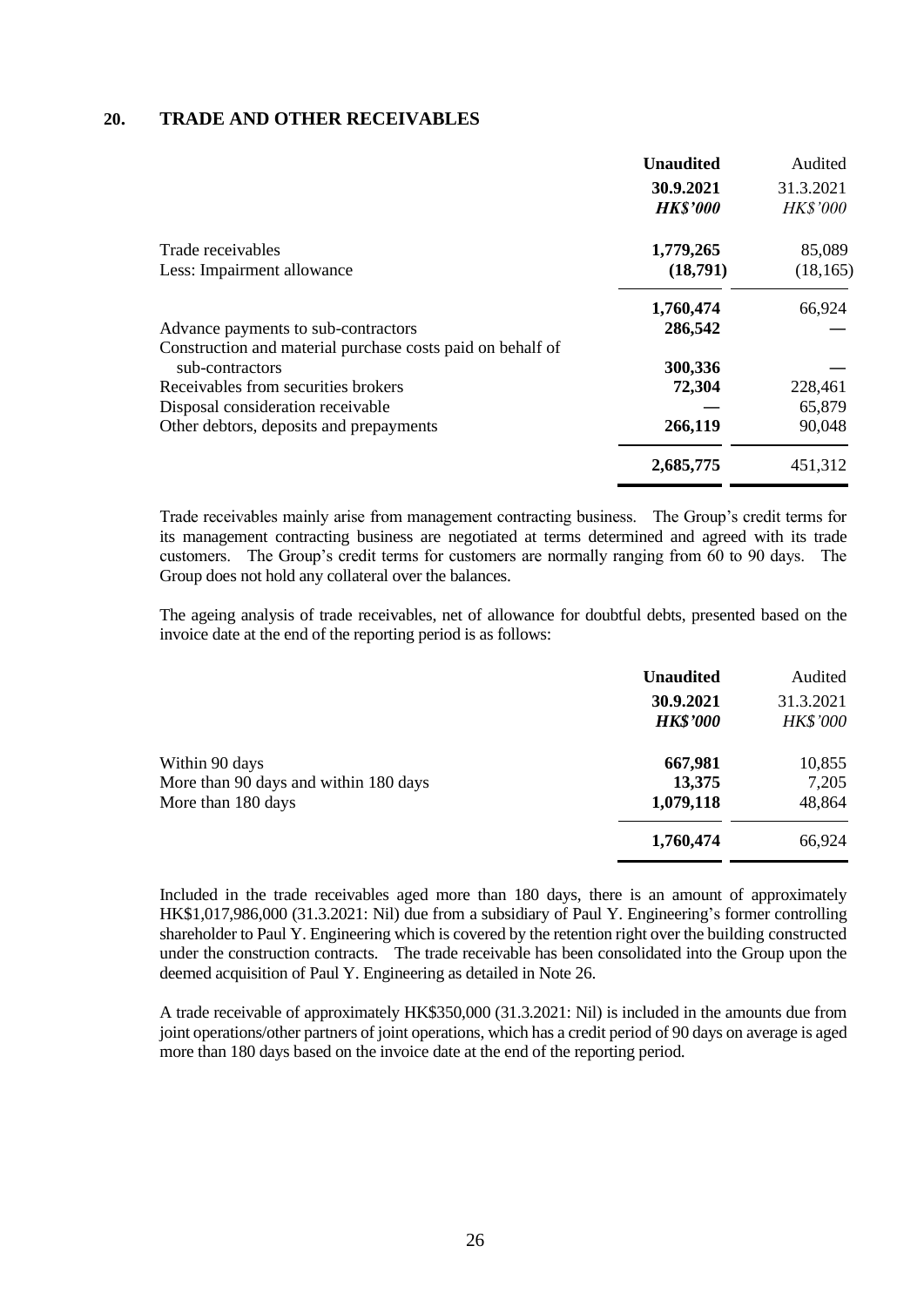## 20. TRADE AND OTHER RECEIVABLES

| | **Unaudited** | Audited |
|---|---|---|
| | **30.9.2021** | 31.3.2021 |
| | ***HK$'000*** | *HK$'000* |
| Trade receivables | **1,779,265** | 85,089 |
| Less: Impairment allowance | **(18,791)** | (18,165) |
| | **1,760,474** | 66,924 |
| Advance payments to sub-contractors | **286,542** | — |
| Construction and material purchase costs paid on behalf of sub-contractors | **300,336** | — |
| Receivables from securities brokers | **72,304** | 228,461 |
| Disposal consideration receivable | **—** | 65,879 |
| Other debtors, deposits and prepayments | **266,119** | 90,048 |
| | **2,685,775** | 451,312 |

Trade receivables mainly arise from management contracting business. The Group's credit terms for its management contracting business are negotiated at terms determined and agreed with its trade customers. The Group's credit terms for customers are normally ranging from 60 to 90 days. The Group does not hold any collateral over the balances.

The ageing analysis of trade receivables, net of allowance for doubtful debts, presented based on the invoice date at the end of the reporting period is as follows:

| | **Unaudited** | Audited |
|---|---|---|
| | **30.9.2021** | 31.3.2021 |
| | ***HK$'000*** | *HK$'000* |
| Within 90 days | **667,981** | 10,855 |
| More than 90 days and within 180 days | **13,375** | 7,205 |
| More than 180 days | **1,079,118** | 48,864 |
| | **1,760,474** | 66,924 |

Included in the trade receivables aged more than 180 days, there is an amount of approximately HK$1,017,986,000 (31.3.2021: Nil) due from a subsidiary of Paul Y. Engineering's former controlling shareholder to Paul Y. Engineering which is covered by the retention right over the building constructed under the construction contracts. The trade receivable has been consolidated into the Group upon the deemed acquisition of Paul Y. Engineering as detailed in Note 26.

A trade receivable of approximately HK$350,000 (31.3.2021: Nil) is included in the amounts due from joint operations/other partners of joint operations, which has a credit period of 90 days on average is aged more than 180 days based on the invoice date at the end of the reporting period.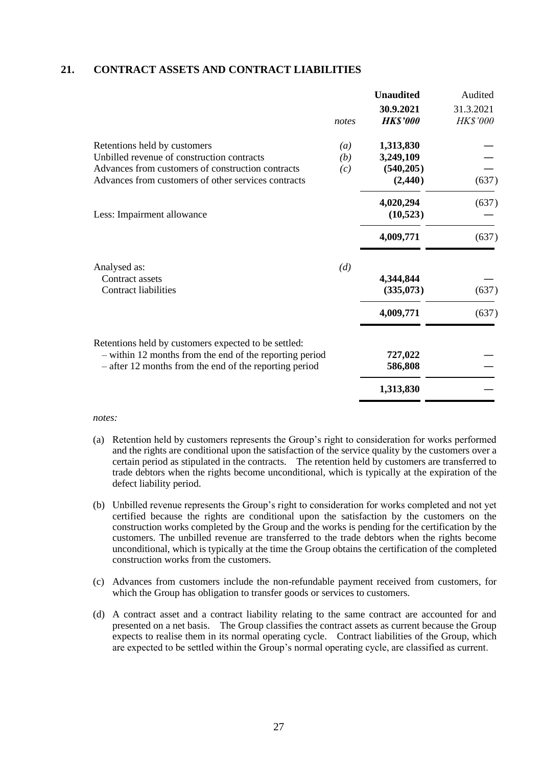## 21. CONTRACT ASSETS AND CONTRACT LIABILITIES

| | notes | **Unaudited** **30.9.2021** ***HK$'000*** | Audited 31.3.2021 *HK$'000* |
|---|---|---|---|
| Retentions held by customers | *(a)* | **1,313,830** | — |
| Unbilled revenue of construction contracts | *(b)* | **3,249,109** | — |
| Advances from customers of construction contracts | *(c)* | **(540,205)** | — |
| Advances from customers of other services contracts | | **(2,440)** | (637) |
| | | **4,020,294** | (637) |
| Less: Impairment allowance | | **(10,523)** | — |
| | | **4,009,771** | (637) |
| Analysed as: | *(d)* | | |
| Contract assets | | **4,344,844** | — |
| Contract liabilities | | **(335,073)** | (637) |
| | | **4,009,771** | (637) |
| Retentions held by customers expected to be settled: | | | |
| – within 12 months from the end of the reporting period | | **727,022** | — |
| – after 12 months from the end of the reporting period | | **586,808** | — |
| | | **1,313,830** | — |

*notes:*

(a) Retention held by customers represents the Group's right to consideration for works performed and the rights are conditional upon the satisfaction of the service quality by the customers over a certain period as stipulated in the contracts. The retention held by customers are transferred to trade debtors when the rights become unconditional, which is typically at the expiration of the defect liability period.

(b) Unbilled revenue represents the Group's right to consideration for works completed and not yet certified because the rights are conditional upon the satisfaction by the customers on the construction works completed by the Group and the works is pending for the certification by the customers. The unbilled revenue are transferred to the trade debtors when the rights become unconditional, which is typically at the time the Group obtains the certification of the completed construction works from the customers.

(c) Advances from customers include the non-refundable payment received from customers, for which the Group has obligation to transfer goods or services to customers.

(d) A contract asset and a contract liability relating to the same contract are accounted for and presented on a net basis. The Group classifies the contract assets as current because the Group expects to realise them in its normal operating cycle. Contract liabilities of the Group, which are expected to be settled within the Group's normal operating cycle, are classified as current.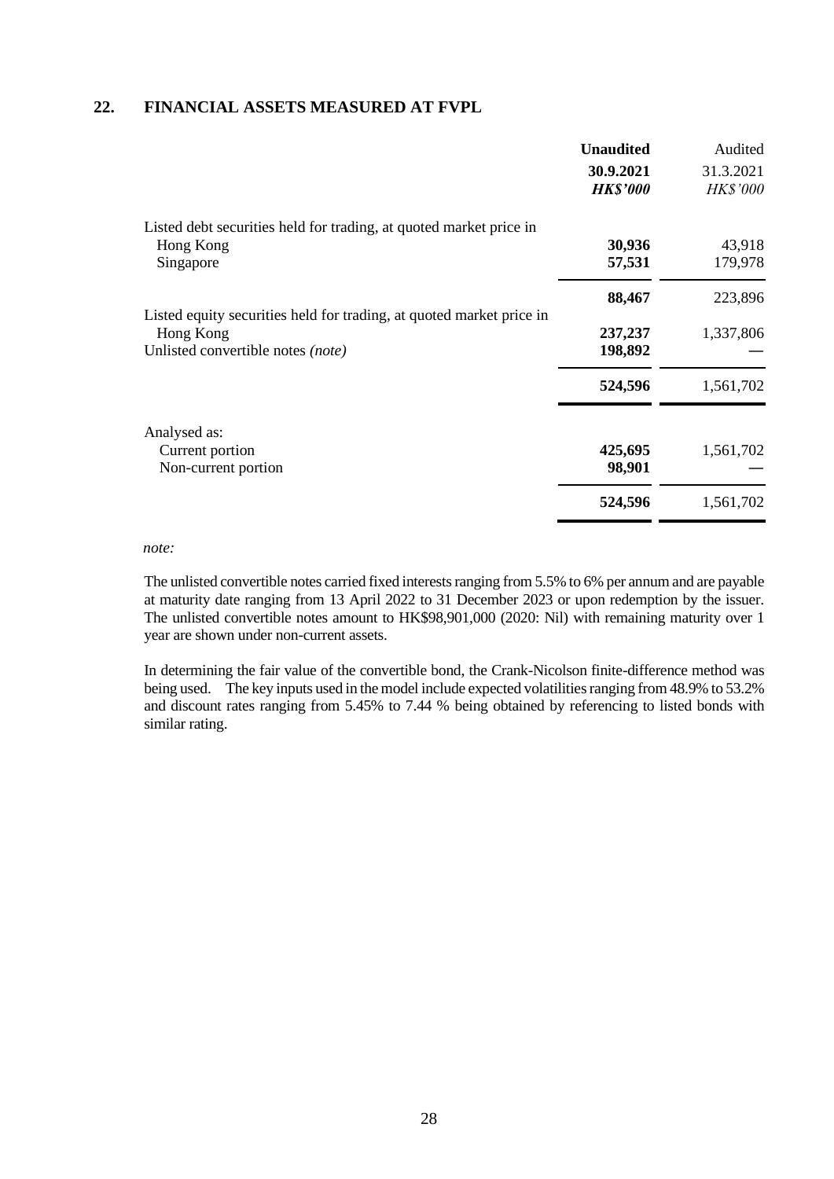## 22. FINANCIAL ASSETS MEASURED AT FVPL

| | **Unaudited** | Audited |
|---|---|---|
| | **30.9.2021** | 31.3.2021 |
| | ***HK$'000*** | *HK$'000* |
| Listed debt securities held for trading, at quoted market price in | | |
| Hong Kong | **30,936** | 43,918 |
| Singapore | **57,531** | 179,978 |
| | **88,467** | 223,896 |
| Listed equity securities held for trading, at quoted market price in | | |
| Hong Kong | **237,237** | 1,337,806 |
| Unlisted convertible notes *(note)* | **198,892** | — |
| | **524,596** | 1,561,702 |
| Analysed as: | | |
| Current portion | **425,695** | 1,561,702 |
| Non-current portion | **98,901** | — |
| | **524,596** | 1,561,702 |

*note:*

The unlisted convertible notes carried fixed interests ranging from 5.5% to 6% per annum and are payable at maturity date ranging from 13 April 2022 to 31 December 2023 or upon redemption by the issuer. The unlisted convertible notes amount to HK$98,901,000 (2020: Nil) with remaining maturity over 1 year are shown under non-current assets.

In determining the fair value of the convertible bond, the Crank-Nicolson finite-difference method was being used. The key inputs used in the model include expected volatilities ranging from 48.9% to 53.2% and discount rates ranging from 5.45% to 7.44 % being obtained by referencing to listed bonds with similar rating.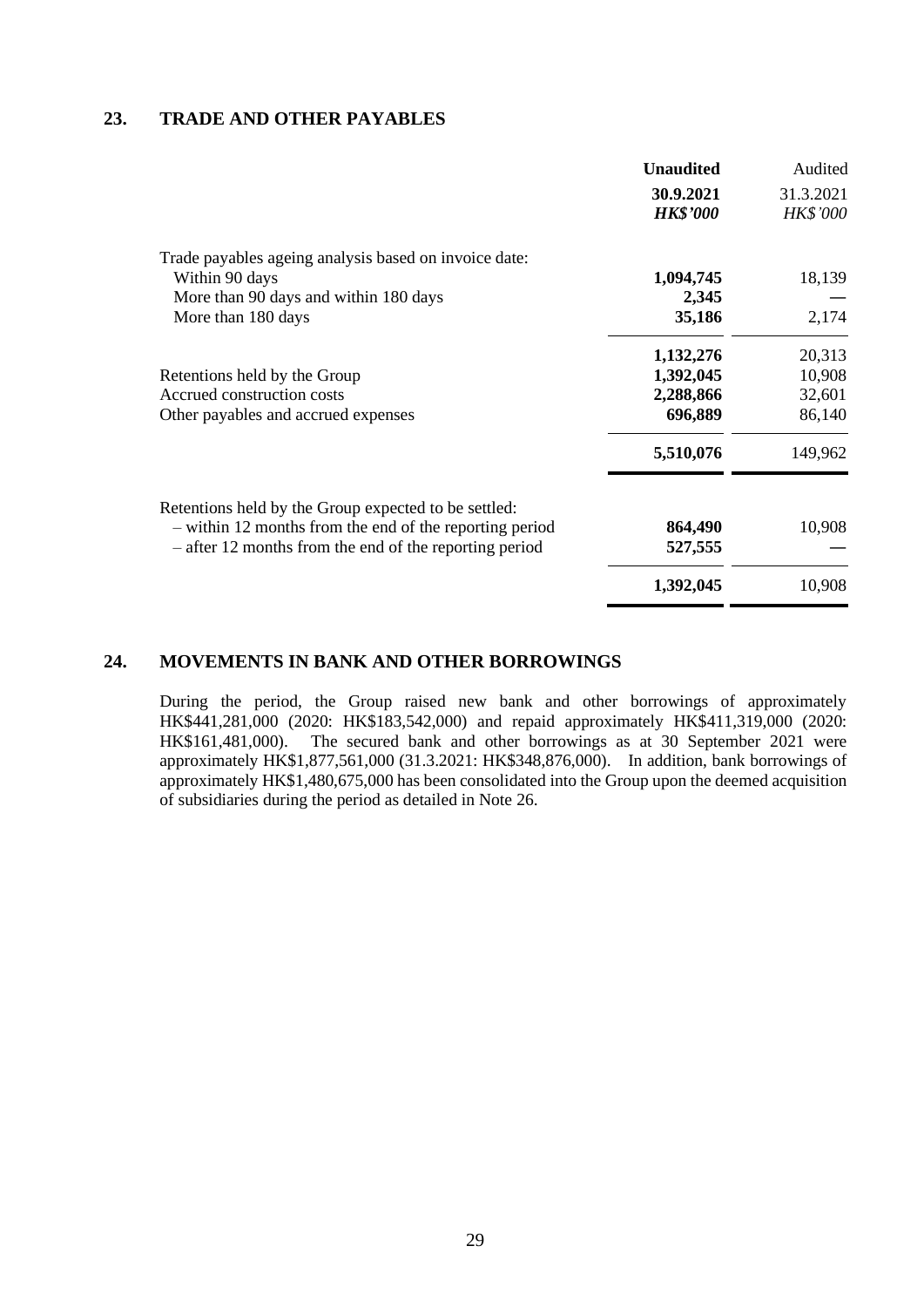## 23. TRADE AND OTHER PAYABLES

| | **Unaudited** | Audited |
|---|---|---|
| | **30.9.2021** | 31.3.2021 |
| | ***HK$'000*** | *HK$'000* |
| Trade payables ageing analysis based on invoice date: | | |
| Within 90 days | **1,094,745** | 18,139 |
| More than 90 days and within 180 days | **2,345** | — |
| More than 180 days | **35,186** | 2,174 |
| | **1,132,276** | 20,313 |
| Retentions held by the Group | **1,392,045** | 10,908 |
| Accrued construction costs | **2,288,866** | 32,601 |
| Other payables and accrued expenses | **696,889** | 86,140 |
| | **5,510,076** | 149,962 |
| Retentions held by the Group expected to be settled: | | |
| – within 12 months from the end of the reporting period | **864,490** | 10,908 |
| – after 12 months from the end of the reporting period | **527,555** | — |
| | **1,392,045** | 10,908 |

## 24. MOVEMENTS IN BANK AND OTHER BORROWINGS

During the period, the Group raised new bank and other borrowings of approximately HK$441,281,000 (2020: HK$183,542,000) and repaid approximately HK$411,319,000 (2020: HK$161,481,000). The secured bank and other borrowings as at 30 September 2021 were approximately HK$1,877,561,000 (31.3.2021: HK$348,876,000). In addition, bank borrowings of approximately HK$1,480,675,000 has been consolidated into the Group upon the deemed acquisition of subsidiaries during the period as detailed in Note 26.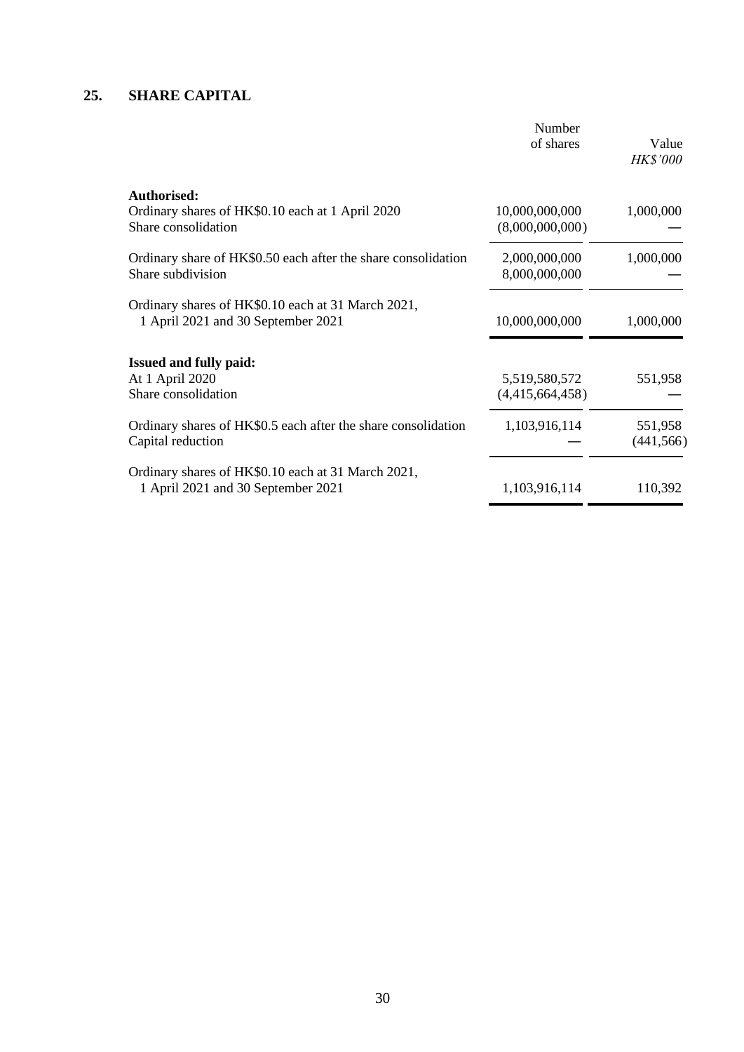## 25. SHARE CAPITAL

| | Number of shares | Value *HK$'000* |
|---|---|---|
| **Authorised:** | | |
| Ordinary shares of HK$0.10 each at 1 April 2020 | 10,000,000,000 | 1,000,000 |
| Share consolidation | (8,000,000,000) | — |
| Ordinary share of HK$0.50 each after the share consolidation | 2,000,000,000 | 1,000,000 |
| Share subdivision | 8,000,000,000 | — |
| Ordinary shares of HK$0.10 each at 31 March 2021, 1 April 2021 and 30 September 2021 | 10,000,000,000 | 1,000,000 |
| **Issued and fully paid:** | | |
| At 1 April 2020 | 5,519,580,572 | 551,958 |
| Share consolidation | (4,415,664,458) | — |
| Ordinary shares of HK$0.5 each after the share consolidation | 1,103,916,114 | 551,958 |
| Capital reduction | — | (441,566) |
| Ordinary shares of HK$0.10 each at 31 March 2021, 1 April 2021 and 30 September 2021 | 1,103,916,114 | 110,392 |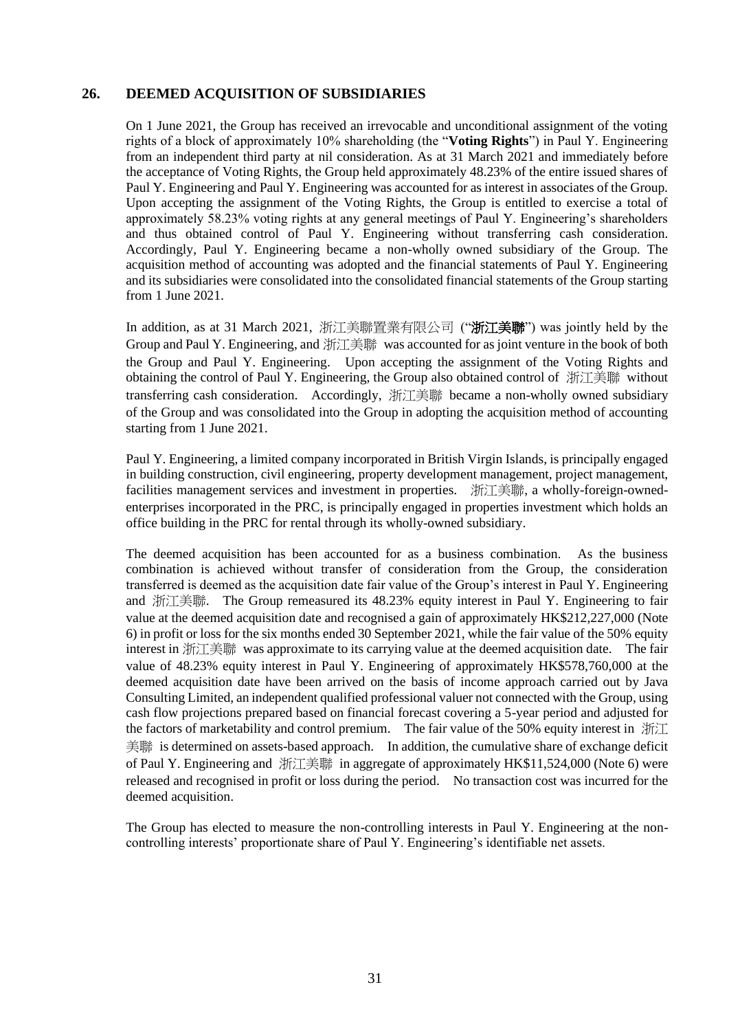## 26. DEEMED ACQUISITION OF SUBSIDIARIES

On 1 June 2021, the Group has received an irrevocable and unconditional assignment of the voting rights of a block of approximately 10% shareholding (the "**Voting Rights**") in Paul Y. Engineering from an independent third party at nil consideration. As at 31 March 2021 and immediately before the acceptance of Voting Rights, the Group held approximately 48.23% of the entire issued shares of Paul Y. Engineering and Paul Y. Engineering was accounted for as interest in associates of the Group. Upon accepting the assignment of the Voting Rights, the Group is entitled to exercise a total of approximately 58.23% voting rights at any general meetings of Paul Y. Engineering's shareholders and thus obtained control of Paul Y. Engineering without transferring cash consideration. Accordingly, Paul Y. Engineering became a non-wholly owned subsidiary of the Group. The acquisition method of accounting was adopted and the financial statements of Paul Y. Engineering and its subsidiaries were consolidated into the consolidated financial statements of the Group starting from 1 June 2021.

In addition, as at 31 March 2021, 浙江美聯置業有限公司 ("**浙江美聯**") was jointly held by the Group and Paul Y. Engineering, and 浙江美聯 was accounted for as joint venture in the book of both the Group and Paul Y. Engineering. Upon accepting the assignment of the Voting Rights and obtaining the control of Paul Y. Engineering, the Group also obtained control of 浙江美聯 without transferring cash consideration. Accordingly, 浙江美聯 became a non-wholly owned subsidiary of the Group and was consolidated into the Group in adopting the acquisition method of accounting starting from 1 June 2021.

Paul Y. Engineering, a limited company incorporated in British Virgin Islands, is principally engaged in building construction, civil engineering, property development management, project management, facilities management services and investment in properties. 浙江美聯, a wholly-foreign-owned-enterprises incorporated in the PRC, is principally engaged in properties investment which holds an office building in the PRC for rental through its wholly-owned subsidiary.

The deemed acquisition has been accounted for as a business combination. As the business combination is achieved without transfer of consideration from the Group, the consideration transferred is deemed as the acquisition date fair value of the Group's interest in Paul Y. Engineering and 浙江美聯. The Group remeasured its 48.23% equity interest in Paul Y. Engineering to fair value at the deemed acquisition date and recognised a gain of approximately HK$212,227,000 (Note 6) in profit or loss for the six months ended 30 September 2021, while the fair value of the 50% equity interest in 浙江美聯 was approximate to its carrying value at the deemed acquisition date. The fair value of 48.23% equity interest in Paul Y. Engineering of approximately HK$578,760,000 at the deemed acquisition date have been arrived on the basis of income approach carried out by Java Consulting Limited, an independent qualified professional valuer not connected with the Group, using cash flow projections prepared based on financial forecast covering a 5-year period and adjusted for the factors of marketability and control premium. The fair value of the 50% equity interest in 浙江美聯 is determined on assets-based approach. In addition, the cumulative share of exchange deficit of Paul Y. Engineering and 浙江美聯 in aggregate of approximately HK$11,524,000 (Note 6) were released and recognised in profit or loss during the period. No transaction cost was incurred for the deemed acquisition.

The Group has elected to measure the non-controlling interests in Paul Y. Engineering at the non-controlling interests' proportionate share of Paul Y. Engineering's identifiable net assets.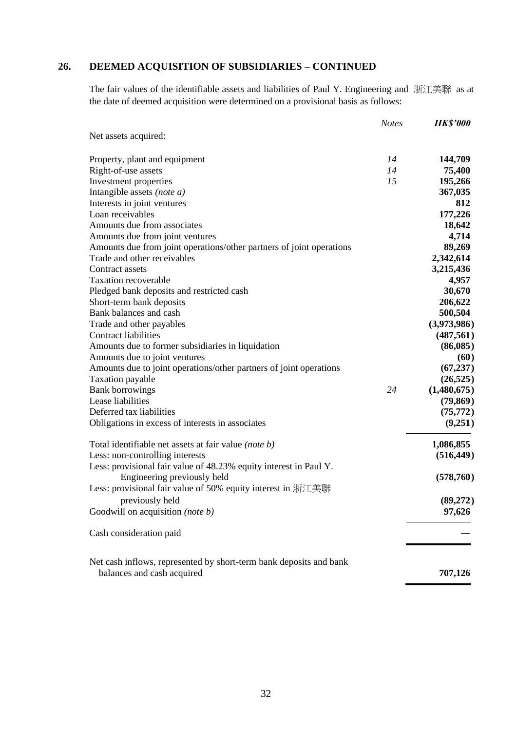## 26. DEEMED ACQUISITION OF SUBSIDIARIES – CONTINUED

The fair values of the identifiable assets and liabilities of Paul Y. Engineering and 浙江美聯 as at the date of deemed acquisition were determined on a provisional basis as follows:

| | *Notes* | ***HK$'000*** |
|---|---|---|
| Net assets acquired: | | |
| Property, plant and equipment | *14* | **144,709** |
| Right-of-use assets | *14* | **75,400** |
| Investment properties | *15* | **195,266** |
| Intangible assets *(note a)* | | **367,035** |
| Interests in joint ventures | | **812** |
| Loan receivables | | **177,226** |
| Amounts due from associates | | **18,642** |
| Amounts due from joint ventures | | **4,714** |
| Amounts due from joint operations/other partners of joint operations | | **89,269** |
| Trade and other receivables | | **2,342,614** |
| Contract assets | | **3,215,436** |
| Taxation recoverable | | **4,957** |
| Pledged bank deposits and restricted cash | | **30,670** |
| Short-term bank deposits | | **206,622** |
| Bank balances and cash | | **500,504** |
| Trade and other payables | | **(3,973,986)** |
| Contract liabilities | | **(487,561)** |
| Amounts due to former subsidiaries in liquidation | | **(86,085)** |
| Amounts due to joint ventures | | **(60)** |
| Amounts due to joint operations/other partners of joint operations | | **(67,237)** |
| Taxation payable | | **(26,525)** |
| Bank borrowings | *24* | **(1,480,675)** |
| Lease liabilities | | **(79,869)** |
| Deferred tax liabilities | | **(75,772)** |
| Obligations in excess of interests in associates | | **(9,251)** |
| Total identifiable net assets at fair value *(note b)* | | **1,086,855** |
| Less: non-controlling interests | | **(516,449)** |
| Less: provisional fair value of 48.23% equity interest in Paul Y. Engineering previously held | | **(578,760)** |
| Less: provisional fair value of 50% equity interest in 浙江美聯 previously held | | **(89,272)** |
| Goodwill on acquisition *(note b)* | | **97,626** |
| Cash consideration paid | | **—** |
| Net cash inflows, represented by short-term bank deposits and bank balances and cash acquired | | **707,126** |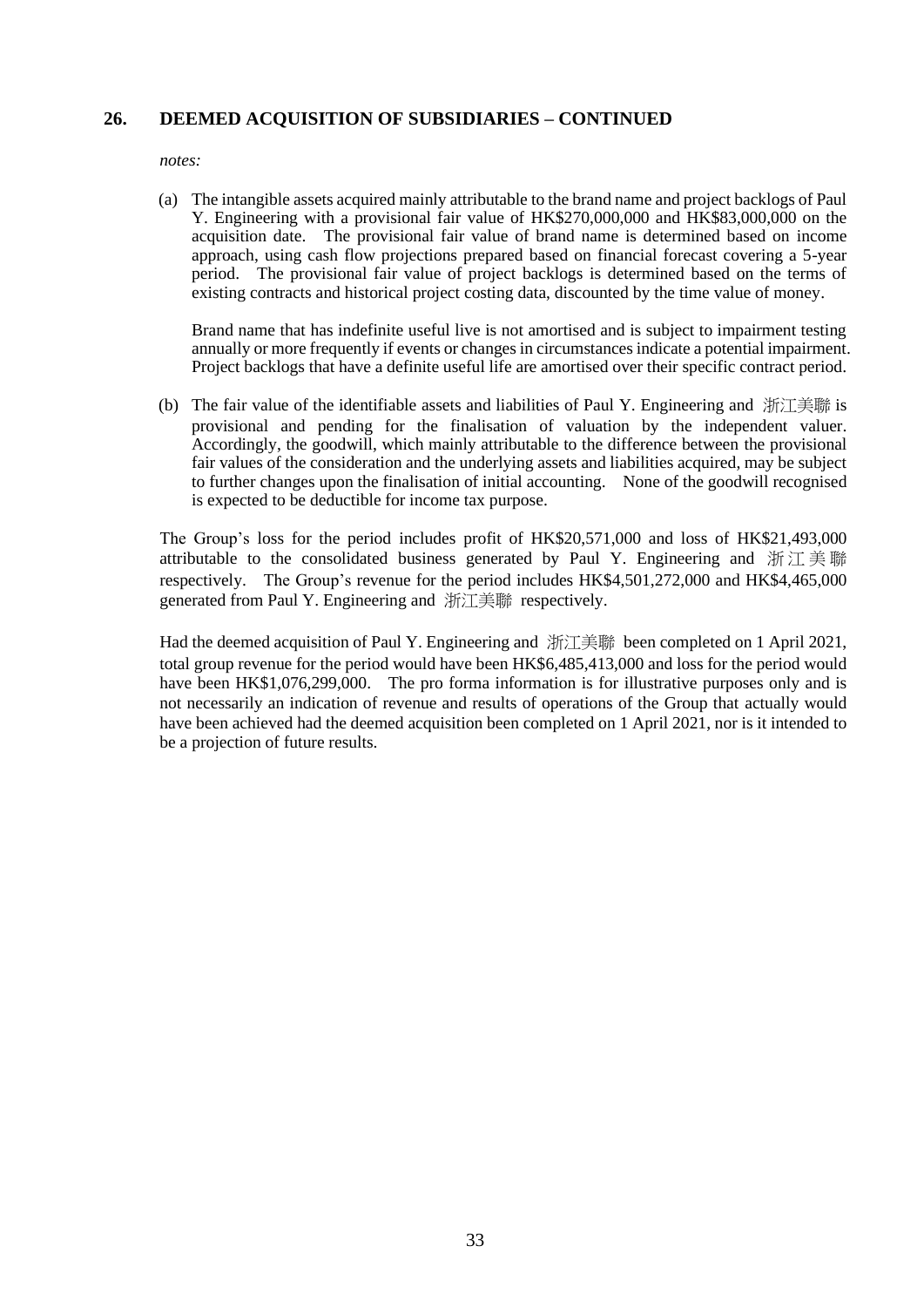## 26. DEEMED ACQUISITION OF SUBSIDIARIES – CONTINUED

*notes:*

(a) The intangible assets acquired mainly attributable to the brand name and project backlogs of Paul Y. Engineering with a provisional fair value of HK$270,000,000 and HK$83,000,000 on the acquisition date. The provisional fair value of brand name is determined based on income approach, using cash flow projections prepared based on financial forecast covering a 5-year period. The provisional fair value of project backlogs is determined based on the terms of existing contracts and historical project costing data, discounted by the time value of money.

Brand name that has indefinite useful live is not amortised and is subject to impairment testing annually or more frequently if events or changes in circumstances indicate a potential impairment. Project backlogs that have a definite useful life are amortised over their specific contract period.

(b) The fair value of the identifiable assets and liabilities of Paul Y. Engineering and 浙江美聯 is provisional and pending for the finalisation of valuation by the independent valuer. Accordingly, the goodwill, which mainly attributable to the difference between the provisional fair values of the consideration and the underlying assets and liabilities acquired, may be subject to further changes upon the finalisation of initial accounting. None of the goodwill recognised is expected to be deductible for income tax purpose.

The Group's loss for the period includes profit of HK$20,571,000 and loss of HK$21,493,000 attributable to the consolidated business generated by Paul Y. Engineering and 浙江美聯 respectively. The Group's revenue for the period includes HK$4,501,272,000 and HK$4,465,000 generated from Paul Y. Engineering and 浙江美聯 respectively.

Had the deemed acquisition of Paul Y. Engineering and 浙江美聯 been completed on 1 April 2021, total group revenue for the period would have been HK$6,485,413,000 and loss for the period would have been HK$1,076,299,000. The pro forma information is for illustrative purposes only and is not necessarily an indication of revenue and results of operations of the Group that actually would have been achieved had the deemed acquisition been completed on 1 April 2021, nor is it intended to be a projection of future results.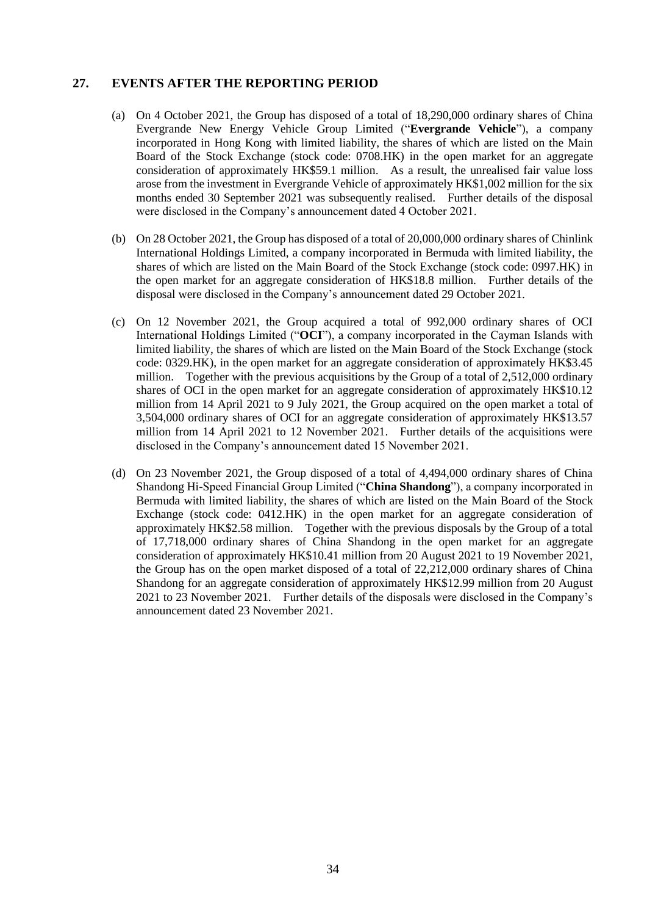## 27. EVENTS AFTER THE REPORTING PERIOD

(a) On 4 October 2021, the Group has disposed of a total of 18,290,000 ordinary shares of China Evergrande New Energy Vehicle Group Limited ("**Evergrande Vehicle**"), a company incorporated in Hong Kong with limited liability, the shares of which are listed on the Main Board of the Stock Exchange (stock code: 0708.HK) in the open market for an aggregate consideration of approximately HK$59.1 million. As a result, the unrealised fair value loss arose from the investment in Evergrande Vehicle of approximately HK$1,002 million for the six months ended 30 September 2021 was subsequently realised. Further details of the disposal were disclosed in the Company's announcement dated 4 October 2021.

(b) On 28 October 2021, the Group has disposed of a total of 20,000,000 ordinary shares of Chinlink International Holdings Limited, a company incorporated in Bermuda with limited liability, the shares of which are listed on the Main Board of the Stock Exchange (stock code: 0997.HK) in the open market for an aggregate consideration of HK$18.8 million. Further details of the disposal were disclosed in the Company's announcement dated 29 October 2021.

(c) On 12 November 2021, the Group acquired a total of 992,000 ordinary shares of OCI International Holdings Limited ("**OCI**"), a company incorporated in the Cayman Islands with limited liability, the shares of which are listed on the Main Board of the Stock Exchange (stock code: 0329.HK), in the open market for an aggregate consideration of approximately HK$3.45 million. Together with the previous acquisitions by the Group of a total of 2,512,000 ordinary shares of OCI in the open market for an aggregate consideration of approximately HK$10.12 million from 14 April 2021 to 9 July 2021, the Group acquired on the open market a total of 3,504,000 ordinary shares of OCI for an aggregate consideration of approximately HK$13.57 million from 14 April 2021 to 12 November 2021. Further details of the acquisitions were disclosed in the Company's announcement dated 15 November 2021.

(d) On 23 November 2021, the Group disposed of a total of 4,494,000 ordinary shares of China Shandong Hi-Speed Financial Group Limited ("**China Shandong**"), a company incorporated in Bermuda with limited liability, the shares of which are listed on the Main Board of the Stock Exchange (stock code: 0412.HK) in the open market for an aggregate consideration of approximately HK$2.58 million. Together with the previous disposals by the Group of a total of 17,718,000 ordinary shares of China Shandong in the open market for an aggregate consideration of approximately HK$10.41 million from 20 August 2021 to 19 November 2021, the Group has on the open market disposed of a total of 22,212,000 ordinary shares of China Shandong for an aggregate consideration of approximately HK$12.99 million from 20 August 2021 to 23 November 2021. Further details of the disposals were disclosed in the Company's announcement dated 23 November 2021.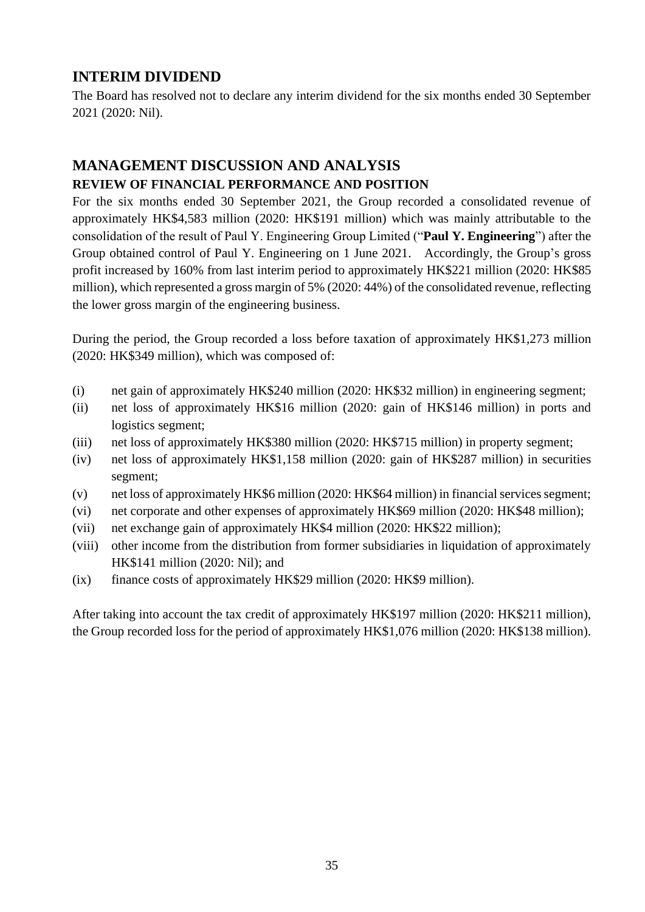## INTERIM DIVIDEND

The Board has resolved not to declare any interim dividend for the six months ended 30 September 2021 (2020: Nil).

## MANAGEMENT DISCUSSION AND ANALYSIS

### REVIEW OF FINANCIAL PERFORMANCE AND POSITION

For the six months ended 30 September 2021, the Group recorded a consolidated revenue of approximately HK$4,583 million (2020: HK$191 million) which was mainly attributable to the consolidation of the result of Paul Y. Engineering Group Limited ("**Paul Y. Engineering**") after the Group obtained control of Paul Y. Engineering on 1 June 2021. Accordingly, the Group's gross profit increased by 160% from last interim period to approximately HK$221 million (2020: HK$85 million), which represented a gross margin of 5% (2020: 44%) of the consolidated revenue, reflecting the lower gross margin of the engineering business.

During the period, the Group recorded a loss before taxation of approximately HK$1,273 million (2020: HK$349 million), which was composed of:

(i) net gain of approximately HK$240 million (2020: HK$32 million) in engineering segment;

(ii) net loss of approximately HK$16 million (2020: gain of HK$146 million) in ports and logistics segment;

(iii) net loss of approximately HK$380 million (2020: HK$715 million) in property segment;

(iv) net loss of approximately HK$1,158 million (2020: gain of HK$287 million) in securities segment;

(v) net loss of approximately HK$6 million (2020: HK$64 million) in financial services segment;

(vi) net corporate and other expenses of approximately HK$69 million (2020: HK$48 million);

(vii) net exchange gain of approximately HK$4 million (2020: HK$22 million);

(viii) other income from the distribution from former subsidiaries in liquidation of approximately HK$141 million (2020: Nil); and

(ix) finance costs of approximately HK$29 million (2020: HK$9 million).

After taking into account the tax credit of approximately HK$197 million (2020: HK$211 million), the Group recorded loss for the period of approximately HK$1,076 million (2020: HK$138 million).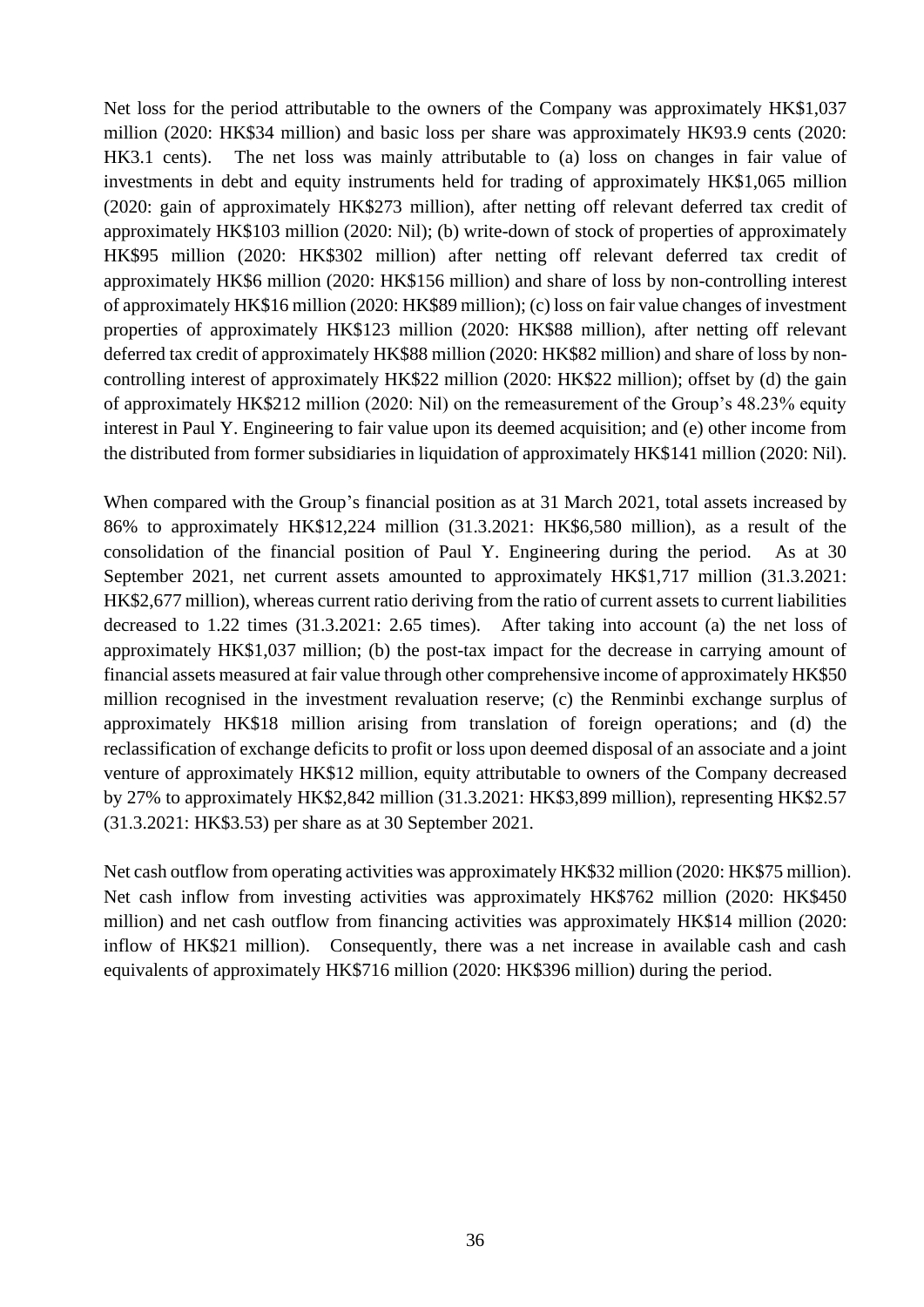Net loss for the period attributable to the owners of the Company was approximately HK$1,037 million (2020: HK$34 million) and basic loss per share was approximately HK93.9 cents (2020: HK3.1 cents). The net loss was mainly attributable to (a) loss on changes in fair value of investments in debt and equity instruments held for trading of approximately HK$1,065 million (2020: gain of approximately HK$273 million), after netting off relevant deferred tax credit of approximately HK$103 million (2020: Nil); (b) write-down of stock of properties of approximately HK$95 million (2020: HK$302 million) after netting off relevant deferred tax credit of approximately HK$6 million (2020: HK$156 million) and share of loss by non-controlling interest of approximately HK$16 million (2020: HK$89 million); (c) loss on fair value changes of investment properties of approximately HK$123 million (2020: HK$88 million), after netting off relevant deferred tax credit of approximately HK$88 million (2020: HK$82 million) and share of loss by non-controlling interest of approximately HK$22 million (2020: HK$22 million); offset by (d) the gain of approximately HK$212 million (2020: Nil) on the remeasurement of the Group's 48.23% equity interest in Paul Y. Engineering to fair value upon its deemed acquisition; and (e) other income from the distributed from former subsidiaries in liquidation of approximately HK$141 million (2020: Nil).

When compared with the Group's financial position as at 31 March 2021, total assets increased by 86% to approximately HK$12,224 million (31.3.2021: HK$6,580 million), as a result of the consolidation of the financial position of Paul Y. Engineering during the period. As at 30 September 2021, net current assets amounted to approximately HK$1,717 million (31.3.2021: HK$2,677 million), whereas current ratio deriving from the ratio of current assets to current liabilities decreased to 1.22 times (31.3.2021: 2.65 times). After taking into account (a) the net loss of approximately HK$1,037 million; (b) the post-tax impact for the decrease in carrying amount of financial assets measured at fair value through other comprehensive income of approximately HK$50 million recognised in the investment revaluation reserve; (c) the Renminbi exchange surplus of approximately HK$18 million arising from translation of foreign operations; and (d) the reclassification of exchange deficits to profit or loss upon deemed disposal of an associate and a joint venture of approximately HK$12 million, equity attributable to owners of the Company decreased by 27% to approximately HK$2,842 million (31.3.2021: HK$3,899 million), representing HK$2.57 (31.3.2021: HK$3.53) per share as at 30 September 2021.

Net cash outflow from operating activities was approximately HK$32 million (2020: HK$75 million). Net cash inflow from investing activities was approximately HK$762 million (2020: HK$450 million) and net cash outflow from financing activities was approximately HK$14 million (2020: inflow of HK$21 million). Consequently, there was a net increase in available cash and cash equivalents of approximately HK$716 million (2020: HK$396 million) during the period.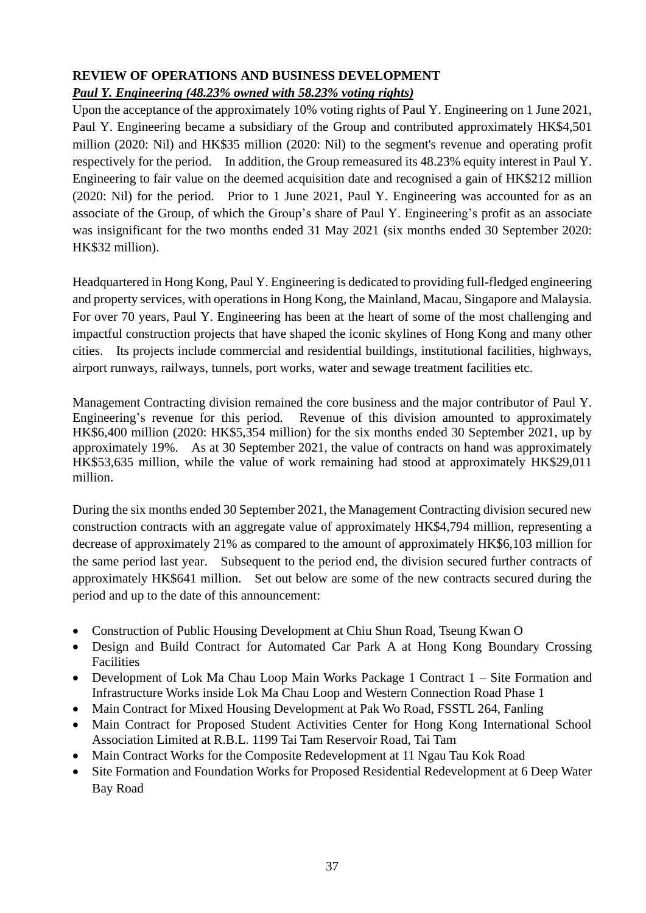## REVIEW OF OPERATIONS AND BUSINESS DEVELOPMENT

***Paul Y. Engineering (48.23% owned with 58.23% voting rights)***

Upon the acceptance of the approximately 10% voting rights of Paul Y. Engineering on 1 June 2021, Paul Y. Engineering became a subsidiary of the Group and contributed approximately HK$4,501 million (2020: Nil) and HK$35 million (2020: Nil) to the segment's revenue and operating profit respectively for the period. In addition, the Group remeasured its 48.23% equity interest in Paul Y. Engineering to fair value on the deemed acquisition date and recognised a gain of HK$212 million (2020: Nil) for the period. Prior to 1 June 2021, Paul Y. Engineering was accounted for as an associate of the Group, of which the Group's share of Paul Y. Engineering's profit as an associate was insignificant for the two months ended 31 May 2021 (six months ended 30 September 2020: HK$32 million).

Headquartered in Hong Kong, Paul Y. Engineering is dedicated to providing full-fledged engineering and property services, with operations in Hong Kong, the Mainland, Macau, Singapore and Malaysia. For over 70 years, Paul Y. Engineering has been at the heart of some of the most challenging and impactful construction projects that have shaped the iconic skylines of Hong Kong and many other cities. Its projects include commercial and residential buildings, institutional facilities, highways, airport runways, railways, tunnels, port works, water and sewage treatment facilities etc.

Management Contracting division remained the core business and the major contributor of Paul Y. Engineering's revenue for this period. Revenue of this division amounted to approximately HK$6,400 million (2020: HK$5,354 million) for the six months ended 30 September 2021, up by approximately 19%. As at 30 September 2021, the value of contracts on hand was approximately HK$53,635 million, while the value of work remaining had stood at approximately HK$29,011 million.

During the six months ended 30 September 2021, the Management Contracting division secured new construction contracts with an aggregate value of approximately HK$4,794 million, representing a decrease of approximately 21% as compared to the amount of approximately HK$6,103 million for the same period last year. Subsequent to the period end, the division secured further contracts of approximately HK$641 million. Set out below are some of the new contracts secured during the period and up to the date of this announcement:

- Construction of Public Housing Development at Chiu Shun Road, Tseung Kwan O
- Design and Build Contract for Automated Car Park A at Hong Kong Boundary Crossing Facilities
- Development of Lok Ma Chau Loop Main Works Package 1 Contract 1 – Site Formation and Infrastructure Works inside Lok Ma Chau Loop and Western Connection Road Phase 1
- Main Contract for Mixed Housing Development at Pak Wo Road, FSSTL 264, Fanling
- Main Contract for Proposed Student Activities Center for Hong Kong International School Association Limited at R.B.L. 1199 Tai Tam Reservoir Road, Tai Tam
- Main Contract Works for the Composite Redevelopment at 11 Ngau Tau Kok Road
- Site Formation and Foundation Works for Proposed Residential Redevelopment at 6 Deep Water Bay Road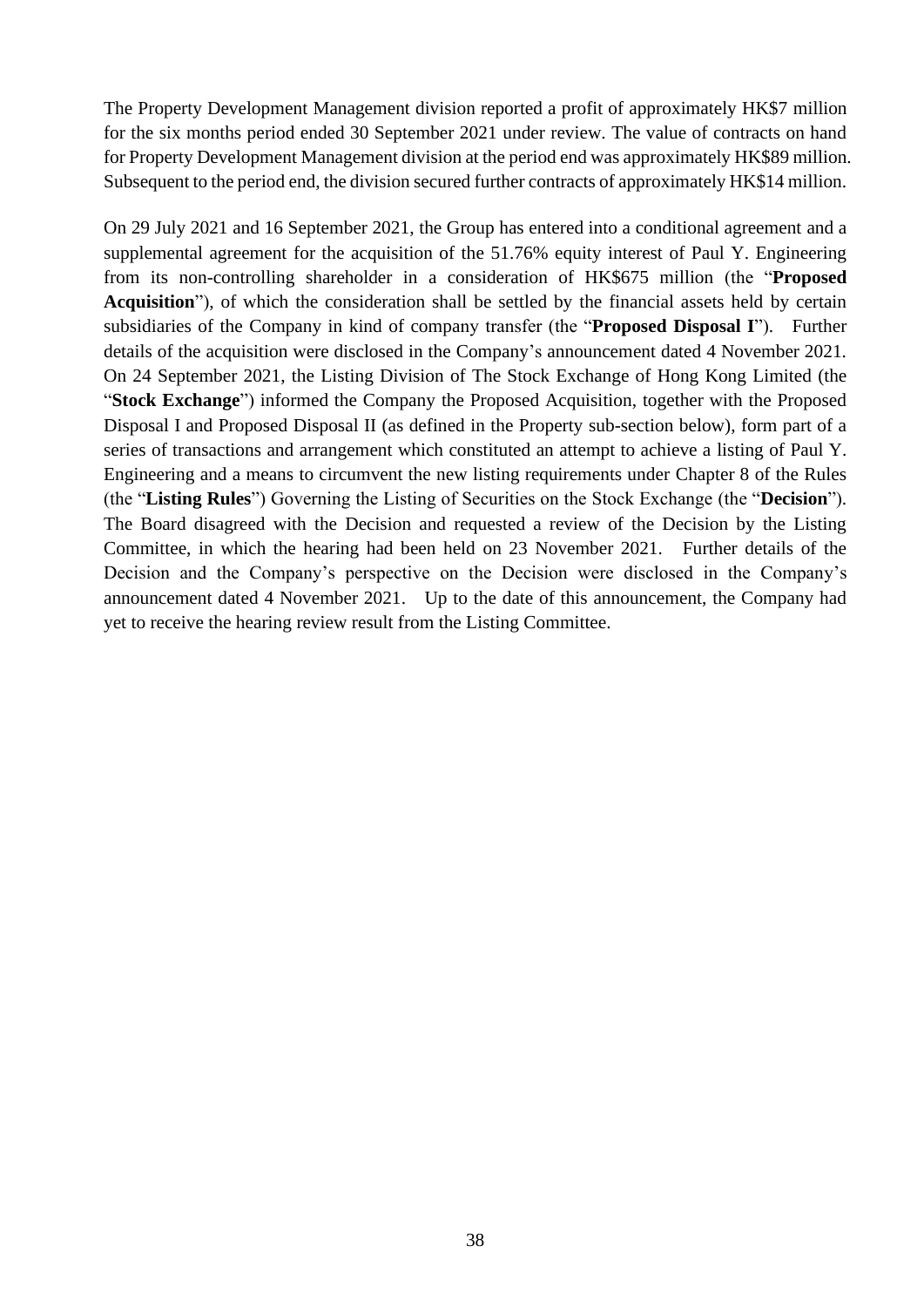The Property Development Management division reported a profit of approximately HK$7 million for the six months period ended 30 September 2021 under review. The value of contracts on hand for Property Development Management division at the period end was approximately HK$89 million. Subsequent to the period end, the division secured further contracts of approximately HK$14 million.

On 29 July 2021 and 16 September 2021, the Group has entered into a conditional agreement and a supplemental agreement for the acquisition of the 51.76% equity interest of Paul Y. Engineering from its non-controlling shareholder in a consideration of HK$675 million (the "**Proposed Acquisition**"), of which the consideration shall be settled by the financial assets held by certain subsidiaries of the Company in kind of company transfer (the "**Proposed Disposal I**"). Further details of the acquisition were disclosed in the Company's announcement dated 4 November 2021. On 24 September 2021, the Listing Division of The Stock Exchange of Hong Kong Limited (the "**Stock Exchange**") informed the Company the Proposed Acquisition, together with the Proposed Disposal I and Proposed Disposal II (as defined in the Property sub-section below), form part of a series of transactions and arrangement which constituted an attempt to achieve a listing of Paul Y. Engineering and a means to circumvent the new listing requirements under Chapter 8 of the Rules (the "**Listing Rules**") Governing the Listing of Securities on the Stock Exchange (the "**Decision**"). The Board disagreed with the Decision and requested a review of the Decision by the Listing Committee, in which the hearing had been held on 23 November 2021. Further details of the Decision and the Company's perspective on the Decision were disclosed in the Company's announcement dated 4 November 2021. Up to the date of this announcement, the Company had yet to receive the hearing review result from the Listing Committee.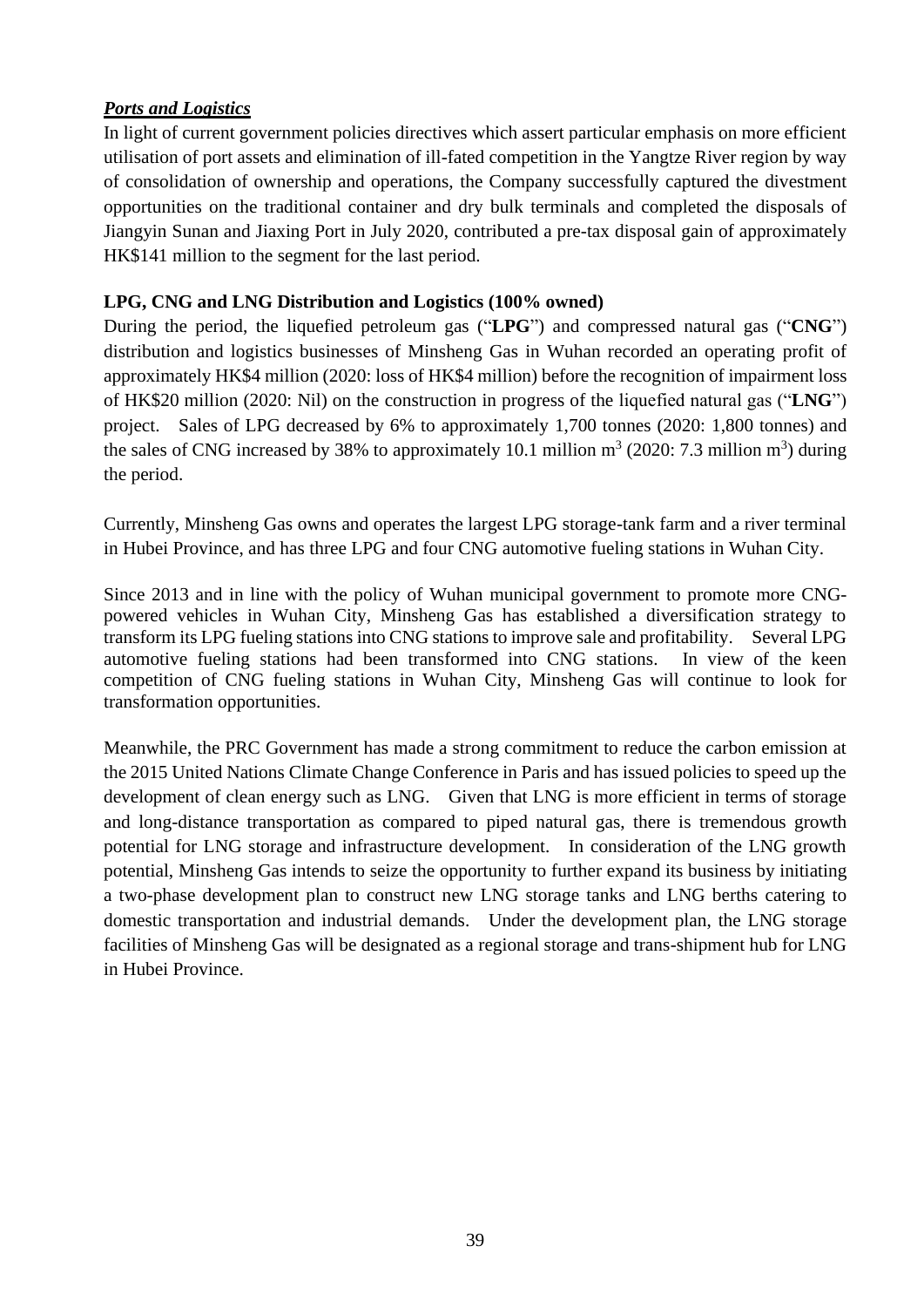***Ports and Logistics***

In light of current government policies directives which assert particular emphasis on more efficient utilisation of port assets and elimination of ill-fated competition in the Yangtze River region by way of consolidation of ownership and operations, the Company successfully captured the divestment opportunities on the traditional container and dry bulk terminals and completed the disposals of Jiangyin Sunan and Jiaxing Port in July 2020, contributed a pre-tax disposal gain of approximately HK$141 million to the segment for the last period.

**LPG, CNG and LNG Distribution and Logistics (100% owned)**

During the period, the liquefied petroleum gas ("**LPG**") and compressed natural gas ("**CNG**") distribution and logistics businesses of Minsheng Gas in Wuhan recorded an operating profit of approximately HK$4 million (2020: loss of HK$4 million) before the recognition of impairment loss of HK$20 million (2020: Nil) on the construction in progress of the liquefied natural gas ("**LNG**") project. Sales of LPG decreased by 6% to approximately 1,700 tonnes (2020: 1,800 tonnes) and the sales of CNG increased by 38% to approximately 10.1 million $m^3$ (2020: 7.3 million $m^3$) during the period.

Currently, Minsheng Gas owns and operates the largest LPG storage-tank farm and a river terminal in Hubei Province, and has three LPG and four CNG automotive fueling stations in Wuhan City.

Since 2013 and in line with the policy of Wuhan municipal government to promote more CNG-powered vehicles in Wuhan City, Minsheng Gas has established a diversification strategy to transform its LPG fueling stations into CNG stations to improve sale and profitability. Several LPG automotive fueling stations had been transformed into CNG stations. In view of the keen competition of CNG fueling stations in Wuhan City, Minsheng Gas will continue to look for transformation opportunities.

Meanwhile, the PRC Government has made a strong commitment to reduce the carbon emission at the 2015 United Nations Climate Change Conference in Paris and has issued policies to speed up the development of clean energy such as LNG. Given that LNG is more efficient in terms of storage and long-distance transportation as compared to piped natural gas, there is tremendous growth potential for LNG storage and infrastructure development. In consideration of the LNG growth potential, Minsheng Gas intends to seize the opportunity to further expand its business by initiating a two-phase development plan to construct new LNG storage tanks and LNG berths catering to domestic transportation and industrial demands. Under the development plan, the LNG storage facilities of Minsheng Gas will be designated as a regional storage and trans-shipment hub for LNG in Hubei Province.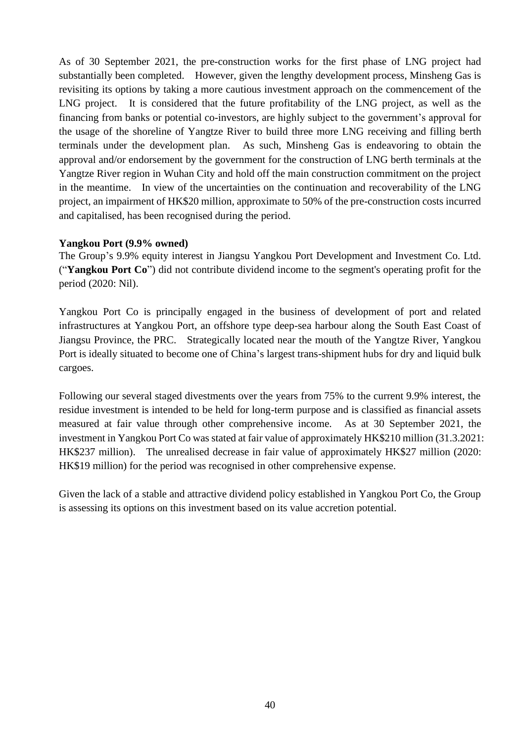As of 30 September 2021, the pre-construction works for the first phase of LNG project had substantially been completed. However, given the lengthy development process, Minsheng Gas is revisiting its options by taking a more cautious investment approach on the commencement of the LNG project. It is considered that the future profitability of the LNG project, as well as the financing from banks or potential co-investors, are highly subject to the government's approval for the usage of the shoreline of Yangtze River to build three more LNG receiving and filling berth terminals under the development plan. As such, Minsheng Gas is endeavoring to obtain the approval and/or endorsement by the government for the construction of LNG berth terminals at the Yangtze River region in Wuhan City and hold off the main construction commitment on the project in the meantime. In view of the uncertainties on the continuation and recoverability of the LNG project, an impairment of HK$20 million, approximate to 50% of the pre-construction costs incurred and capitalised, has been recognised during the period.

**Yangkou Port (9.9% owned)**

The Group's 9.9% equity interest in Jiangsu Yangkou Port Development and Investment Co. Ltd. ("**Yangkou Port Co**") did not contribute dividend income to the segment's operating profit for the period (2020: Nil).

Yangkou Port Co is principally engaged in the business of development of port and related infrastructures at Yangkou Port, an offshore type deep-sea harbour along the South East Coast of Jiangsu Province, the PRC. Strategically located near the mouth of the Yangtze River, Yangkou Port is ideally situated to become one of China's largest trans-shipment hubs for dry and liquid bulk cargoes.

Following our several staged divestments over the years from 75% to the current 9.9% interest, the residue investment is intended to be held for long-term purpose and is classified as financial assets measured at fair value through other comprehensive income. As at 30 September 2021, the investment in Yangkou Port Co was stated at fair value of approximately HK$210 million (31.3.2021: HK$237 million). The unrealised decrease in fair value of approximately HK$27 million (2020: HK$19 million) for the period was recognised in other comprehensive expense.

Given the lack of a stable and attractive dividend policy established in Yangkou Port Co, the Group is assessing its options on this investment based on its value accretion potential.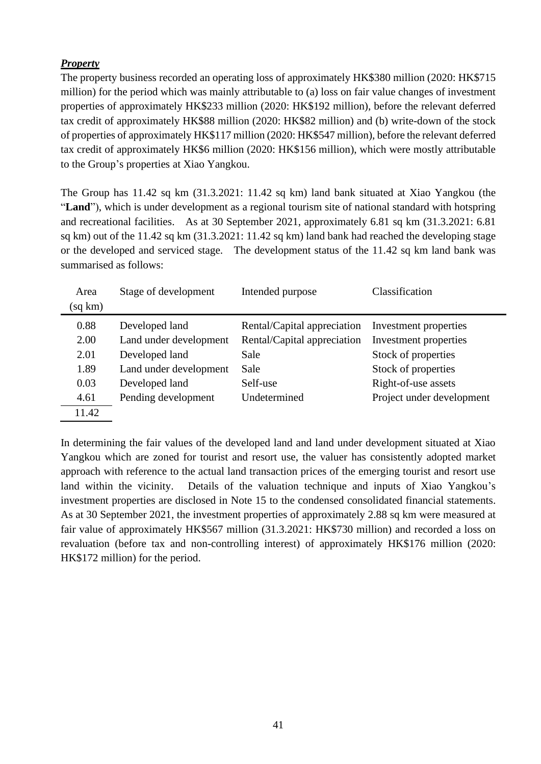***Property***

The property business recorded an operating loss of approximately HK$380 million (2020: HK$715 million) for the period which was mainly attributable to (a) loss on fair value changes of investment properties of approximately HK$233 million (2020: HK$192 million), before the relevant deferred tax credit of approximately HK$88 million (2020: HK$82 million) and (b) write-down of the stock of properties of approximately HK$117 million (2020: HK$547 million), before the relevant deferred tax credit of approximately HK$6 million (2020: HK$156 million), which were mostly attributable to the Group's properties at Xiao Yangkou.

The Group has 11.42 sq km (31.3.2021: 11.42 sq km) land bank situated at Xiao Yangkou (the "**Land**"), which is under development as a regional tourism site of national standard with hotspring and recreational facilities. As at 30 September 2021, approximately 6.81 sq km (31.3.2021: 6.81 sq km) out of the 11.42 sq km (31.3.2021: 11.42 sq km) land bank had reached the developing stage or the developed and serviced stage. The development status of the 11.42 sq km land bank was summarised as follows:

| Area (sq km) | Stage of development | Intended purpose | Classification |
|---|---|---|---|
| 0.88 | Developed land | Rental/Capital appreciation | Investment properties |
| 2.00 | Land under development | Rental/Capital appreciation | Investment properties |
| 2.01 | Developed land | Sale | Stock of properties |
| 1.89 | Land under development | Sale | Stock of properties |
| 0.03 | Developed land | Self-use | Right-of-use assets |
| 4.61 | Pending development | Undetermined | Project under development |
| 11.42 | | | |

In determining the fair values of the developed land and land under development situated at Xiao Yangkou which are zoned for tourist and resort use, the valuer has consistently adopted market approach with reference to the actual land transaction prices of the emerging tourist and resort use land within the vicinity. Details of the valuation technique and inputs of Xiao Yangkou's investment properties are disclosed in Note 15 to the condensed consolidated financial statements. As at 30 September 2021, the investment properties of approximately 2.88 sq km were measured at fair value of approximately HK$567 million (31.3.2021: HK$730 million) and recorded a loss on revaluation (before tax and non-controlling interest) of approximately HK$176 million (2020: HK$172 million) for the period.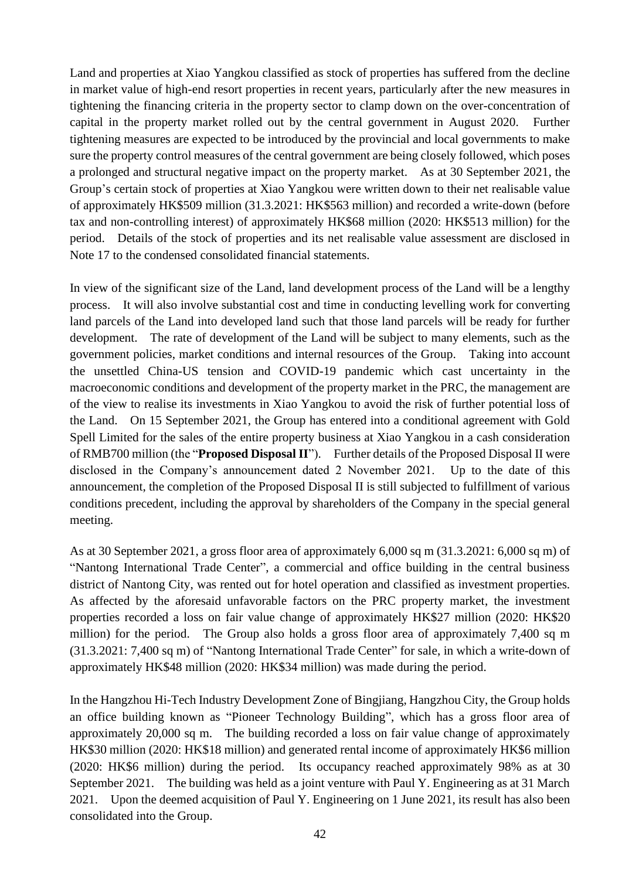Land and properties at Xiao Yangkou classified as stock of properties has suffered from the decline in market value of high-end resort properties in recent years, particularly after the new measures in tightening the financing criteria in the property sector to clamp down on the over-concentration of capital in the property market rolled out by the central government in August 2020. Further tightening measures are expected to be introduced by the provincial and local governments to make sure the property control measures of the central government are being closely followed, which poses a prolonged and structural negative impact on the property market. As at 30 September 2021, the Group's certain stock of properties at Xiao Yangkou were written down to their net realisable value of approximately HK$509 million (31.3.2021: HK$563 million) and recorded a write-down (before tax and non-controlling interest) of approximately HK$68 million (2020: HK$513 million) for the period. Details of the stock of properties and its net realisable value assessment are disclosed in Note 17 to the condensed consolidated financial statements.

In view of the significant size of the Land, land development process of the Land will be a lengthy process. It will also involve substantial cost and time in conducting levelling work for converting land parcels of the Land into developed land such that those land parcels will be ready for further development. The rate of development of the Land will be subject to many elements, such as the government policies, market conditions and internal resources of the Group. Taking into account the unsettled China-US tension and COVID-19 pandemic which cast uncertainty in the macroeconomic conditions and development of the property market in the PRC, the management are of the view to realise its investments in Xiao Yangkou to avoid the risk of further potential loss of the Land. On 15 September 2021, the Group has entered into a conditional agreement with Gold Spell Limited for the sales of the entire property business at Xiao Yangkou in a cash consideration of RMB700 million (the "**Proposed Disposal II**"). Further details of the Proposed Disposal II were disclosed in the Company's announcement dated 2 November 2021. Up to the date of this announcement, the completion of the Proposed Disposal II is still subjected to fulfillment of various conditions precedent, including the approval by shareholders of the Company in the special general meeting.

As at 30 September 2021, a gross floor area of approximately 6,000 sq m (31.3.2021: 6,000 sq m) of "Nantong International Trade Center", a commercial and office building in the central business district of Nantong City, was rented out for hotel operation and classified as investment properties. As affected by the aforesaid unfavorable factors on the PRC property market, the investment properties recorded a loss on fair value change of approximately HK$27 million (2020: HK$20 million) for the period. The Group also holds a gross floor area of approximately 7,400 sq m (31.3.2021: 7,400 sq m) of "Nantong International Trade Center" for sale, in which a write-down of approximately HK$48 million (2020: HK$34 million) was made during the period.

In the Hangzhou Hi-Tech Industry Development Zone of Bingjiang, Hangzhou City, the Group holds an office building known as "Pioneer Technology Building", which has a gross floor area of approximately 20,000 sq m. The building recorded a loss on fair value change of approximately HK$30 million (2020: HK$18 million) and generated rental income of approximately HK$6 million (2020: HK$6 million) during the period. Its occupancy reached approximately 98% as at 30 September 2021. The building was held as a joint venture with Paul Y. Engineering as at 31 March 2021. Upon the deemed acquisition of Paul Y. Engineering on 1 June 2021, its result has also been consolidated into the Group.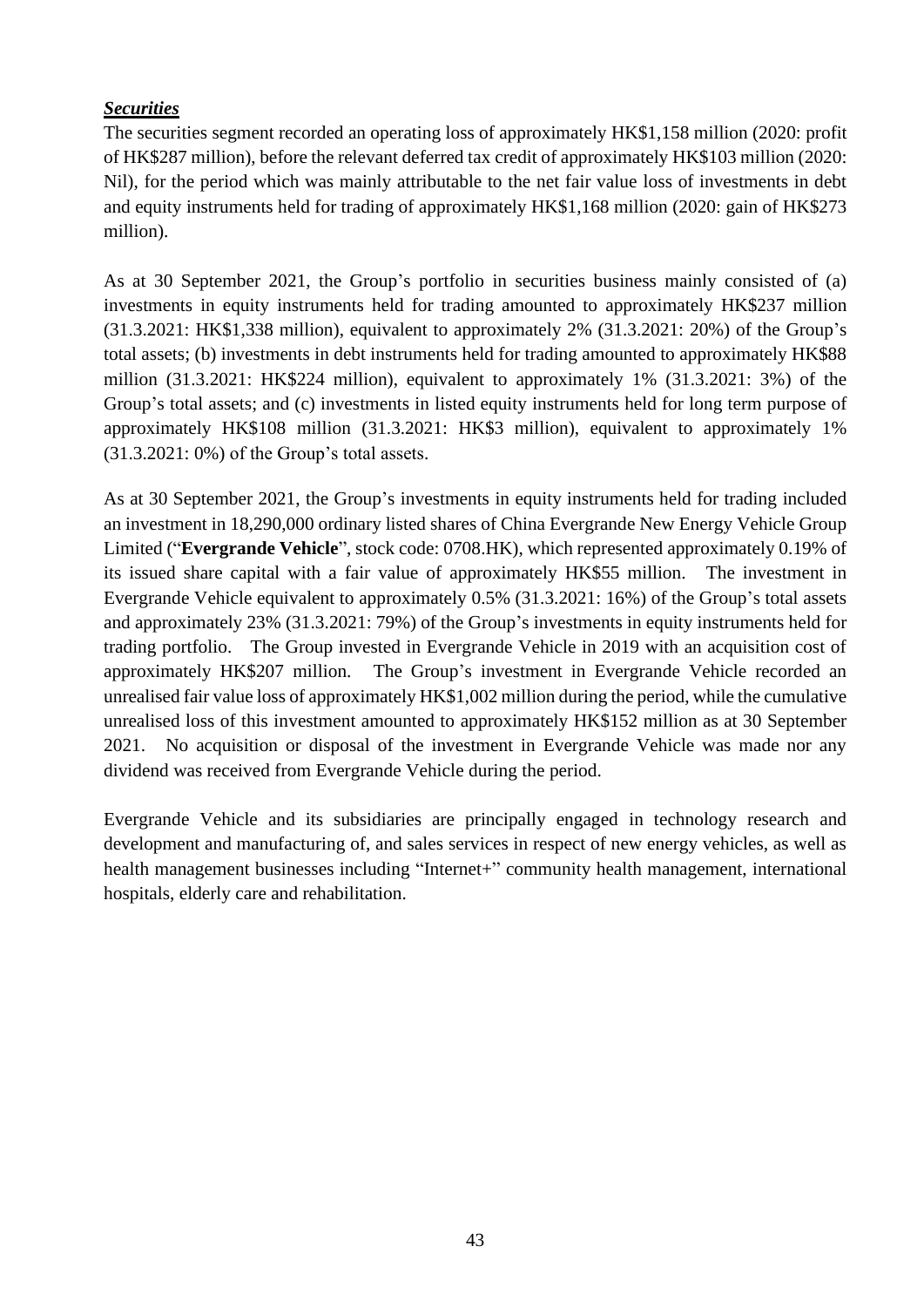***Securities***

The securities segment recorded an operating loss of approximately HK$1,158 million (2020: profit of HK$287 million), before the relevant deferred tax credit of approximately HK$103 million (2020: Nil), for the period which was mainly attributable to the net fair value loss of investments in debt and equity instruments held for trading of approximately HK$1,168 million (2020: gain of HK$273 million).

As at 30 September 2021, the Group's portfolio in securities business mainly consisted of (a) investments in equity instruments held for trading amounted to approximately HK$237 million (31.3.2021: HK$1,338 million), equivalent to approximately 2% (31.3.2021: 20%) of the Group's total assets; (b) investments in debt instruments held for trading amounted to approximately HK$88 million (31.3.2021: HK$224 million), equivalent to approximately 1% (31.3.2021: 3%) of the Group's total assets; and (c) investments in listed equity instruments held for long term purpose of approximately HK$108 million (31.3.2021: HK$3 million), equivalent to approximately 1% (31.3.2021: 0%) of the Group's total assets.

As at 30 September 2021, the Group's investments in equity instruments held for trading included an investment in 18,290,000 ordinary listed shares of China Evergrande New Energy Vehicle Group Limited ("**Evergrande Vehicle**", stock code: 0708.HK), which represented approximately 0.19% of its issued share capital with a fair value of approximately HK$55 million. The investment in Evergrande Vehicle equivalent to approximately 0.5% (31.3.2021: 16%) of the Group's total assets and approximately 23% (31.3.2021: 79%) of the Group's investments in equity instruments held for trading portfolio. The Group invested in Evergrande Vehicle in 2019 with an acquisition cost of approximately HK$207 million. The Group's investment in Evergrande Vehicle recorded an unrealised fair value loss of approximately HK$1,002 million during the period, while the cumulative unrealised loss of this investment amounted to approximately HK$152 million as at 30 September 2021. No acquisition or disposal of the investment in Evergrande Vehicle was made nor any dividend was received from Evergrande Vehicle during the period.

Evergrande Vehicle and its subsidiaries are principally engaged in technology research and development and manufacturing of, and sales services in respect of new energy vehicles, as well as health management businesses including "Internet+" community health management, international hospitals, elderly care and rehabilitation.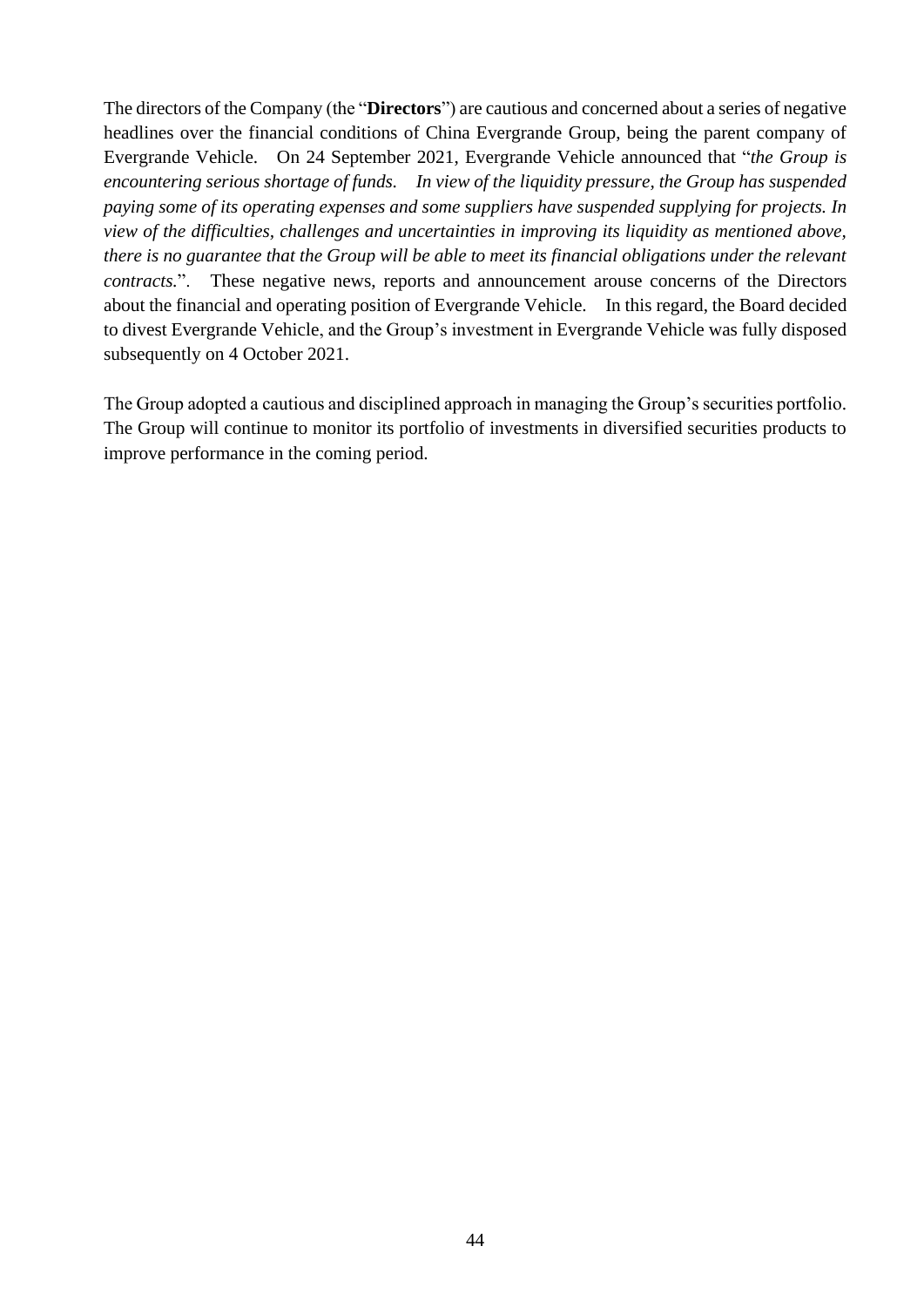The directors of the Company (the "**Directors**") are cautious and concerned about a series of negative headlines over the financial conditions of China Evergrande Group, being the parent company of Evergrande Vehicle. On 24 September 2021, Evergrande Vehicle announced that "*the Group is encountering serious shortage of funds. In view of the liquidity pressure, the Group has suspended paying some of its operating expenses and some suppliers have suspended supplying for projects. In view of the difficulties, challenges and uncertainties in improving its liquidity as mentioned above, there is no guarantee that the Group will be able to meet its financial obligations under the relevant contracts.*". These negative news, reports and announcement arouse concerns of the Directors about the financial and operating position of Evergrande Vehicle. In this regard, the Board decided to divest Evergrande Vehicle, and the Group's investment in Evergrande Vehicle was fully disposed subsequently on 4 October 2021.

The Group adopted a cautious and disciplined approach in managing the Group's securities portfolio. The Group will continue to monitor its portfolio of investments in diversified securities products to improve performance in the coming period.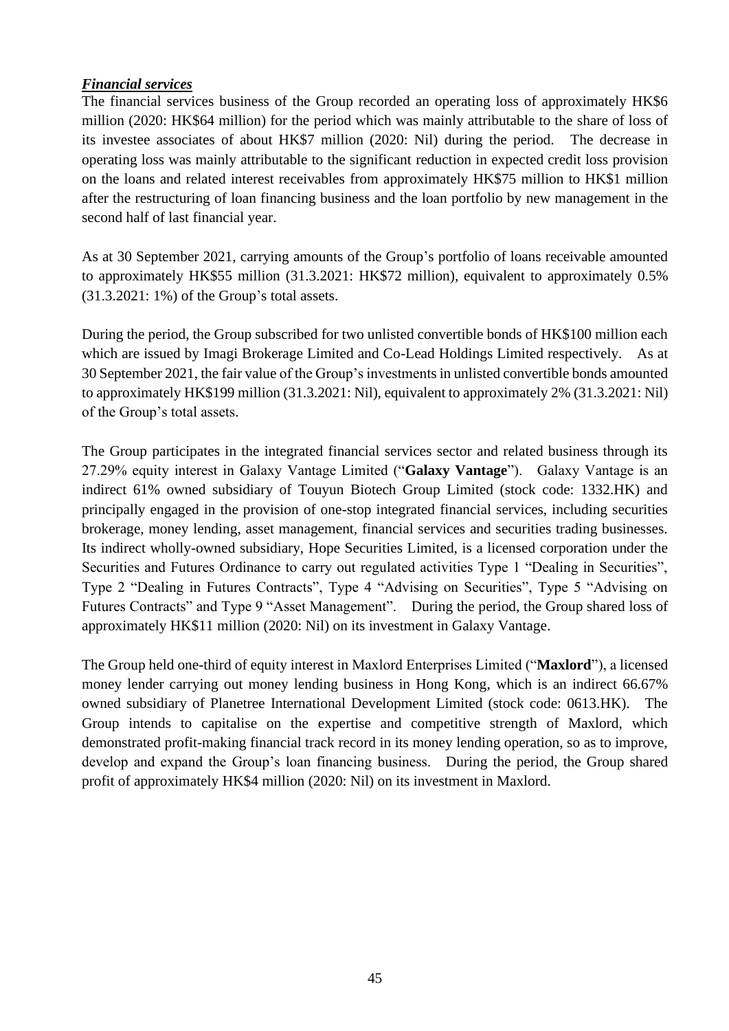***Financial services***

The financial services business of the Group recorded an operating loss of approximately HK$6 million (2020: HK$64 million) for the period which was mainly attributable to the share of loss of its investee associates of about HK$7 million (2020: Nil) during the period. The decrease in operating loss was mainly attributable to the significant reduction in expected credit loss provision on the loans and related interest receivables from approximately HK$75 million to HK$1 million after the restructuring of loan financing business and the loan portfolio by new management in the second half of last financial year.

As at 30 September 2021, carrying amounts of the Group's portfolio of loans receivable amounted to approximately HK$55 million (31.3.2021: HK$72 million), equivalent to approximately 0.5% (31.3.2021: 1%) of the Group's total assets.

During the period, the Group subscribed for two unlisted convertible bonds of HK$100 million each which are issued by Imagi Brokerage Limited and Co-Lead Holdings Limited respectively. As at 30 September 2021, the fair value of the Group's investments in unlisted convertible bonds amounted to approximately HK$199 million (31.3.2021: Nil), equivalent to approximately 2% (31.3.2021: Nil) of the Group's total assets.

The Group participates in the integrated financial services sector and related business through its 27.29% equity interest in Galaxy Vantage Limited ("**Galaxy Vantage**"). Galaxy Vantage is an indirect 61% owned subsidiary of Touyun Biotech Group Limited (stock code: 1332.HK) and principally engaged in the provision of one-stop integrated financial services, including securities brokerage, money lending, asset management, financial services and securities trading businesses. Its indirect wholly-owned subsidiary, Hope Securities Limited, is a licensed corporation under the Securities and Futures Ordinance to carry out regulated activities Type 1 "Dealing in Securities", Type 2 "Dealing in Futures Contracts", Type 4 "Advising on Securities", Type 5 "Advising on Futures Contracts" and Type 9 "Asset Management". During the period, the Group shared loss of approximately HK$11 million (2020: Nil) on its investment in Galaxy Vantage.

The Group held one-third of equity interest in Maxlord Enterprises Limited ("**Maxlord**"), a licensed money lender carrying out money lending business in Hong Kong, which is an indirect 66.67% owned subsidiary of Planetree International Development Limited (stock code: 0613.HK). The Group intends to capitalise on the expertise and competitive strength of Maxlord, which demonstrated profit-making financial track record in its money lending operation, so as to improve, develop and expand the Group's loan financing business. During the period, the Group shared profit of approximately HK$4 million (2020: Nil) on its investment in Maxlord.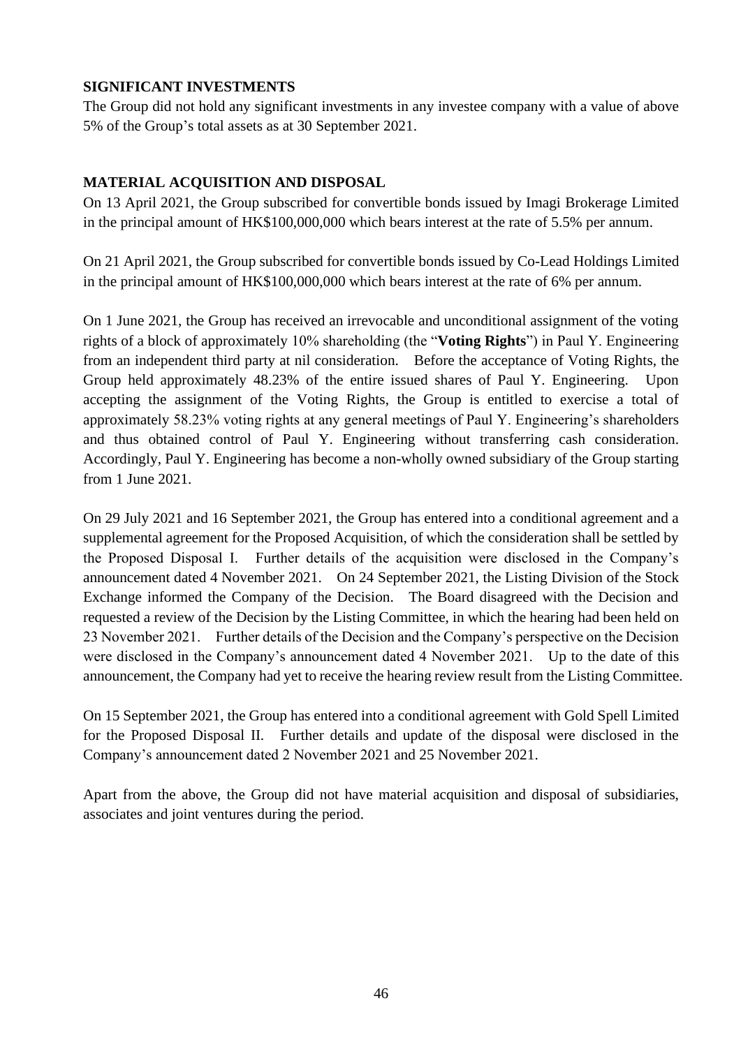## SIGNIFICANT INVESTMENTS

The Group did not hold any significant investments in any investee company with a value of above 5% of the Group's total assets as at 30 September 2021.

## MATERIAL ACQUISITION AND DISPOSAL

On 13 April 2021, the Group subscribed for convertible bonds issued by Imagi Brokerage Limited in the principal amount of HK$100,000,000 which bears interest at the rate of 5.5% per annum.

On 21 April 2021, the Group subscribed for convertible bonds issued by Co-Lead Holdings Limited in the principal amount of HK$100,000,000 which bears interest at the rate of 6% per annum.

On 1 June 2021, the Group has received an irrevocable and unconditional assignment of the voting rights of a block of approximately 10% shareholding (the "**Voting Rights**") in Paul Y. Engineering from an independent third party at nil consideration. Before the acceptance of Voting Rights, the Group held approximately 48.23% of the entire issued shares of Paul Y. Engineering. Upon accepting the assignment of the Voting Rights, the Group is entitled to exercise a total of approximately 58.23% voting rights at any general meetings of Paul Y. Engineering's shareholders and thus obtained control of Paul Y. Engineering without transferring cash consideration. Accordingly, Paul Y. Engineering has become a non-wholly owned subsidiary of the Group starting from 1 June 2021.

On 29 July 2021 and 16 September 2021, the Group has entered into a conditional agreement and a supplemental agreement for the Proposed Acquisition, of which the consideration shall be settled by the Proposed Disposal I. Further details of the acquisition were disclosed in the Company's announcement dated 4 November 2021. On 24 September 2021, the Listing Division of the Stock Exchange informed the Company of the Decision. The Board disagreed with the Decision and requested a review of the Decision by the Listing Committee, in which the hearing had been held on 23 November 2021. Further details of the Decision and the Company's perspective on the Decision were disclosed in the Company's announcement dated 4 November 2021. Up to the date of this announcement, the Company had yet to receive the hearing review result from the Listing Committee.

On 15 September 2021, the Group has entered into a conditional agreement with Gold Spell Limited for the Proposed Disposal II. Further details and update of the disposal were disclosed in the Company's announcement dated 2 November 2021 and 25 November 2021.

Apart from the above, the Group did not have material acquisition and disposal of subsidiaries, associates and joint ventures during the period.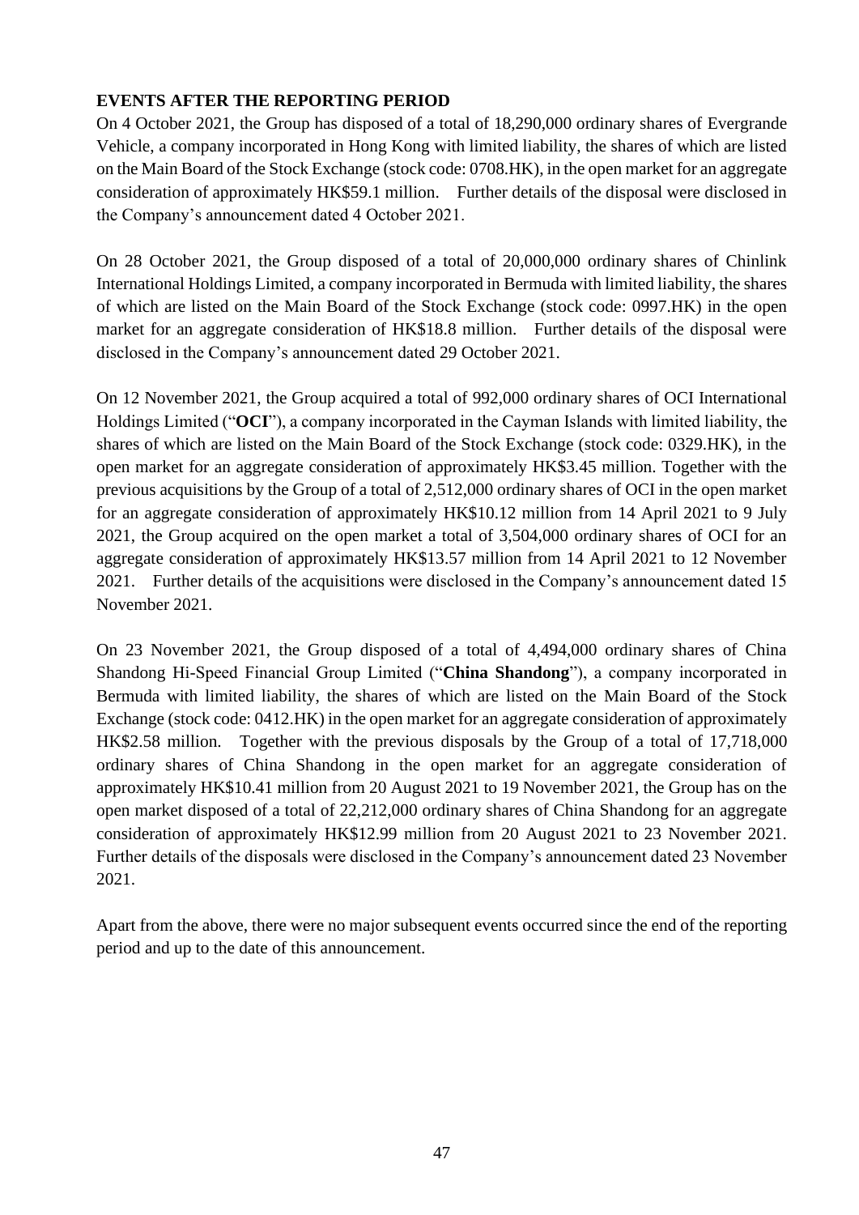## EVENTS AFTER THE REPORTING PERIOD

On 4 October 2021, the Group has disposed of a total of 18,290,000 ordinary shares of Evergrande Vehicle, a company incorporated in Hong Kong with limited liability, the shares of which are listed on the Main Board of the Stock Exchange (stock code: 0708.HK), in the open market for an aggregate consideration of approximately HK$59.1 million. Further details of the disposal were disclosed in the Company's announcement dated 4 October 2021.

On 28 October 2021, the Group disposed of a total of 20,000,000 ordinary shares of Chinlink International Holdings Limited, a company incorporated in Bermuda with limited liability, the shares of which are listed on the Main Board of the Stock Exchange (stock code: 0997.HK) in the open market for an aggregate consideration of HK$18.8 million. Further details of the disposal were disclosed in the Company's announcement dated 29 October 2021.

On 12 November 2021, the Group acquired a total of 992,000 ordinary shares of OCI International Holdings Limited ("**OCI**"), a company incorporated in the Cayman Islands with limited liability, the shares of which are listed on the Main Board of the Stock Exchange (stock code: 0329.HK), in the open market for an aggregate consideration of approximately HK$3.45 million. Together with the previous acquisitions by the Group of a total of 2,512,000 ordinary shares of OCI in the open market for an aggregate consideration of approximately HK$10.12 million from 14 April 2021 to 9 July 2021, the Group acquired on the open market a total of 3,504,000 ordinary shares of OCI for an aggregate consideration of approximately HK$13.57 million from 14 April 2021 to 12 November 2021. Further details of the acquisitions were disclosed in the Company's announcement dated 15 November 2021.

On 23 November 2021, the Group disposed of a total of 4,494,000 ordinary shares of China Shandong Hi-Speed Financial Group Limited ("**China Shandong**"), a company incorporated in Bermuda with limited liability, the shares of which are listed on the Main Board of the Stock Exchange (stock code: 0412.HK) in the open market for an aggregate consideration of approximately HK$2.58 million. Together with the previous disposals by the Group of a total of 17,718,000 ordinary shares of China Shandong in the open market for an aggregate consideration of approximately HK$10.41 million from 20 August 2021 to 19 November 2021, the Group has on the open market disposed of a total of 22,212,000 ordinary shares of China Shandong for an aggregate consideration of approximately HK$12.99 million from 20 August 2021 to 23 November 2021. Further details of the disposals were disclosed in the Company's announcement dated 23 November 2021.

Apart from the above, there were no major subsequent events occurred since the end of the reporting period and up to the date of this announcement.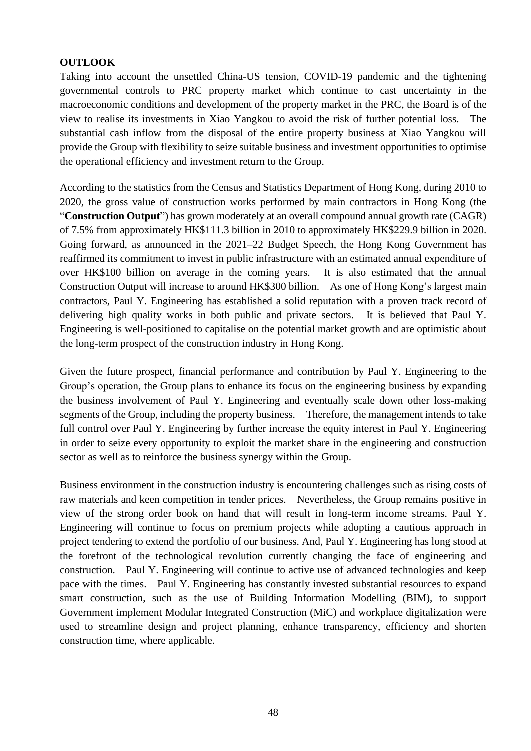**OUTLOOK**

Taking into account the unsettled China-US tension, COVID-19 pandemic and the tightening governmental controls to PRC property market which continue to cast uncertainty in the macroeconomic conditions and development of the property market in the PRC, the Board is of the view to realise its investments in Xiao Yangkou to avoid the risk of further potential loss. The substantial cash inflow from the disposal of the entire property business at Xiao Yangkou will provide the Group with flexibility to seize suitable business and investment opportunities to optimise the operational efficiency and investment return to the Group.

According to the statistics from the Census and Statistics Department of Hong Kong, during 2010 to 2020, the gross value of construction works performed by main contractors in Hong Kong (the "**Construction Output**") has grown moderately at an overall compound annual growth rate (CAGR) of 7.5% from approximately HK$111.3 billion in 2010 to approximately HK$229.9 billion in 2020. Going forward, as announced in the 2021–22 Budget Speech, the Hong Kong Government has reaffirmed its commitment to invest in public infrastructure with an estimated annual expenditure of over HK$100 billion on average in the coming years. It is also estimated that the annual Construction Output will increase to around HK$300 billion. As one of Hong Kong's largest main contractors, Paul Y. Engineering has established a solid reputation with a proven track record of delivering high quality works in both public and private sectors. It is believed that Paul Y. Engineering is well-positioned to capitalise on the potential market growth and are optimistic about the long-term prospect of the construction industry in Hong Kong.

Given the future prospect, financial performance and contribution by Paul Y. Engineering to the Group's operation, the Group plans to enhance its focus on the engineering business by expanding the business involvement of Paul Y. Engineering and eventually scale down other loss-making segments of the Group, including the property business. Therefore, the management intends to take full control over Paul Y. Engineering by further increase the equity interest in Paul Y. Engineering in order to seize every opportunity to exploit the market share in the engineering and construction sector as well as to reinforce the business synergy within the Group.

Business environment in the construction industry is encountering challenges such as rising costs of raw materials and keen competition in tender prices. Nevertheless, the Group remains positive in view of the strong order book on hand that will result in long-term income streams. Paul Y. Engineering will continue to focus on premium projects while adopting a cautious approach in project tendering to extend the portfolio of our business. And, Paul Y. Engineering has long stood at the forefront of the technological revolution currently changing the face of engineering and construction. Paul Y. Engineering will continue to active use of advanced technologies and keep pace with the times. Paul Y. Engineering has constantly invested substantial resources to expand smart construction, such as the use of Building Information Modelling (BIM), to support Government implement Modular Integrated Construction (MiC) and workplace digitalization were used to streamline design and project planning, enhance transparency, efficiency and shorten construction time, where applicable.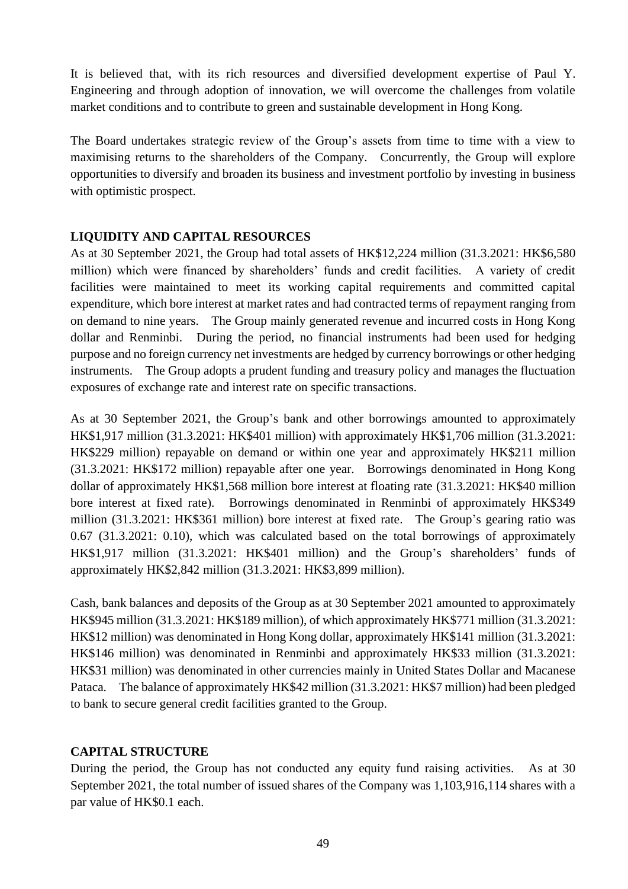It is believed that, with its rich resources and diversified development expertise of Paul Y. Engineering and through adoption of innovation, we will overcome the challenges from volatile market conditions and to contribute to green and sustainable development in Hong Kong.

The Board undertakes strategic review of the Group's assets from time to time with a view to maximising returns to the shareholders of the Company. Concurrently, the Group will explore opportunities to diversify and broaden its business and investment portfolio by investing in business with optimistic prospect.

## LIQUIDITY AND CAPITAL RESOURCES

As at 30 September 2021, the Group had total assets of HK$12,224 million (31.3.2021: HK$6,580 million) which were financed by shareholders' funds and credit facilities. A variety of credit facilities were maintained to meet its working capital requirements and committed capital expenditure, which bore interest at market rates and had contracted terms of repayment ranging from on demand to nine years. The Group mainly generated revenue and incurred costs in Hong Kong dollar and Renminbi. During the period, no financial instruments had been used for hedging purpose and no foreign currency net investments are hedged by currency borrowings or other hedging instruments. The Group adopts a prudent funding and treasury policy and manages the fluctuation exposures of exchange rate and interest rate on specific transactions.

As at 30 September 2021, the Group's bank and other borrowings amounted to approximately HK$1,917 million (31.3.2021: HK$401 million) with approximately HK$1,706 million (31.3.2021: HK$229 million) repayable on demand or within one year and approximately HK$211 million (31.3.2021: HK$172 million) repayable after one year. Borrowings denominated in Hong Kong dollar of approximately HK$1,568 million bore interest at floating rate (31.3.2021: HK$40 million bore interest at fixed rate). Borrowings denominated in Renminbi of approximately HK$349 million (31.3.2021: HK$361 million) bore interest at fixed rate. The Group's gearing ratio was 0.67 (31.3.2021: 0.10), which was calculated based on the total borrowings of approximately HK$1,917 million (31.3.2021: HK$401 million) and the Group's shareholders' funds of approximately HK$2,842 million (31.3.2021: HK$3,899 million).

Cash, bank balances and deposits of the Group as at 30 September 2021 amounted to approximately HK$945 million (31.3.2021: HK$189 million), of which approximately HK$771 million (31.3.2021: HK$12 million) was denominated in Hong Kong dollar, approximately HK$141 million (31.3.2021: HK$146 million) was denominated in Renminbi and approximately HK$33 million (31.3.2021: HK$31 million) was denominated in other currencies mainly in United States Dollar and Macanese Pataca. The balance of approximately HK$42 million (31.3.2021: HK$7 million) had been pledged to bank to secure general credit facilities granted to the Group.

## CAPITAL STRUCTURE

During the period, the Group has not conducted any equity fund raising activities. As at 30 September 2021, the total number of issued shares of the Company was 1,103,916,114 shares with a par value of HK$0.1 each.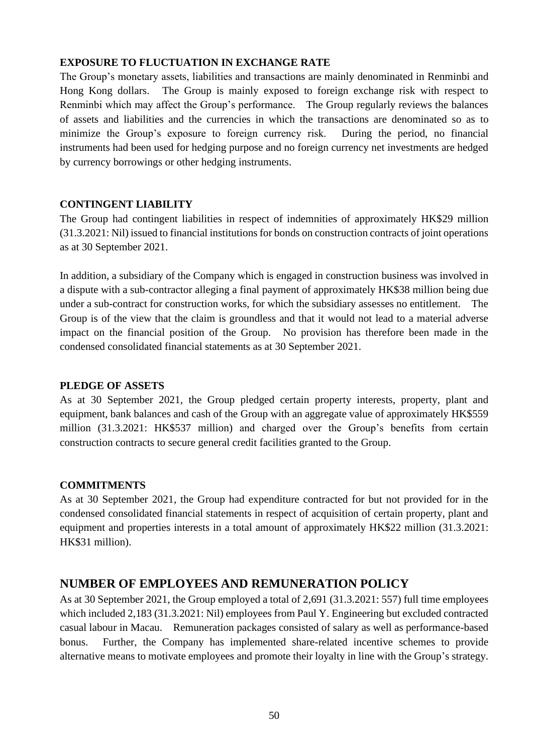### EXPOSURE TO FLUCTUATION IN EXCHANGE RATE

The Group's monetary assets, liabilities and transactions are mainly denominated in Renminbi and Hong Kong dollars. The Group is mainly exposed to foreign exchange risk with respect to Renminbi which may affect the Group's performance. The Group regularly reviews the balances of assets and liabilities and the currencies in which the transactions are denominated so as to minimize the Group's exposure to foreign currency risk. During the period, no financial instruments had been used for hedging purpose and no foreign currency net investments are hedged by currency borrowings or other hedging instruments.

### CONTINGENT LIABILITY

The Group had contingent liabilities in respect of indemnities of approximately HK$29 million (31.3.2021: Nil) issued to financial institutions for bonds on construction contracts of joint operations as at 30 September 2021.

In addition, a subsidiary of the Company which is engaged in construction business was involved in a dispute with a sub-contractor alleging a final payment of approximately HK$38 million being due under a sub-contract for construction works, for which the subsidiary assesses no entitlement. The Group is of the view that the claim is groundless and that it would not lead to a material adverse impact on the financial position of the Group. No provision has therefore been made in the condensed consolidated financial statements as at 30 September 2021.

### PLEDGE OF ASSETS

As at 30 September 2021, the Group pledged certain property interests, property, plant and equipment, bank balances and cash of the Group with an aggregate value of approximately HK$559 million (31.3.2021: HK$537 million) and charged over the Group's benefits from certain construction contracts to secure general credit facilities granted to the Group.

### COMMITMENTS

As at 30 September 2021, the Group had expenditure contracted for but not provided for in the condensed consolidated financial statements in respect of acquisition of certain property, plant and equipment and properties interests in a total amount of approximately HK$22 million (31.3.2021: HK$31 million).

## NUMBER OF EMPLOYEES AND REMUNERATION POLICY

As at 30 September 2021, the Group employed a total of 2,691 (31.3.2021: 557) full time employees which included 2,183 (31.3.2021: Nil) employees from Paul Y. Engineering but excluded contracted casual labour in Macau. Remuneration packages consisted of salary as well as performance-based bonus. Further, the Company has implemented share-related incentive schemes to provide alternative means to motivate employees and promote their loyalty in line with the Group's strategy.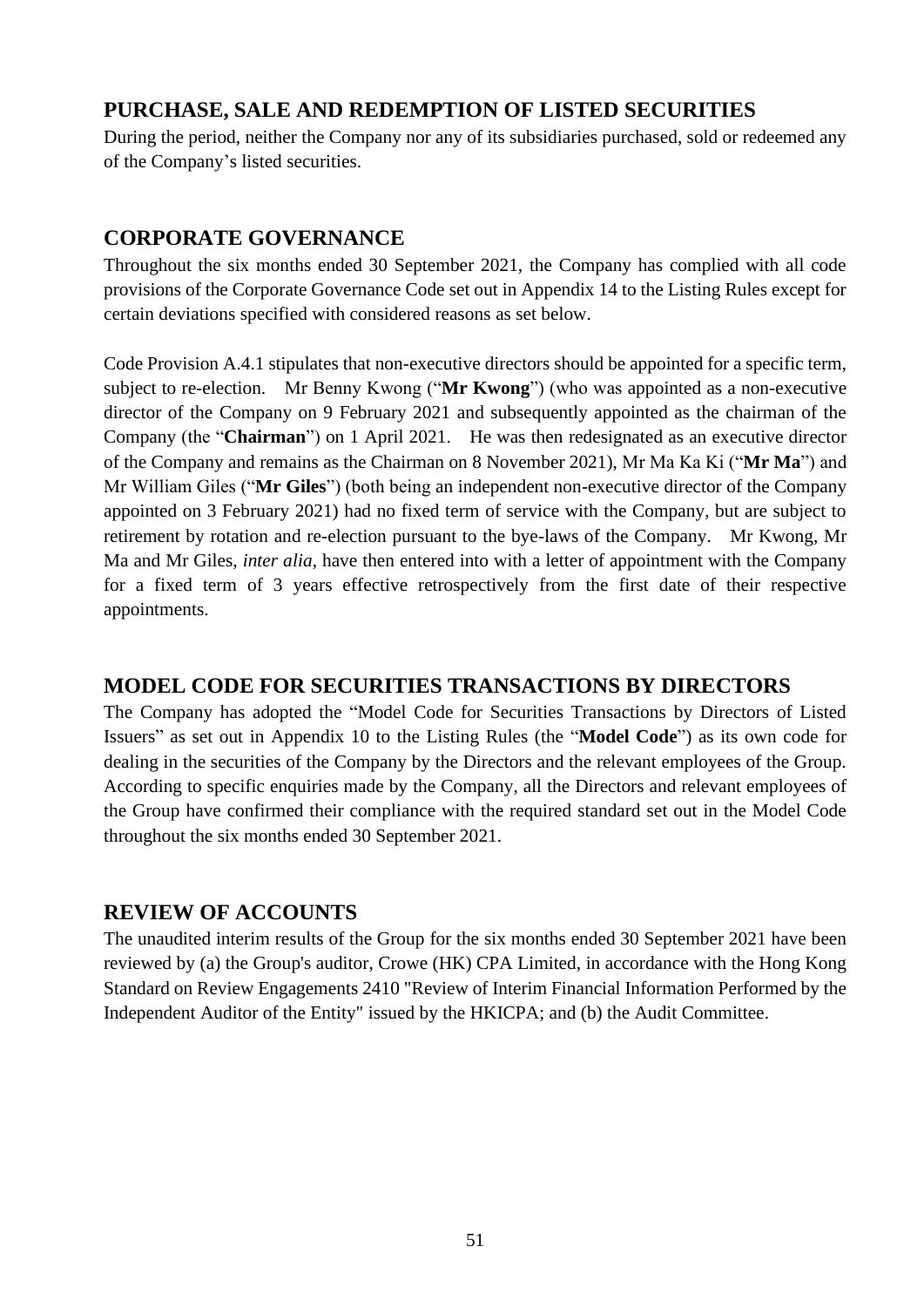## PURCHASE, SALE AND REDEMPTION OF LISTED SECURITIES

During the period, neither the Company nor any of its subsidiaries purchased, sold or redeemed any of the Company's listed securities.

## CORPORATE GOVERNANCE

Throughout the six months ended 30 September 2021, the Company has complied with all code provisions of the Corporate Governance Code set out in Appendix 14 to the Listing Rules except for certain deviations specified with considered reasons as set below.

Code Provision A.4.1 stipulates that non-executive directors should be appointed for a specific term, subject to re-election. Mr Benny Kwong ("**Mr Kwong**") (who was appointed as a non-executive director of the Company on 9 February 2021 and subsequently appointed as the chairman of the Company (the "**Chairman**") on 1 April 2021. He was then redesignated as an executive director of the Company and remains as the Chairman on 8 November 2021), Mr Ma Ka Ki ("**Mr Ma**") and Mr William Giles ("**Mr Giles**") (both being an independent non-executive director of the Company appointed on 3 February 2021) had no fixed term of service with the Company, but are subject to retirement by rotation and re-election pursuant to the bye-laws of the Company. Mr Kwong, Mr Ma and Mr Giles, *inter alia*, have then entered into with a letter of appointment with the Company for a fixed term of 3 years effective retrospectively from the first date of their respective appointments.

## MODEL CODE FOR SECURITIES TRANSACTIONS BY DIRECTORS

The Company has adopted the "Model Code for Securities Transactions by Directors of Listed Issuers" as set out in Appendix 10 to the Listing Rules (the "**Model Code**") as its own code for dealing in the securities of the Company by the Directors and the relevant employees of the Group. According to specific enquiries made by the Company, all the Directors and relevant employees of the Group have confirmed their compliance with the required standard set out in the Model Code throughout the six months ended 30 September 2021.

## REVIEW OF ACCOUNTS

The unaudited interim results of the Group for the six months ended 30 September 2021 have been reviewed by (a) the Group's auditor, Crowe (HK) CPA Limited, in accordance with the Hong Kong Standard on Review Engagements 2410 "Review of Interim Financial Information Performed by the Independent Auditor of the Entity" issued by the HKICPA; and (b) the Audit Committee.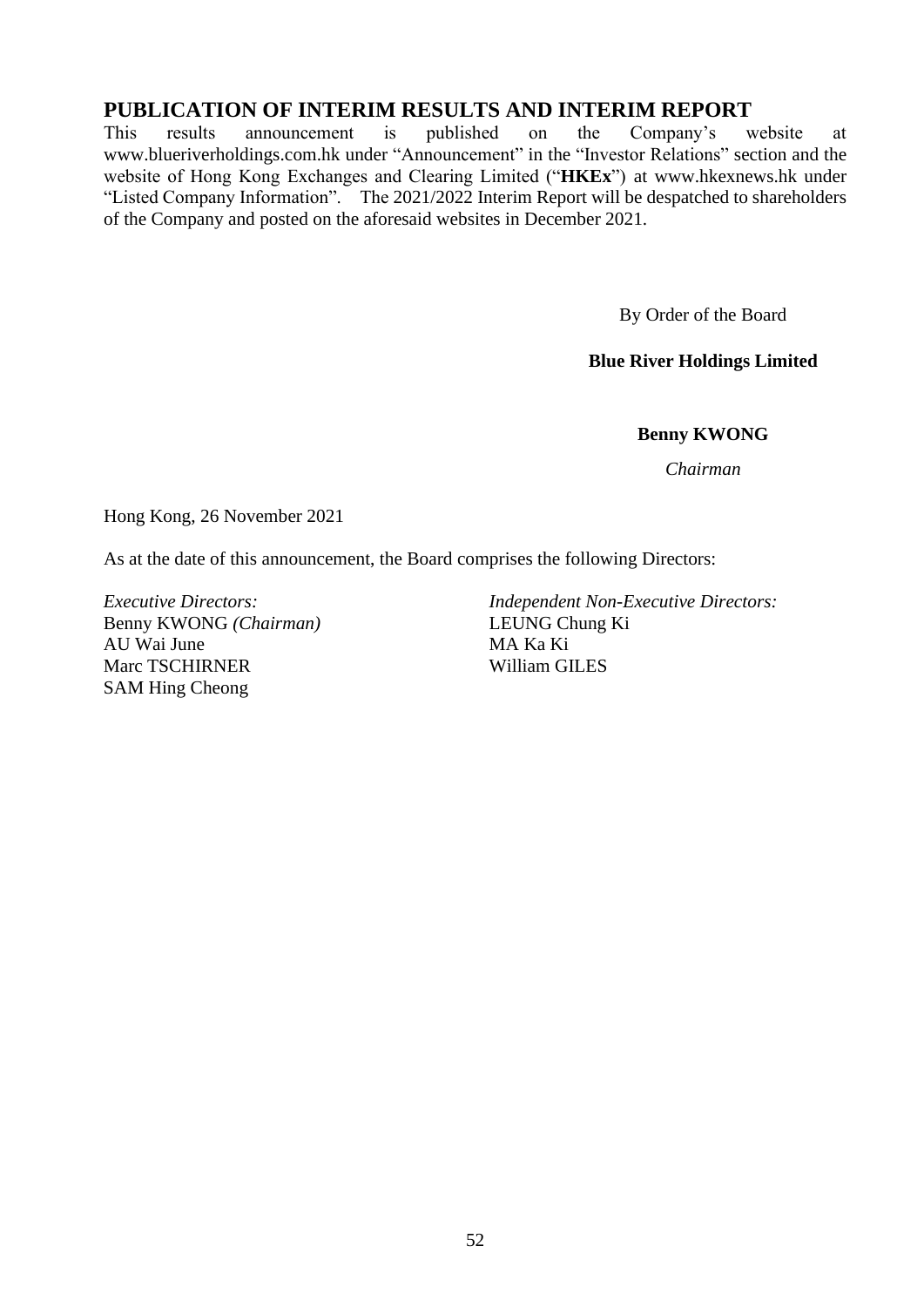## PUBLICATION OF INTERIM RESULTS AND INTERIM REPORT

This results announcement is published on the Company's website at www.blueriverholdings.com.hk under "Announcement" in the "Investor Relations" section and the website of Hong Kong Exchanges and Clearing Limited ("**HKEx**") at www.hkexnews.hk under "Listed Company Information". The 2021/2022 Interim Report will be despatched to shareholders of the Company and posted on the aforesaid websites in December 2021.

By Order of the Board

**Blue River Holdings Limited**

**Benny KWONG**

*Chairman*

Hong Kong, 26 November 2021

As at the date of this announcement, the Board comprises the following Directors:

*Executive Directors:*
Benny KWONG *(Chairman)*
AU Wai June
Marc TSCHIRNER
SAM Hing Cheong

*Independent Non-Executive Directors:*
LEUNG Chung Ki
MA Ka Ki
William GILES